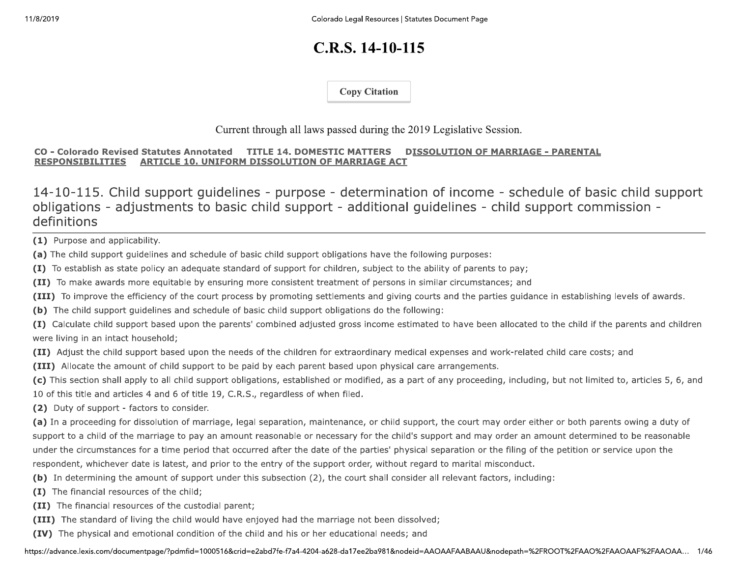# C.R.S. 14-10-115

Copy Citation

Current through all laws passed during the 2019 Legislative Session.

**CO - Colorado Revised Statutes Annotated** **TITLE 14. DOMESTIC MATTERS** **DISSOLUTION OF MARRIAGE - PARENTAL RESPONSIBILITIES** **ARTICLE 10. UNIFORM DISSOLUTION OF MARRIAGE ACT**

## 14-10-115. Child support guidelines - purpose - determination of income - schedule of basic child support obligations - adjustments to basic child support - additional guidelines - child support commission - definitions

**(1)** Purpose and applicability.

**(a)** The child support guidelines and schedule of basic child support obligations have the following purposes:

**(I)** To establish as state policy an adequate standard of support for children, subject to the ability of parents to pay;

**(II)** To make awards more equitable by ensuring more consistent treatment of persons in similar circumstances; and

**(III)** To improve the efficiency of the court process by promoting settlements and giving courts and the parties guidance in establishing levels of awards.

**(b)** The child support guidelines and schedule of basic child support obligations do the following:

**(I)** Calculate child support based upon the parents' combined adjusted gross income estimated to have been allocated to the child if the parents and children were living in an intact household;

**(II)** Adjust the child support based upon the needs of the children for extraordinary medical expenses and work-related child care costs; and

**(III)** Allocate the amount of child support to be paid by each parent based upon physical care arrangements.

**(c)** This section shall apply to all child support obligations, established or modified, as a part of any proceeding, including, but not limited to, articles 5, 6, and 10 of this title and articles 4 and 6 of title 19, C.R.S., regardless of when filed.

**(2)** Duty of support - factors to consider.

**(a)** In a proceeding for dissolution of marriage, legal separation, maintenance, or child support, the court may order either or both parents owing a duty of support to a child of the marriage to pay an amount reasonable or necessary for the child's support and may order an amount determined to be reasonable under the circumstances for a time period that occurred after the date of the parties' physical separation or the filing of the petition or service upon the respondent, whichever date is latest, and prior to the entry of the support order, without regard to marital misconduct.

**(b)** In determining the amount of support under this subsection (2), the court shall consider all relevant factors, including:

**(I)** The financial resources of the child;

**(II)** The financial resources of the custodial parent;

**(III)** The standard of living the child would have enjoyed had the marriage not been dissolved;

**(IV)** The physical and emotional condition of the child and his or her educational needs; and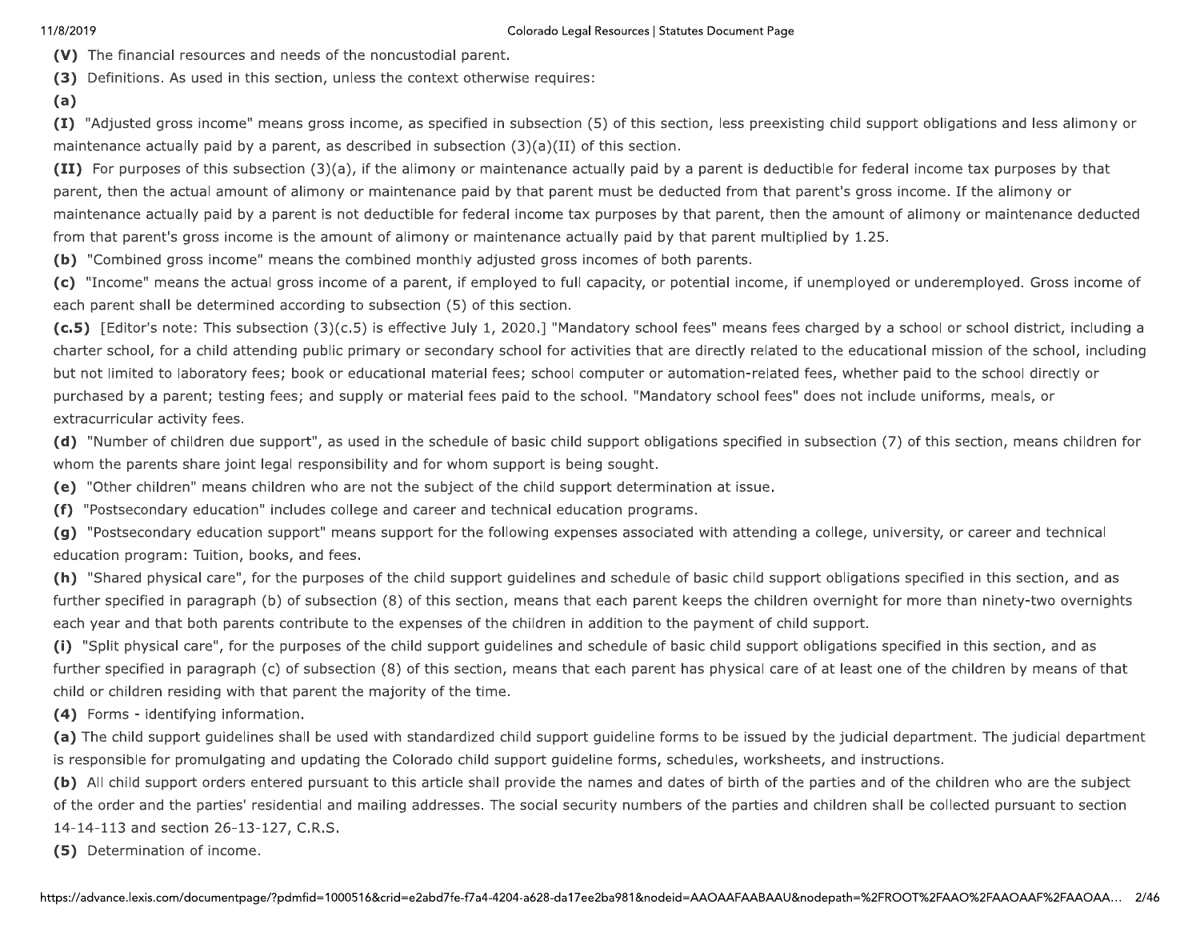**(V)** The financial resources and needs of the noncustodial parent.

**(3)** Definitions. As used in this section, unless the context otherwise requires:

**(a)**

**(I)** "Adjusted gross income" means gross income, as specified in subsection (5) of this section, less preexisting child support obligations and less alimony or maintenance actually paid by a parent, as described in subsection (3)(a)(II) of this section.

**(II)** For purposes of this subsection (3)(a), if the alimony or maintenance actually paid by a parent is deductible for federal income tax purposes by that parent, then the actual amount of alimony or maintenance paid by that parent must be deducted from that parent's gross income. If the alimony or maintenance actually paid by a parent is not deductible for federal income tax purposes by that parent, then the amount of alimony or maintenance deducted from that parent's gross income is the amount of alimony or maintenance actually paid by that parent multiplied by 1.25.

**(b)** "Combined gross income" means the combined monthly adjusted gross incomes of both parents.

**(c)** "Income" means the actual gross income of a parent, if employed to full capacity, or potential income, if unemployed or underemployed. Gross income of each parent shall be determined according to subsection (5) of this section.

**(c.5)** [Editor's note: This subsection (3)(c.5) is effective July 1, 2020.] "Mandatory school fees" means fees charged by a school or school district, including a charter school, for a child attending public primary or secondary school for activities that are directly related to the educational mission of the school, including but not limited to laboratory fees; book or educational material fees; school computer or automation-related fees, whether paid to the school directly or purchased by a parent; testing fees; and supply or material fees paid to the school. "Mandatory school fees" does not include uniforms, meals, or extracurricular activity fees.

**(d)** "Number of children due support", as used in the schedule of basic child support obligations specified in subsection (7) of this section, means children for whom the parents share joint legal responsibility and for whom support is being sought.

**(e)** "Other children" means children who are not the subject of the child support determination at issue.

**(f)** "Postsecondary education" includes college and career and technical education programs.

**(g)** "Postsecondary education support" means support for the following expenses associated with attending a college, university, or career and technical education program: Tuition, books, and fees.

**(h)** "Shared physical care", for the purposes of the child support guidelines and schedule of basic child support obligations specified in this section, and as further specified in paragraph (b) of subsection (8) of this section, means that each parent keeps the children overnight for more than ninety-two overnights each year and that both parents contribute to the expenses of the children in addition to the payment of child support.

**(i)** "Split physical care", for the purposes of the child support guidelines and schedule of basic child support obligations specified in this section, and as further specified in paragraph (c) of subsection (8) of this section, means that each parent has physical care of at least one of the children by means of that child or children residing with that parent the majority of the time.

**(4)** Forms - identifying information.

**(a)** The child support guidelines shall be used with standardized child support guideline forms to be issued by the judicial department. The judicial department is responsible for promulgating and updating the Colorado child support guideline forms, schedules, worksheets, and instructions.

**(b)** All child support orders entered pursuant to this article shall provide the names and dates of birth of the parties and of the children who are the subject of the order and the parties' residential and mailing addresses. The social security numbers of the parties and children shall be collected pursuant to section 14-14-113 and section 26-13-127, C.R.S.

**(5)** Determination of income.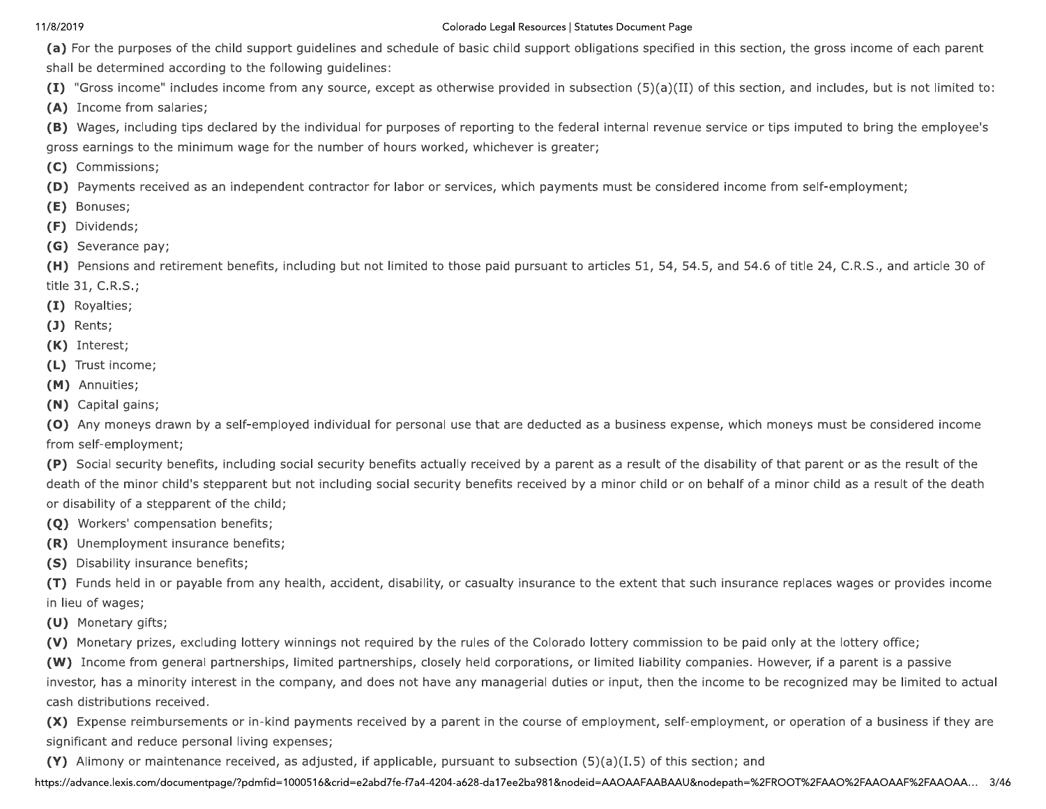**(a)** For the purposes of the child support guidelines and schedule of basic child support obligations specified in this section, the gross income of each parent shall be determined according to the following guidelines:

**(I)** "Gross income" includes income from any source, except as otherwise provided in subsection (5)(a)(II) of this section, and includes, but is not limited to:

**(A)** Income from salaries;

**(B)** Wages, including tips declared by the individual for purposes of reporting to the federal internal revenue service or tips imputed to bring the employee's gross earnings to the minimum wage for the number of hours worked, whichever is greater;

**(C)** Commissions;

**(D)** Payments received as an independent contractor for labor or services, which payments must be considered income from self-employment;

**(E)** Bonuses;

**(F)** Dividends;

**(G)** Severance pay;

**(H)** Pensions and retirement benefits, including but not limited to those paid pursuant to articles 51, 54, 54.5, and 54.6 of title 24, C.R.S., and article 30 of title 31, C.R.S.;

**(I)** Royalties;

**(J)** Rents;

**(K)** Interest;

**(L)** Trust income;

**(M)** Annuities;

**(N)** Capital gains;

**(O)** Any moneys drawn by a self-employed individual for personal use that are deducted as a business expense, which moneys must be considered income from self-employment;

**(P)** Social security benefits, including social security benefits actually received by a parent as a result of the disability of that parent or as the result of the death of the minor child's stepparent but not including social security benefits received by a minor child or on behalf of a minor child as a result of the death or disability of a stepparent of the child;

**(Q)** Workers' compensation benefits;

**(R)** Unemployment insurance benefits;

**(S)** Disability insurance benefits;

**(T)** Funds held in or payable from any health, accident, disability, or casualty insurance to the extent that such insurance replaces wages or provides income in lieu of wages;

**(U)** Monetary gifts;

**(V)** Monetary prizes, excluding lottery winnings not required by the rules of the Colorado lottery commission to be paid only at the lottery office;

**(W)** Income from general partnerships, limited partnerships, closely held corporations, or limited liability companies. However, if a parent is a passive investor, has a minority interest in the company, and does not have any managerial duties or input, then the income to be recognized may be limited to actual cash distributions received.

**(X)** Expense reimbursements or in-kind payments received by a parent in the course of employment, self-employment, or operation of a business if they are significant and reduce personal living expenses;

**(Y)** Alimony or maintenance received, as adjusted, if applicable, pursuant to subsection (5)(a)(I.5) of this section; and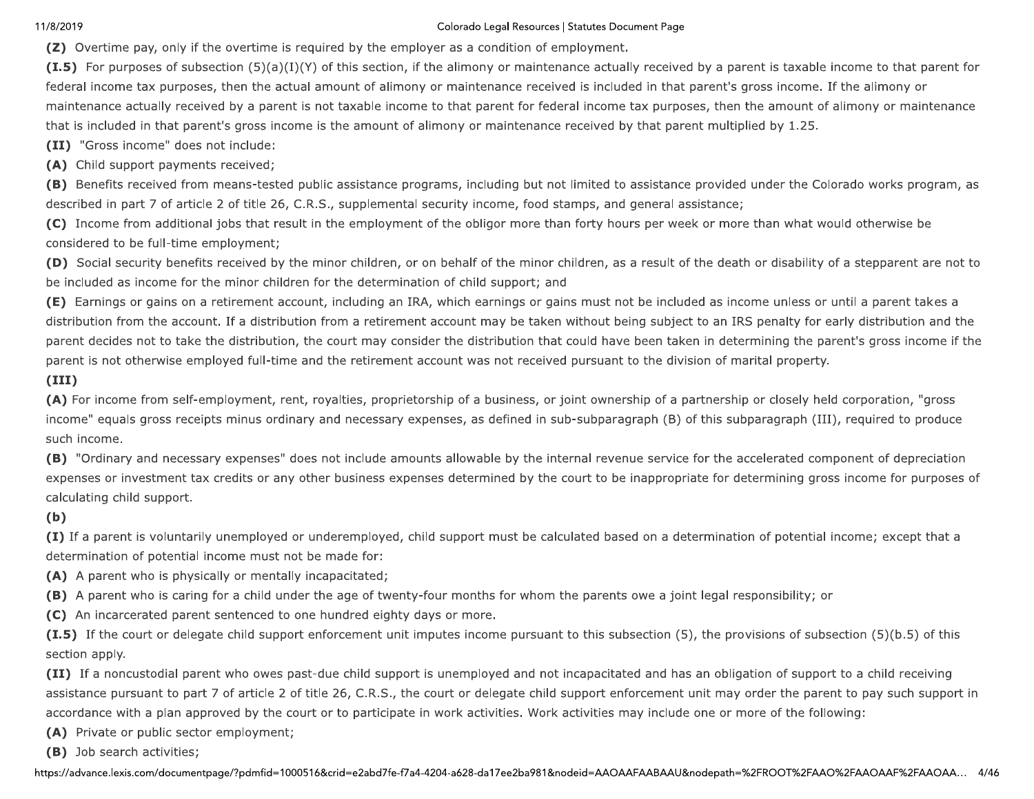**(Z)** Overtime pay, only if the overtime is required by the employer as a condition of employment.

**(I.5)** For purposes of subsection (5)(a)(I)(Y) of this section, if the alimony or maintenance actually received by a parent is taxable income to that parent for federal income tax purposes, then the actual amount of alimony or maintenance received is included in that parent's gross income. If the alimony or maintenance actually received by a parent is not taxable income to that parent for federal income tax purposes, then the amount of alimony or maintenance that is included in that parent's gross income is the amount of alimony or maintenance received by that parent multiplied by 1.25.

**(II)** "Gross income" does not include:

**(A)** Child support payments received;

**(B)** Benefits received from means-tested public assistance programs, including but not limited to assistance provided under the Colorado works program, as described in part 7 of article 2 of title 26, C.R.S., supplemental security income, food stamps, and general assistance;

**(C)** Income from additional jobs that result in the employment of the obligor more than forty hours per week or more than what would otherwise be considered to be full-time employment;

**(D)** Social security benefits received by the minor children, or on behalf of the minor children, as a result of the death or disability of a stepparent are not to be included as income for the minor children for the determination of child support; and

**(E)** Earnings or gains on a retirement account, including an IRA, which earnings or gains must not be included as income unless or until a parent takes a distribution from the account. If a distribution from a retirement account may be taken without being subject to an IRS penalty for early distribution and the parent decides not to take the distribution, the court may consider the distribution that could have been taken in determining the parent's gross income if the parent is not otherwise employed full-time and the retirement account was not received pursuant to the division of marital property.

**(III)**

**(A)** For income from self-employment, rent, royalties, proprietorship of a business, or joint ownership of a partnership or closely held corporation, "gross income" equals gross receipts minus ordinary and necessary expenses, as defined in sub-subparagraph (B) of this subparagraph (III), required to produce such income.

**(B)** "Ordinary and necessary expenses" does not include amounts allowable by the internal revenue service for the accelerated component of depreciation expenses or investment tax credits or any other business expenses determined by the court to be inappropriate for determining gross income for purposes of calculating child support.

**(b)**

**(I)** If a parent is voluntarily unemployed or underemployed, child support must be calculated based on a determination of potential income; except that a determination of potential income must not be made for:

**(A)** A parent who is physically or mentally incapacitated;

**(B)** A parent who is caring for a child under the age of twenty-four months for whom the parents owe a joint legal responsibility; or

**(C)** An incarcerated parent sentenced to one hundred eighty days or more.

**(I.5)** If the court or delegate child support enforcement unit imputes income pursuant to this subsection (5), the provisions of subsection (5)(b.5) of this section apply.

**(II)** If a noncustodial parent who owes past-due child support is unemployed and not incapacitated and has an obligation of support to a child receiving assistance pursuant to part 7 of article 2 of title 26, C.R.S., the court or delegate child support enforcement unit may order the parent to pay such support in accordance with a plan approved by the court or to participate in work activities. Work activities may include one or more of the following:

**(A)** Private or public sector employment;

**(B)** Job search activities;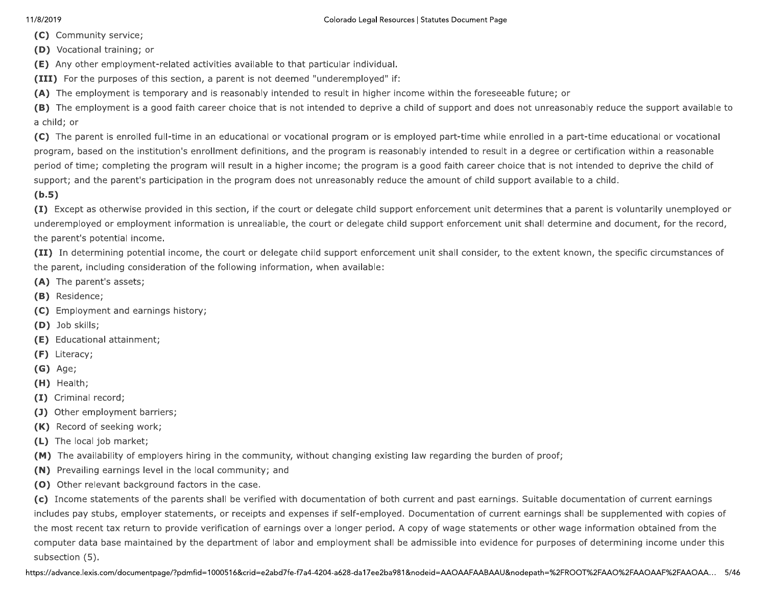**(C)** Community service;

**(D)** Vocational training; or

**(E)** Any other employment-related activities available to that particular individual.

**(III)** For the purposes of this section, a parent is not deemed "underemployed" if:

**(A)** The employment is temporary and is reasonably intended to result in higher income within the foreseeable future; or

**(B)** The employment is a good faith career choice that is not intended to deprive a child of support and does not unreasonably reduce the support available to a child; or

**(C)** The parent is enrolled full-time in an educational or vocational program or is employed part-time while enrolled in a part-time educational or vocational program, based on the institution's enrollment definitions, and the program is reasonably intended to result in a degree or certification within a reasonable period of time; completing the program will result in a higher income; the program is a good faith career choice that is not intended to deprive the child of support; and the parent's participation in the program does not unreasonably reduce the amount of child support available to a child.

**(b.5)**

**(I)** Except as otherwise provided in this section, if the court or delegate child support enforcement unit determines that a parent is voluntarily unemployed or underemployed or employment information is unrealiable, the court or delegate child support enforcement unit shall determine and document, for the record, the parent's potential income.

**(II)** In determining potential income, the court or delegate child support enforcement unit shall consider, to the extent known, the specific circumstances of the parent, including consideration of the following information, when available:

**(A)** The parent's assets;

**(B)** Residence;

**(C)** Employment and earnings history;

**(D)** Job skills;

**(E)** Educational attainment;

**(F)** Literacy;

**(G)** Age;

**(H)** Health;

**(I)** Criminal record;

**(J)** Other employment barriers;

**(K)** Record of seeking work;

**(L)** The local job market;

**(M)** The availability of employers hiring in the community, without changing existing law regarding the burden of proof;

**(N)** Prevailing earnings level in the local community; and

**(O)** Other relevant background factors in the case.

**(c)** Income statements of the parents shall be verified with documentation of both current and past earnings. Suitable documentation of current earnings includes pay stubs, employer statements, or receipts and expenses if self-employed. Documentation of current earnings shall be supplemented with copies of the most recent tax return to provide verification of earnings over a longer period. A copy of wage statements or other wage information obtained from the computer data base maintained by the department of labor and employment shall be admissible into evidence for purposes of determining income under this subsection (5).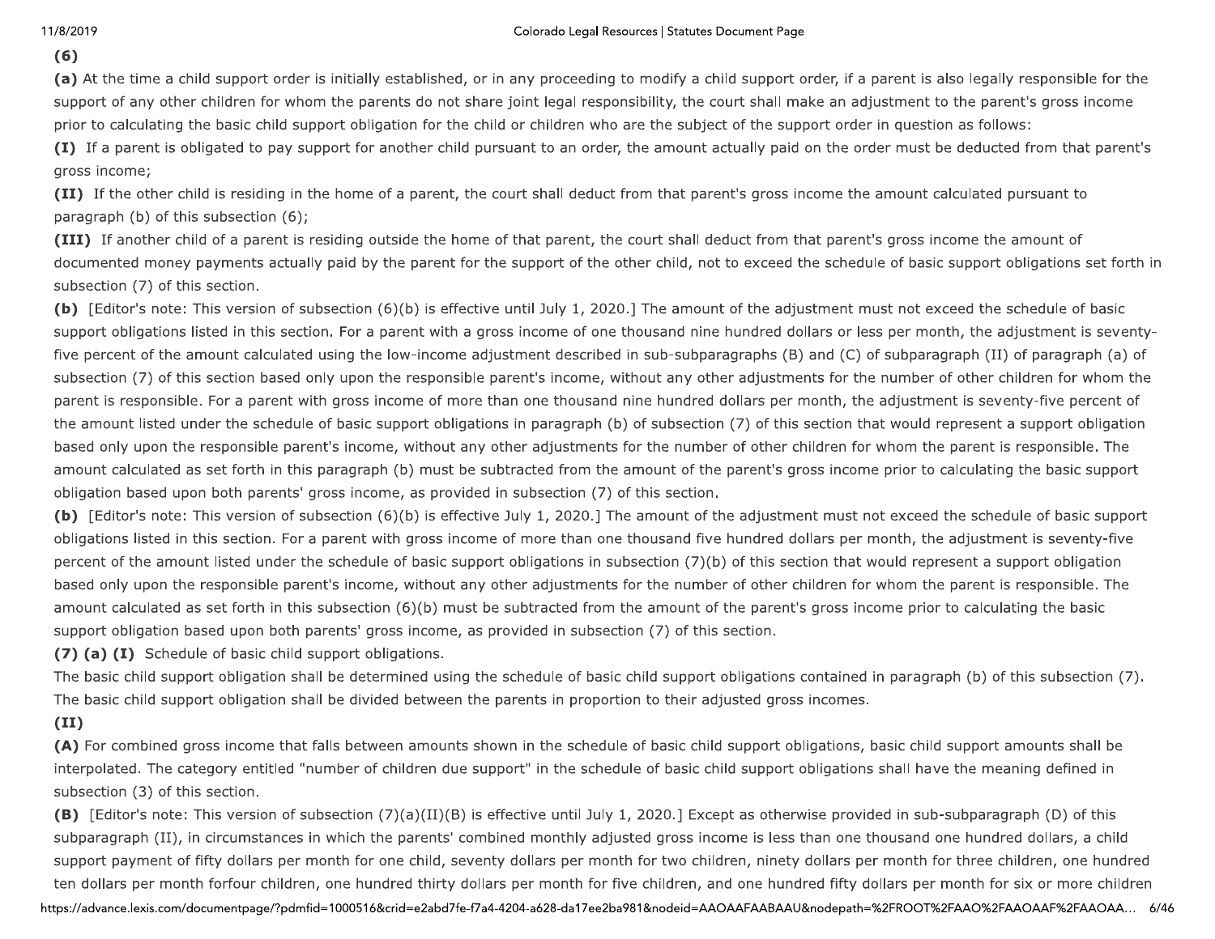**(6)**

**(a)** At the time a child support order is initially established, or in any proceeding to modify a child support order, if a parent is also legally responsible for the support of any other children for whom the parents do not share joint legal responsibility, the court shall make an adjustment to the parent's gross income prior to calculating the basic child support obligation for the child or children who are the subject of the support order in question as follows:

**(I)** If a parent is obligated to pay support for another child pursuant to an order, the amount actually paid on the order must be deducted from that parent's gross income;

**(II)** If the other child is residing in the home of a parent, the court shall deduct from that parent's gross income the amount calculated pursuant to paragraph (b) of this subsection (6);

**(III)** If another child of a parent is residing outside the home of that parent, the court shall deduct from that parent's gross income the amount of documented money payments actually paid by the parent for the support of the other child, not to exceed the schedule of basic support obligations set forth in subsection (7) of this section.

**(b)** [Editor's note: This version of subsection (6)(b) is effective until July 1, 2020.] The amount of the adjustment must not exceed the schedule of basic support obligations listed in this section. For a parent with a gross income of one thousand nine hundred dollars or less per month, the adjustment is seventy-five percent of the amount calculated using the low-income adjustment described in sub-subparagraphs (B) and (C) of subparagraph (II) of paragraph (a) of subsection (7) of this section based only upon the responsible parent's income, without any other adjustments for the number of other children for whom the parent is responsible. For a parent with gross income of more than one thousand nine hundred dollars per month, the adjustment is seventy-five percent of the amount listed under the schedule of basic support obligations in paragraph (b) of subsection (7) of this section that would represent a support obligation based only upon the responsible parent's income, without any other adjustments for the number of other children for whom the parent is responsible. The amount calculated as set forth in this paragraph (b) must be subtracted from the amount of the parent's gross income prior to calculating the basic support obligation based upon both parents' gross income, as provided in subsection (7) of this section.

**(b)** [Editor's note: This version of subsection (6)(b) is effective July 1, 2020.] The amount of the adjustment must not exceed the schedule of basic support obligations listed in this section. For a parent with gross income of more than one thousand five hundred dollars per month, the adjustment is seventy-five percent of the amount listed under the schedule of basic support obligations in subsection (7)(b) of this section that would represent a support obligation based only upon the responsible parent's income, without any other adjustments for the number of other children for whom the parent is responsible. The amount calculated as set forth in this subsection (6)(b) must be subtracted from the amount of the parent's gross income prior to calculating the basic support obligation based upon both parents' gross income, as provided in subsection (7) of this section.

**(7) (a) (I)** Schedule of basic child support obligations.

The basic child support obligation shall be determined using the schedule of basic child support obligations contained in paragraph (b) of this subsection (7). The basic child support obligation shall be divided between the parents in proportion to their adjusted gross incomes.

**(II)**

**(A)** For combined gross income that falls between amounts shown in the schedule of basic child support obligations, basic child support amounts shall be interpolated. The category entitled "number of children due support" in the schedule of basic child support obligations shall have the meaning defined in subsection (3) of this section.

**(B)** [Editor's note: This version of subsection (7)(a)(II)(B) is effective until July 1, 2020.] Except as otherwise provided in sub-subparagraph (D) of this subparagraph (II), in circumstances in which the parents' combined monthly adjusted gross income is less than one thousand one hundred dollars, a child support payment of fifty dollars per month for one child, seventy dollars per month for two children, ninety dollars per month for three children, one hundred ten dollars per month forfour children, one hundred thirty dollars per month for five children, and one hundred fifty dollars per month for six or more children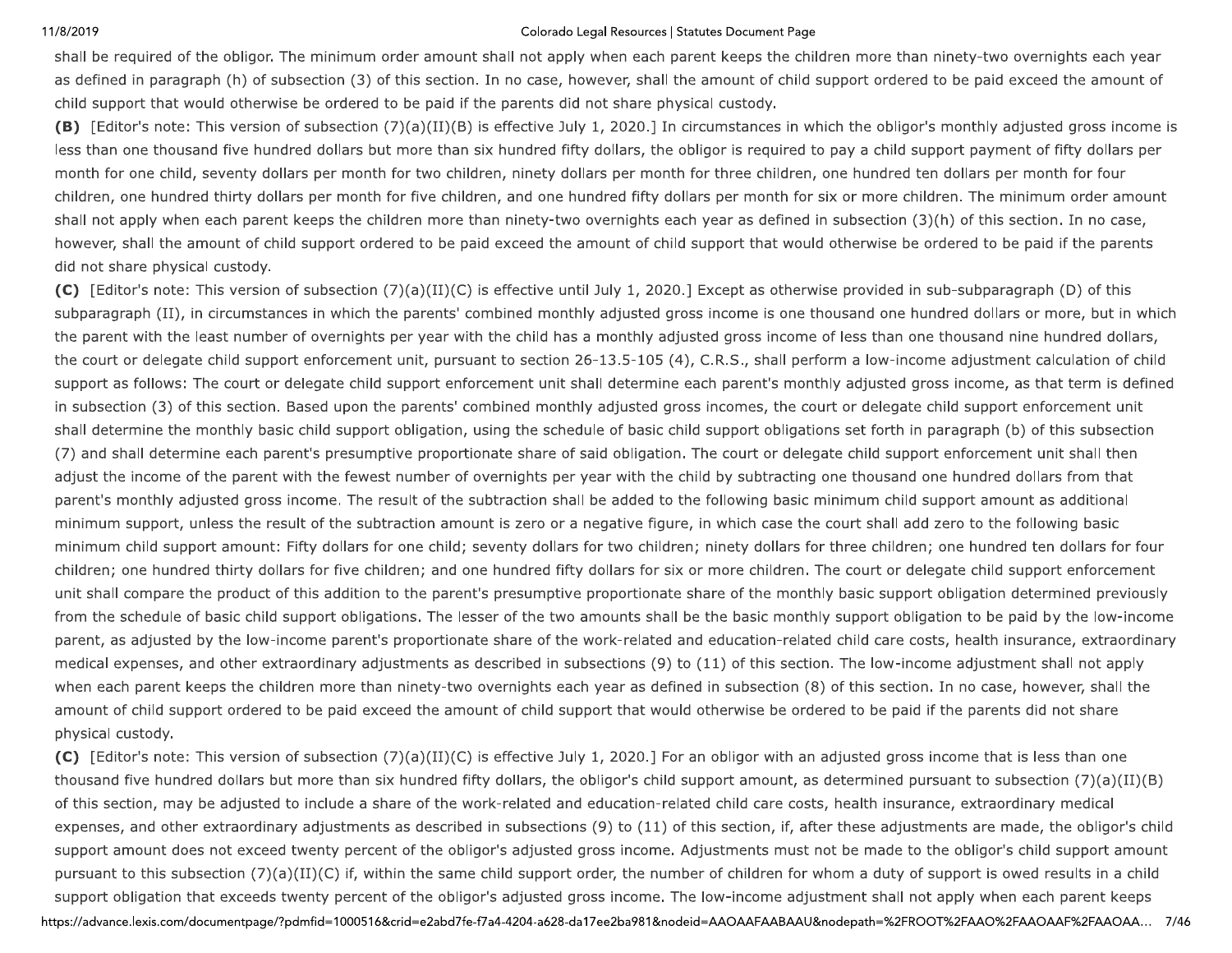shall be required of the obligor. The minimum order amount shall not apply when each parent keeps the children more than ninety-two overnights each year as defined in paragraph (h) of subsection (3) of this section. In no case, however, shall the amount of child support ordered to be paid exceed the amount of child support that would otherwise be ordered to be paid if the parents did not share physical custody.

**(B)** [Editor's note: This version of subsection (7)(a)(II)(B) is effective July 1, 2020.] In circumstances in which the obligor's monthly adjusted gross income is less than one thousand five hundred dollars but more than six hundred fifty dollars, the obligor is required to pay a child support payment of fifty dollars per month for one child, seventy dollars per month for two children, ninety dollars per month for three children, one hundred ten dollars per month for four children, one hundred thirty dollars per month for five children, and one hundred fifty dollars per month for six or more children. The minimum order amount shall not apply when each parent keeps the children more than ninety-two overnights each year as defined in subsection (3)(h) of this section. In no case, however, shall the amount of child support ordered to be paid exceed the amount of child support that would otherwise be ordered to be paid if the parents did not share physical custody.

**(C)** [Editor's note: This version of subsection (7)(a)(II)(C) is effective until July 1, 2020.] Except as otherwise provided in sub-subparagraph (D) of this subparagraph (II), in circumstances in which the parents' combined monthly adjusted gross income is one thousand one hundred dollars or more, but in which the parent with the least number of overnights per year with the child has a monthly adjusted gross income of less than one thousand nine hundred dollars, the court or delegate child support enforcement unit, pursuant to section 26-13.5-105 (4), C.R.S., shall perform a low-income adjustment calculation of child support as follows: The court or delegate child support enforcement unit shall determine each parent's monthly adjusted gross income, as that term is defined in subsection (3) of this section. Based upon the parents' combined monthly adjusted gross incomes, the court or delegate child support enforcement unit shall determine the monthly basic child support obligation, using the schedule of basic child support obligations set forth in paragraph (b) of this subsection (7) and shall determine each parent's presumptive proportionate share of said obligation. The court or delegate child support enforcement unit shall then adjust the income of the parent with the fewest number of overnights per year with the child by subtracting one thousand one hundred dollars from that parent's monthly adjusted gross income. The result of the subtraction shall be added to the following basic minimum child support amount as additional minimum support, unless the result of the subtraction amount is zero or a negative figure, in which case the court shall add zero to the following basic minimum child support amount: Fifty dollars for one child; seventy dollars for two children; ninety dollars for three children; one hundred ten dollars for four children; one hundred thirty dollars for five children; and one hundred fifty dollars for six or more children. The court or delegate child support enforcement unit shall compare the product of this addition to the parent's presumptive proportionate share of the monthly basic support obligation determined previously from the schedule of basic child support obligations. The lesser of the two amounts shall be the basic monthly support obligation to be paid by the low-income parent, as adjusted by the low-income parent's proportionate share of the work-related and education-related child care costs, health insurance, extraordinary medical expenses, and other extraordinary adjustments as described in subsections (9) to (11) of this section. The low-income adjustment shall not apply when each parent keeps the children more than ninety-two overnights each year as defined in subsection (8) of this section. In no case, however, shall the amount of child support ordered to be paid exceed the amount of child support that would otherwise be ordered to be paid if the parents did not share physical custody.

**(C)** [Editor's note: This version of subsection (7)(a)(II)(C) is effective July 1, 2020.] For an obligor with an adjusted gross income that is less than one thousand five hundred dollars but more than six hundred fifty dollars, the obligor's child support amount, as determined pursuant to subsection (7)(a)(II)(B) of this section, may be adjusted to include a share of the work-related and education-related child care costs, health insurance, extraordinary medical expenses, and other extraordinary adjustments as described in subsections (9) to (11) of this section, if, after these adjustments are made, the obligor's child support amount does not exceed twenty percent of the obligor's adjusted gross income. Adjustments must not be made to the obligor's child support amount pursuant to this subsection (7)(a)(II)(C) if, within the same child support order, the number of children for whom a duty of support is owed results in a child support obligation that exceeds twenty percent of the obligor's adjusted gross income. The low-income adjustment shall not apply when each parent keeps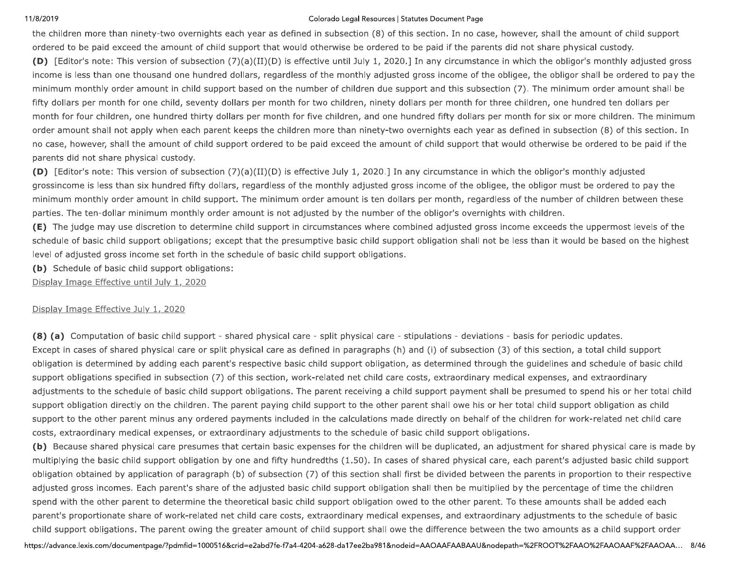the children more than ninety-two overnights each year as defined in subsection (8) of this section. In no case, however, shall the amount of child support ordered to be paid exceed the amount of child support that would otherwise be ordered to be paid if the parents did not share physical custody.

**(D)** [Editor's note: This version of subsection (7)(a)(II)(D) is effective until July 1, 2020.] In any circumstance in which the obligor's monthly adjusted gross income is less than one thousand one hundred dollars, regardless of the monthly adjusted gross income of the obligee, the obligor shall be ordered to pay the minimum monthly order amount in child support based on the number of children due support and this subsection (7). The minimum order amount shall be fifty dollars per month for one child, seventy dollars per month for two children, ninety dollars per month for three children, one hundred ten dollars per month for four children, one hundred thirty dollars per month for five children, and one hundred fifty dollars per month for six or more children. The minimum order amount shall not apply when each parent keeps the children more than ninety-two overnights each year as defined in subsection (8) of this section. In no case, however, shall the amount of child support ordered to be paid exceed the amount of child support that would otherwise be ordered to be paid if the parents did not share physical custody.

**(D)** [Editor's note: This version of subsection (7)(a)(II)(D) is effective July 1, 2020.] In any circumstance in which the obligor's monthly adjusted grossincome is less than six hundred fifty dollars, regardless of the monthly adjusted gross income of the obligee, the obligor must be ordered to pay the minimum monthly order amount in child support. The minimum order amount is ten dollars per month, regardless of the number of children between these parties. The ten-dollar minimum monthly order amount is not adjusted by the number of the obligor's overnights with children.

**(E)** The judge may use discretion to determine child support in circumstances where combined adjusted gross income exceeds the uppermost levels of the schedule of basic child support obligations; except that the presumptive basic child support obligation shall not be less than it would be based on the highest level of adjusted gross income set forth in the schedule of basic child support obligations.

**(b)** Schedule of basic child support obligations:

Display Image Effective until July 1, 2020

Display Image Effective July 1, 2020

**(8) (a)** Computation of basic child support - shared physical care - split physical care - stipulations - deviations - basis for periodic updates. Except in cases of shared physical care or split physical care as defined in paragraphs (h) and (i) of subsection (3) of this section, a total child support obligation is determined by adding each parent's respective basic child support obligation, as determined through the guidelines and schedule of basic child support obligations specified in subsection (7) of this section, work-related net child care costs, extraordinary medical expenses, and extraordinary adjustments to the schedule of basic child support obligations. The parent receiving a child support payment shall be presumed to spend his or her total child support obligation directly on the children. The parent paying child support to the other parent shall owe his or her total child support obligation as child support to the other parent minus any ordered payments included in the calculations made directly on behalf of the children for work-related net child care costs, extraordinary medical expenses, or extraordinary adjustments to the schedule of basic child support obligations.

**(b)** Because shared physical care presumes that certain basic expenses for the children will be duplicated, an adjustment for shared physical care is made by multiplying the basic child support obligation by one and fifty hundredths (1.50). In cases of shared physical care, each parent's adjusted basic child support obligation obtained by application of paragraph (b) of subsection (7) of this section shall first be divided between the parents in proportion to their respective adjusted gross incomes. Each parent's share of the adjusted basic child support obligation shall then be multiplied by the percentage of time the children spend with the other parent to determine the theoretical basic child support obligation owed to the other parent. To these amounts shall be added each parent's proportionate share of work-related net child care costs, extraordinary medical expenses, and extraordinary adjustments to the schedule of basic child support obligations. The parent owing the greater amount of child support shall owe the difference between the two amounts as a child support order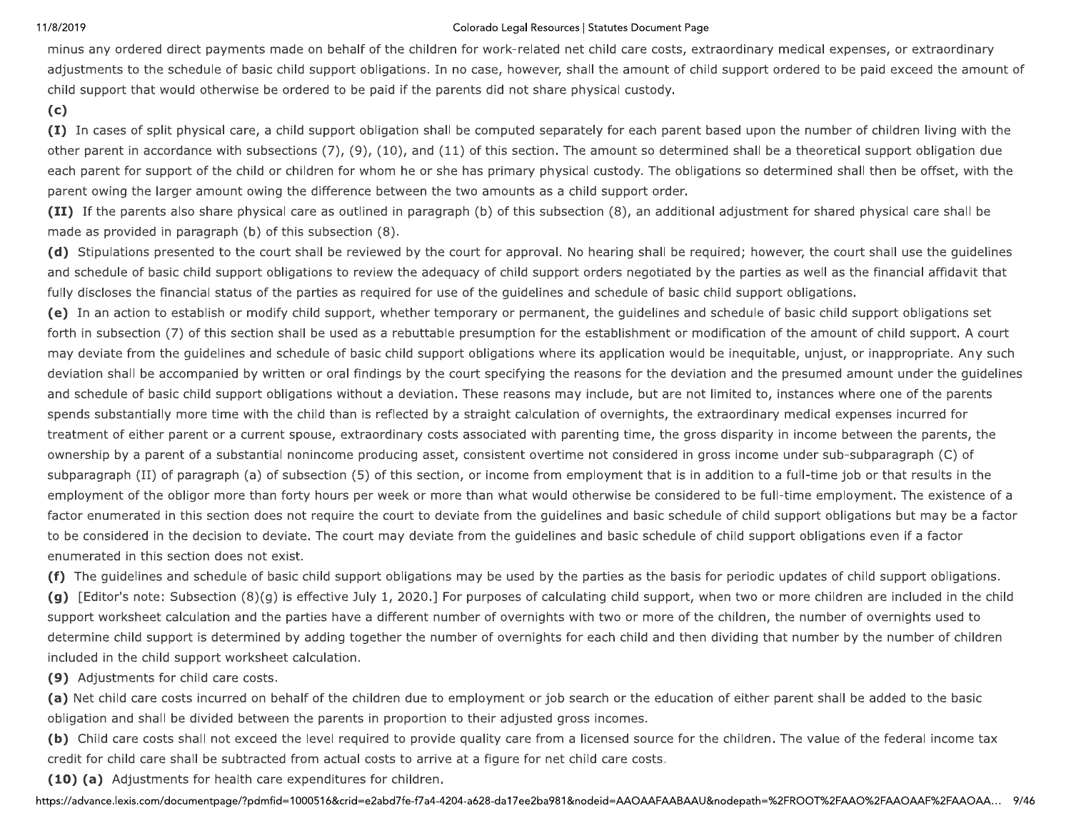minus any ordered direct payments made on behalf of the children for work-related net child care costs, extraordinary medical expenses, or extraordinary adjustments to the schedule of basic child support obligations. In no case, however, shall the amount of child support ordered to be paid exceed the amount of child support that would otherwise be ordered to be paid if the parents did not share physical custody.

**(c)**

**(I)** In cases of split physical care, a child support obligation shall be computed separately for each parent based upon the number of children living with the other parent in accordance with subsections (7), (9), (10), and (11) of this section. The amount so determined shall be a theoretical support obligation due each parent for support of the child or children for whom he or she has primary physical custody. The obligations so determined shall then be offset, with the parent owing the larger amount owing the difference between the two amounts as a child support order.

**(II)** If the parents also share physical care as outlined in paragraph (b) of this subsection (8), an additional adjustment for shared physical care shall be made as provided in paragraph (b) of this subsection (8).

**(d)** Stipulations presented to the court shall be reviewed by the court for approval. No hearing shall be required; however, the court shall use the guidelines and schedule of basic child support obligations to review the adequacy of child support orders negotiated by the parties as well as the financial affidavit that fully discloses the financial status of the parties as required for use of the guidelines and schedule of basic child support obligations.

**(e)** In an action to establish or modify child support, whether temporary or permanent, the guidelines and schedule of basic child support obligations set forth in subsection (7) of this section shall be used as a rebuttable presumption for the establishment or modification of the amount of child support. A court may deviate from the guidelines and schedule of basic child support obligations where its application would be inequitable, unjust, or inappropriate. Any such deviation shall be accompanied by written or oral findings by the court specifying the reasons for the deviation and the presumed amount under the guidelines and schedule of basic child support obligations without a deviation. These reasons may include, but are not limited to, instances where one of the parents spends substantially more time with the child than is reflected by a straight calculation of overnights, the extraordinary medical expenses incurred for treatment of either parent or a current spouse, extraordinary costs associated with parenting time, the gross disparity in income between the parents, the ownership by a parent of a substantial nonincome producing asset, consistent overtime not considered in gross income under sub-subparagraph (C) of subparagraph (II) of paragraph (a) of subsection (5) of this section, or income from employment that is in addition to a full-time job or that results in the employment of the obligor more than forty hours per week or more than what would otherwise be considered to be full-time employment. The existence of a factor enumerated in this section does not require the court to deviate from the guidelines and basic schedule of child support obligations but may be a factor to be considered in the decision to deviate. The court may deviate from the guidelines and basic schedule of child support obligations even if a factor enumerated in this section does not exist.

**(f)** The guidelines and schedule of basic child support obligations may be used by the parties as the basis for periodic updates of child support obligations.

**(g)** [Editor's note: Subsection (8)(g) is effective July 1, 2020.] For purposes of calculating child support, when two or more children are included in the child support worksheet calculation and the parties have a different number of overnights with two or more of the children, the number of overnights used to determine child support is determined by adding together the number of overnights for each child and then dividing that number by the number of children included in the child support worksheet calculation.

**(9)** Adjustments for child care costs.

**(a)** Net child care costs incurred on behalf of the children due to employment or job search or the education of either parent shall be added to the basic obligation and shall be divided between the parents in proportion to their adjusted gross incomes.

**(b)** Child care costs shall not exceed the level required to provide quality care from a licensed source for the children. The value of the federal income tax credit for child care shall be subtracted from actual costs to arrive at a figure for net child care costs.

**(10) (a)** Adjustments for health care expenditures for children.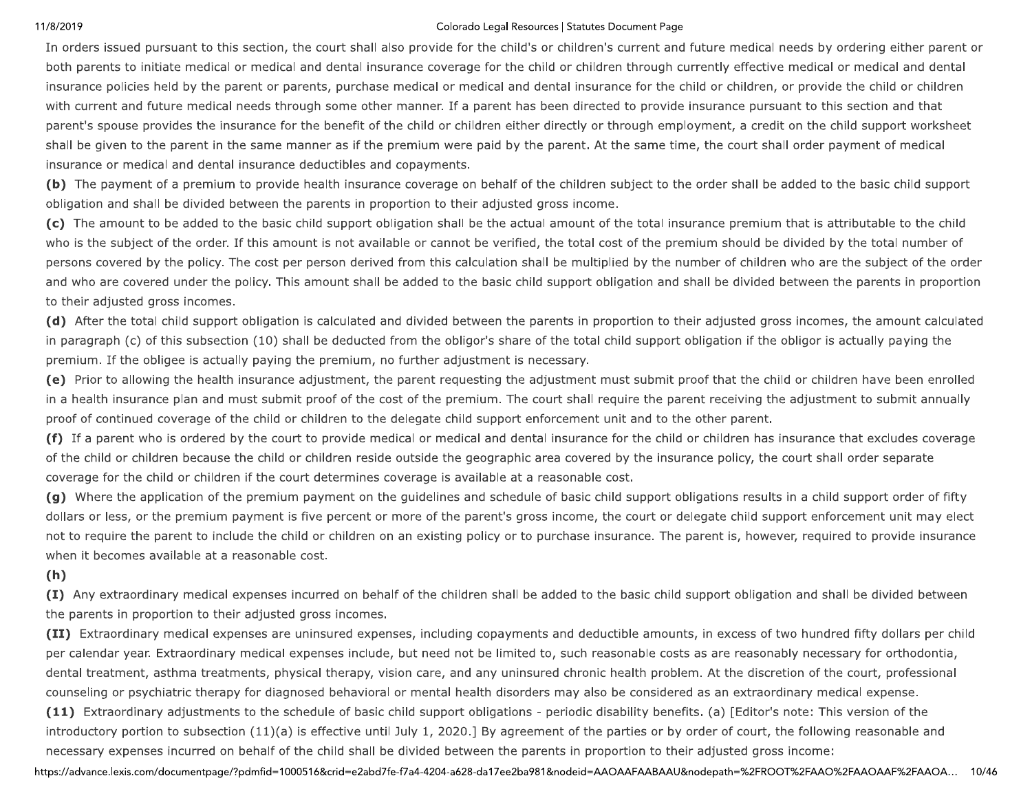In orders issued pursuant to this section, the court shall also provide for the child's or children's current and future medical needs by ordering either parent or both parents to initiate medical or medical and dental insurance coverage for the child or children through currently effective medical or medical and dental insurance policies held by the parent or parents, purchase medical or medical and dental insurance for the child or children, or provide the child or children with current and future medical needs through some other manner. If a parent has been directed to provide insurance pursuant to this section and that parent's spouse provides the insurance for the benefit of the child or children either directly or through employment, a credit on the child support worksheet shall be given to the parent in the same manner as if the premium were paid by the parent. At the same time, the court shall order payment of medical insurance or medical and dental insurance deductibles and copayments.

**(b)** The payment of a premium to provide health insurance coverage on behalf of the children subject to the order shall be added to the basic child support obligation and shall be divided between the parents in proportion to their adjusted gross income.

**(c)** The amount to be added to the basic child support obligation shall be the actual amount of the total insurance premium that is attributable to the child who is the subject of the order. If this amount is not available or cannot be verified, the total cost of the premium should be divided by the total number of persons covered by the policy. The cost per person derived from this calculation shall be multiplied by the number of children who are the subject of the order and who are covered under the policy. This amount shall be added to the basic child support obligation and shall be divided between the parents in proportion to their adjusted gross incomes.

**(d)** After the total child support obligation is calculated and divided between the parents in proportion to their adjusted gross incomes, the amount calculated in paragraph (c) of this subsection (10) shall be deducted from the obligor's share of the total child support obligation if the obligor is actually paying the premium. If the obligee is actually paying the premium, no further adjustment is necessary.

**(e)** Prior to allowing the health insurance adjustment, the parent requesting the adjustment must submit proof that the child or children have been enrolled in a health insurance plan and must submit proof of the cost of the premium. The court shall require the parent receiving the adjustment to submit annually proof of continued coverage of the child or children to the delegate child support enforcement unit and to the other parent.

**(f)** If a parent who is ordered by the court to provide medical or medical and dental insurance for the child or children has insurance that excludes coverage of the child or children because the child or children reside outside the geographic area covered by the insurance policy, the court shall order separate coverage for the child or children if the court determines coverage is available at a reasonable cost.

**(g)** Where the application of the premium payment on the guidelines and schedule of basic child support obligations results in a child support order of fifty dollars or less, or the premium payment is five percent or more of the parent's gross income, the court or delegate child support enforcement unit may elect not to require the parent to include the child or children on an existing policy or to purchase insurance. The parent is, however, required to provide insurance when it becomes available at a reasonable cost.

**(h)**

**(I)** Any extraordinary medical expenses incurred on behalf of the children shall be added to the basic child support obligation and shall be divided between the parents in proportion to their adjusted gross incomes.

**(II)** Extraordinary medical expenses are uninsured expenses, including copayments and deductible amounts, in excess of two hundred fifty dollars per child per calendar year. Extraordinary medical expenses include, but need not be limited to, such reasonable costs as are reasonably necessary for orthodontia, dental treatment, asthma treatments, physical therapy, vision care, and any uninsured chronic health problem. At the discretion of the court, professional counseling or psychiatric therapy for diagnosed behavioral or mental health disorders may also be considered as an extraordinary medical expense.

**(11)** Extraordinary adjustments to the schedule of basic child support obligations - periodic disability benefits. (a) [Editor's note: This version of the introductory portion to subsection (11)(a) is effective until July 1, 2020.] By agreement of the parties or by order of court, the following reasonable and necessary expenses incurred on behalf of the child shall be divided between the parents in proportion to their adjusted gross income: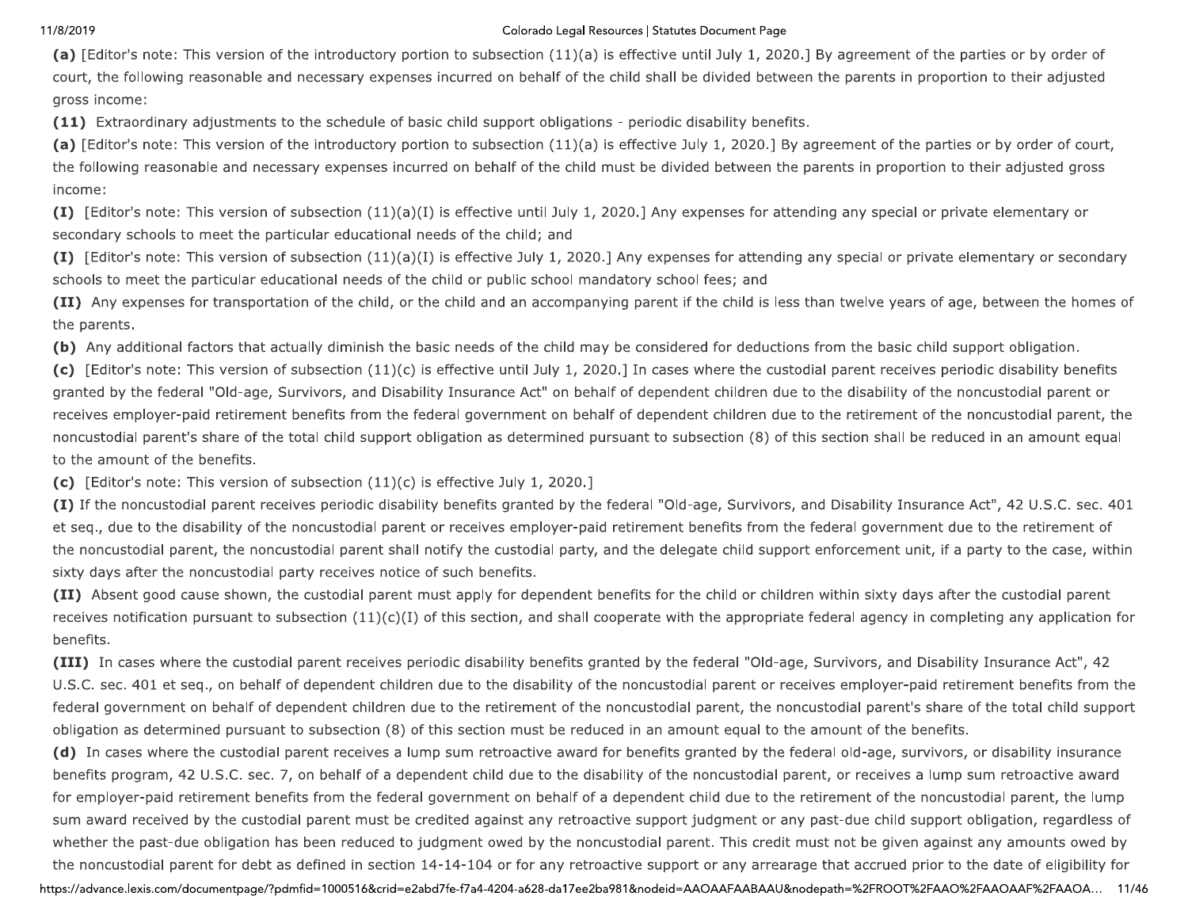**(a)** [Editor's note: This version of the introductory portion to subsection (11)(a) is effective until July 1, 2020.] By agreement of the parties or by order of court, the following reasonable and necessary expenses incurred on behalf of the child shall be divided between the parents in proportion to their adjusted gross income:

**(11)** Extraordinary adjustments to the schedule of basic child support obligations - periodic disability benefits.

**(a)** [Editor's note: This version of the introductory portion to subsection (11)(a) is effective July 1, 2020.] By agreement of the parties or by order of court, the following reasonable and necessary expenses incurred on behalf of the child must be divided between the parents in proportion to their adjusted gross income:

**(I)** [Editor's note: This version of subsection (11)(a)(I) is effective until July 1, 2020.] Any expenses for attending any special or private elementary or secondary schools to meet the particular educational needs of the child; and

**(I)** [Editor's note: This version of subsection (11)(a)(I) is effective July 1, 2020.] Any expenses for attending any special or private elementary or secondary schools to meet the particular educational needs of the child or public school mandatory school fees; and

**(II)** Any expenses for transportation of the child, or the child and an accompanying parent if the child is less than twelve years of age, between the homes of the parents.

**(b)** Any additional factors that actually diminish the basic needs of the child may be considered for deductions from the basic child support obligation.

**(c)** [Editor's note: This version of subsection (11)(c) is effective until July 1, 2020.] In cases where the custodial parent receives periodic disability benefits granted by the federal "Old-age, Survivors, and Disability Insurance Act" on behalf of dependent children due to the disability of the noncustodial parent or receives employer-paid retirement benefits from the federal government on behalf of dependent children due to the retirement of the noncustodial parent, the noncustodial parent's share of the total child support obligation as determined pursuant to subsection (8) of this section shall be reduced in an amount equal to the amount of the benefits.

**(c)** [Editor's note: This version of subsection (11)(c) is effective July 1, 2020.]

**(I)** If the noncustodial parent receives periodic disability benefits granted by the federal "Old-age, Survivors, and Disability Insurance Act", 42 U.S.C. sec. 401 et seq., due to the disability of the noncustodial parent or receives employer-paid retirement benefits from the federal government due to the retirement of the noncustodial parent, the noncustodial parent shall notify the custodial party, and the delegate child support enforcement unit, if a party to the case, within sixty days after the noncustodial party receives notice of such benefits.

**(II)** Absent good cause shown, the custodial parent must apply for dependent benefits for the child or children within sixty days after the custodial parent receives notification pursuant to subsection (11)(c)(I) of this section, and shall cooperate with the appropriate federal agency in completing any application for benefits.

**(III)** In cases where the custodial parent receives periodic disability benefits granted by the federal "Old-age, Survivors, and Disability Insurance Act", 42 U.S.C. sec. 401 et seq., on behalf of dependent children due to the disability of the noncustodial parent or receives employer-paid retirement benefits from the federal government on behalf of dependent children due to the retirement of the noncustodial parent, the noncustodial parent's share of the total child support obligation as determined pursuant to subsection (8) of this section must be reduced in an amount equal to the amount of the benefits.

**(d)** In cases where the custodial parent receives a lump sum retroactive award for benefits granted by the federal old-age, survivors, or disability insurance benefits program, 42 U.S.C. sec. 7, on behalf of a dependent child due to the disability of the noncustodial parent, or receives a lump sum retroactive award for employer-paid retirement benefits from the federal government on behalf of a dependent child due to the retirement of the noncustodial parent, the lump sum award received by the custodial parent must be credited against any retroactive support judgment or any past-due child support obligation, regardless of whether the past-due obligation has been reduced to judgment owed by the noncustodial parent. This credit must not be given against any amounts owed by the noncustodial parent for debt as defined in section 14-14-104 or for any retroactive support or any arrearage that accrued prior to the date of eligibility for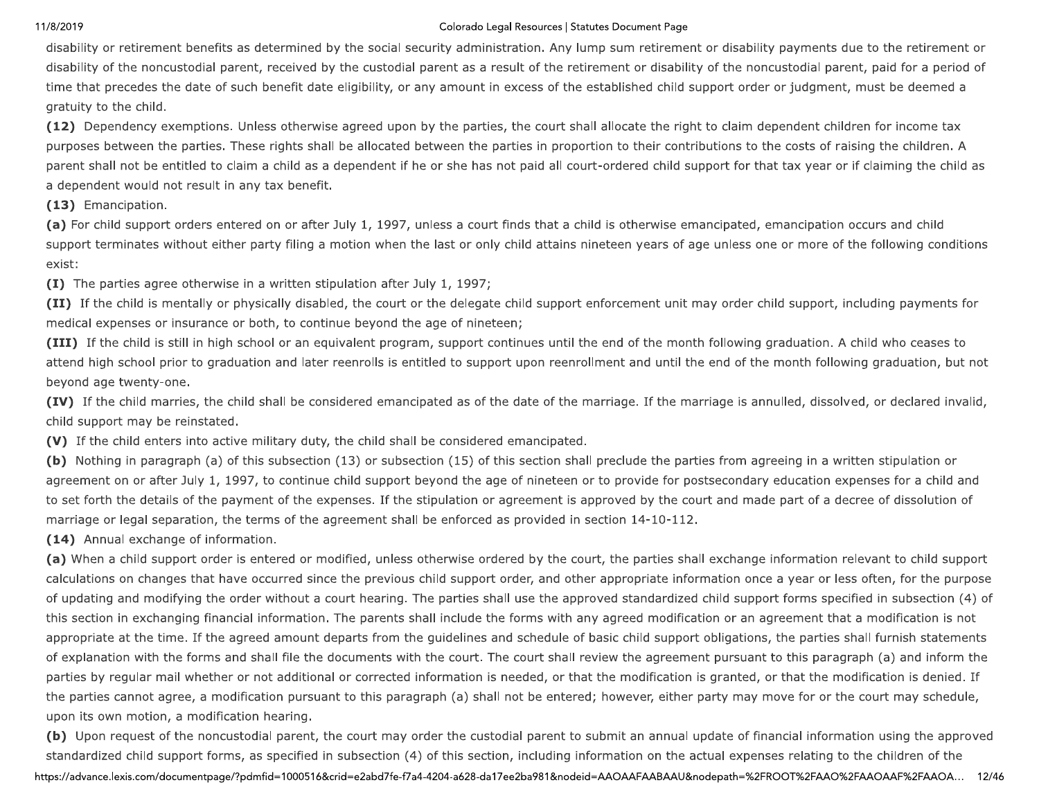disability or retirement benefits as determined by the social security administration. Any lump sum retirement or disability payments due to the retirement or disability of the noncustodial parent, received by the custodial parent as a result of the retirement or disability of the noncustodial parent, paid for a period of time that precedes the date of such benefit date eligibility, or any amount in excess of the established child support order or judgment, must be deemed a gratuity to the child.

**(12)** Dependency exemptions. Unless otherwise agreed upon by the parties, the court shall allocate the right to claim dependent children for income tax purposes between the parties. These rights shall be allocated between the parties in proportion to their contributions to the costs of raising the children. A parent shall not be entitled to claim a child as a dependent if he or she has not paid all court-ordered child support for that tax year or if claiming the child as a dependent would not result in any tax benefit.

**(13)** Emancipation.

**(a)** For child support orders entered on or after July 1, 1997, unless a court finds that a child is otherwise emancipated, emancipation occurs and child support terminates without either party filing a motion when the last or only child attains nineteen years of age unless one or more of the following conditions exist:

**(I)** The parties agree otherwise in a written stipulation after July 1, 1997;

**(II)** If the child is mentally or physically disabled, the court or the delegate child support enforcement unit may order child support, including payments for medical expenses or insurance or both, to continue beyond the age of nineteen;

**(III)** If the child is still in high school or an equivalent program, support continues until the end of the month following graduation. A child who ceases to attend high school prior to graduation and later reenrolls is entitled to support upon reenrollment and until the end of the month following graduation, but not beyond age twenty-one.

**(IV)** If the child marries, the child shall be considered emancipated as of the date of the marriage. If the marriage is annulled, dissolved, or declared invalid, child support may be reinstated.

**(V)** If the child enters into active military duty, the child shall be considered emancipated.

**(b)** Nothing in paragraph (a) of this subsection (13) or subsection (15) of this section shall preclude the parties from agreeing in a written stipulation or agreement on or after July 1, 1997, to continue child support beyond the age of nineteen or to provide for postsecondary education expenses for a child and to set forth the details of the payment of the expenses. If the stipulation or agreement is approved by the court and made part of a decree of dissolution of marriage or legal separation, the terms of the agreement shall be enforced as provided in section 14-10-112.

**(14)** Annual exchange of information.

**(a)** When a child support order is entered or modified, unless otherwise ordered by the court, the parties shall exchange information relevant to child support calculations on changes that have occurred since the previous child support order, and other appropriate information once a year or less often, for the purpose of updating and modifying the order without a court hearing. The parties shall use the approved standardized child support forms specified in subsection (4) of this section in exchanging financial information. The parents shall include the forms with any agreed modification or an agreement that a modification is not appropriate at the time. If the agreed amount departs from the guidelines and schedule of basic child support obligations, the parties shall furnish statements of explanation with the forms and shall file the documents with the court. The court shall review the agreement pursuant to this paragraph (a) and inform the parties by regular mail whether or not additional or corrected information is needed, or that the modification is granted, or that the modification is denied. If the parties cannot agree, a modification pursuant to this paragraph (a) shall not be entered; however, either party may move for or the court may schedule, upon its own motion, a modification hearing.

**(b)** Upon request of the noncustodial parent, the court may order the custodial parent to submit an annual update of financial information using the approved standardized child support forms, as specified in subsection (4) of this section, including information on the actual expenses relating to the children of the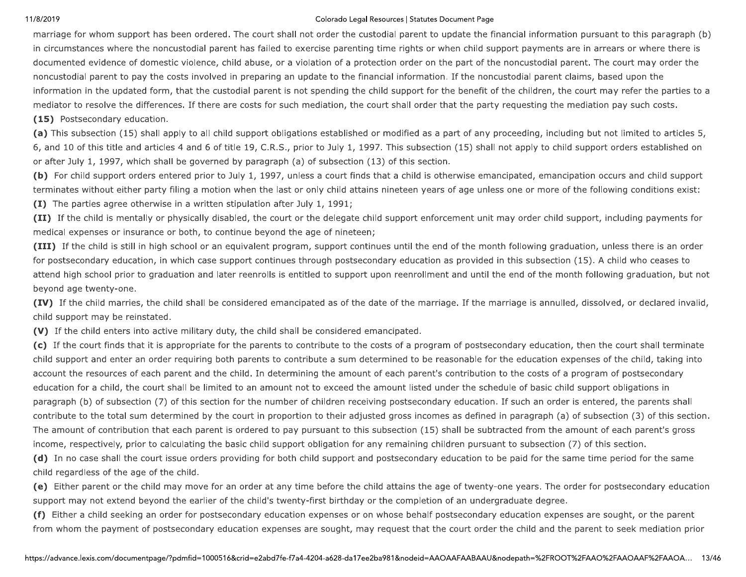marriage for whom support has been ordered. The court shall not order the custodial parent to update the financial information pursuant to this paragraph (b) in circumstances where the noncustodial parent has failed to exercise parenting time rights or when child support payments are in arrears or where there is documented evidence of domestic violence, child abuse, or a violation of a protection order on the part of the noncustodial parent. The court may order the noncustodial parent to pay the costs involved in preparing an update to the financial information. If the noncustodial parent claims, based upon the information in the updated form, that the custodial parent is not spending the child support for the benefit of the children, the court may refer the parties to a mediator to resolve the differences. If there are costs for such mediation, the court shall order that the party requesting the mediation pay such costs.

**(15)** Postsecondary education.

**(a)** This subsection (15) shall apply to all child support obligations established or modified as a part of any proceeding, including but not limited to articles 5, 6, and 10 of this title and articles 4 and 6 of title 19, C.R.S., prior to July 1, 1997. This subsection (15) shall not apply to child support orders established on or after July 1, 1997, which shall be governed by paragraph (a) of subsection (13) of this section.

**(b)** For child support orders entered prior to July 1, 1997, unless a court finds that a child is otherwise emancipated, emancipation occurs and child support terminates without either party filing a motion when the last or only child attains nineteen years of age unless one or more of the following conditions exist:

**(I)** The parties agree otherwise in a written stipulation after July 1, 1991;

**(II)** If the child is mentally or physically disabled, the court or the delegate child support enforcement unit may order child support, including payments for medical expenses or insurance or both, to continue beyond the age of nineteen;

**(III)** If the child is still in high school or an equivalent program, support continues until the end of the month following graduation, unless there is an order for postsecondary education, in which case support continues through postsecondary education as provided in this subsection (15). A child who ceases to attend high school prior to graduation and later reenrolls is entitled to support upon reenrollment and until the end of the month following graduation, but not beyond age twenty-one.

**(IV)** If the child marries, the child shall be considered emancipated as of the date of the marriage. If the marriage is annulled, dissolved, or declared invalid, child support may be reinstated.

**(V)** If the child enters into active military duty, the child shall be considered emancipated.

**(c)** If the court finds that it is appropriate for the parents to contribute to the costs of a program of postsecondary education, then the court shall terminate child support and enter an order requiring both parents to contribute a sum determined to be reasonable for the education expenses of the child, taking into account the resources of each parent and the child. In determining the amount of each parent's contribution to the costs of a program of postsecondary education for a child, the court shall be limited to an amount not to exceed the amount listed under the schedule of basic child support obligations in paragraph (b) of subsection (7) of this section for the number of children receiving postsecondary education. If such an order is entered, the parents shall contribute to the total sum determined by the court in proportion to their adjusted gross incomes as defined in paragraph (a) of subsection (3) of this section. The amount of contribution that each parent is ordered to pay pursuant to this subsection (15) shall be subtracted from the amount of each parent's gross income, respectively, prior to calculating the basic child support obligation for any remaining children pursuant to subsection (7) of this section.

**(d)** In no case shall the court issue orders providing for both child support and postsecondary education to be paid for the same time period for the same child regardless of the age of the child.

**(e)** Either parent or the child may move for an order at any time before the child attains the age of twenty-one years. The order for postsecondary education support may not extend beyond the earlier of the child's twenty-first birthday or the completion of an undergraduate degree.

**(f)** Either a child seeking an order for postsecondary education expenses or on whose behalf postsecondary education expenses are sought, or the parent from whom the payment of postsecondary education expenses are sought, may request that the court order the child and the parent to seek mediation prior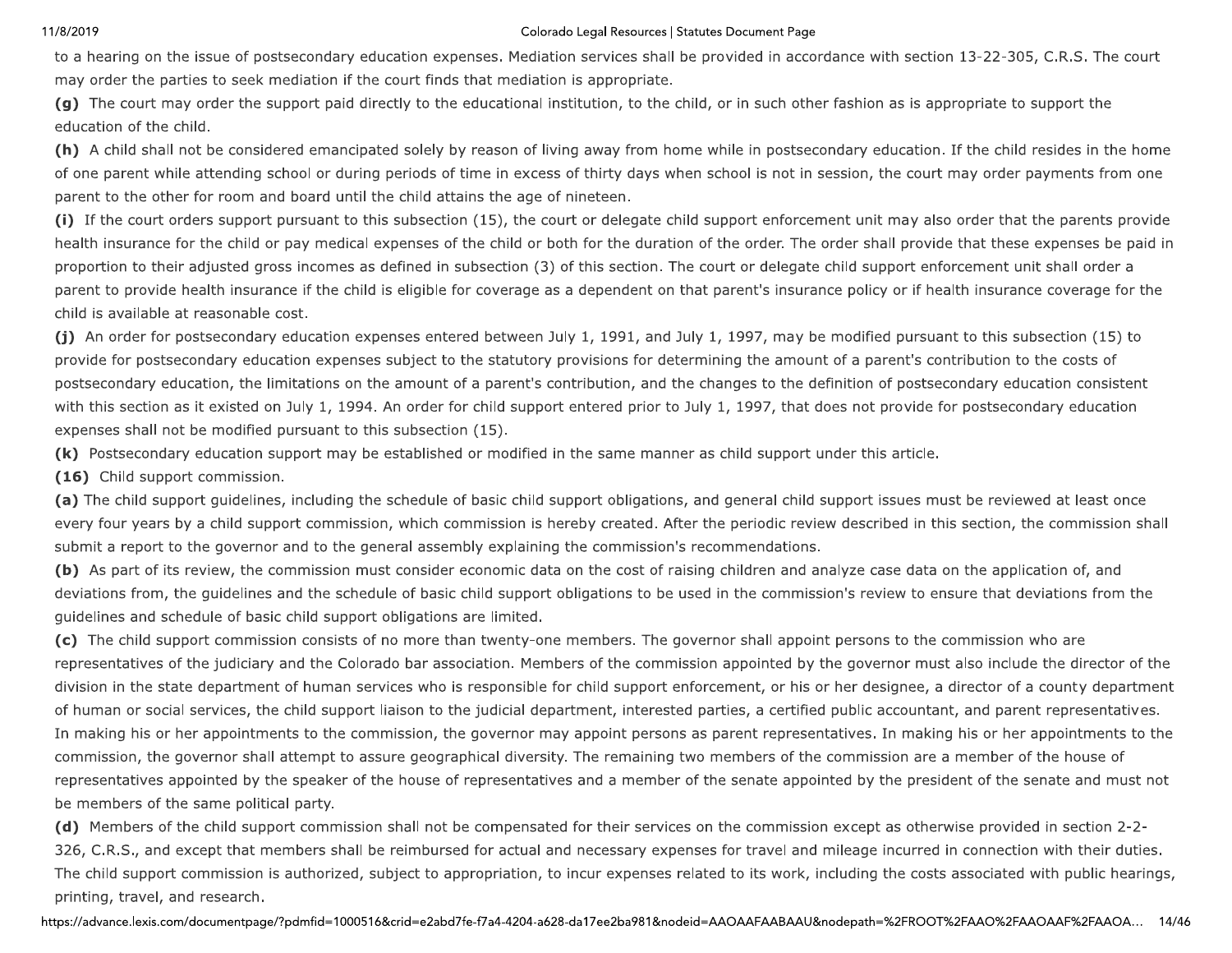to a hearing on the issue of postsecondary education expenses. Mediation services shall be provided in accordance with section 13-22-305, C.R.S. The court may order the parties to seek mediation if the court finds that mediation is appropriate.

**(g)** The court may order the support paid directly to the educational institution, to the child, or in such other fashion as is appropriate to support the education of the child.

**(h)** A child shall not be considered emancipated solely by reason of living away from home while in postsecondary education. If the child resides in the home of one parent while attending school or during periods of time in excess of thirty days when school is not in session, the court may order payments from one parent to the other for room and board until the child attains the age of nineteen.

**(i)** If the court orders support pursuant to this subsection (15), the court or delegate child support enforcement unit may also order that the parents provide health insurance for the child or pay medical expenses of the child or both for the duration of the order. The order shall provide that these expenses be paid in proportion to their adjusted gross incomes as defined in subsection (3) of this section. The court or delegate child support enforcement unit shall order a parent to provide health insurance if the child is eligible for coverage as a dependent on that parent's insurance policy or if health insurance coverage for the child is available at reasonable cost.

**(j)** An order for postsecondary education expenses entered between July 1, 1991, and July 1, 1997, may be modified pursuant to this subsection (15) to provide for postsecondary education expenses subject to the statutory provisions for determining the amount of a parent's contribution to the costs of postsecondary education, the limitations on the amount of a parent's contribution, and the changes to the definition of postsecondary education consistent with this section as it existed on July 1, 1994. An order for child support entered prior to July 1, 1997, that does not provide for postsecondary education expenses shall not be modified pursuant to this subsection (15).

**(k)** Postsecondary education support may be established or modified in the same manner as child support under this article.

**(16)** Child support commission.

**(a)** The child support guidelines, including the schedule of basic child support obligations, and general child support issues must be reviewed at least once every four years by a child support commission, which commission is hereby created. After the periodic review described in this section, the commission shall submit a report to the governor and to the general assembly explaining the commission's recommendations.

**(b)** As part of its review, the commission must consider economic data on the cost of raising children and analyze case data on the application of, and deviations from, the guidelines and the schedule of basic child support obligations to be used in the commission's review to ensure that deviations from the guidelines and schedule of basic child support obligations are limited.

**(c)** The child support commission consists of no more than twenty-one members. The governor shall appoint persons to the commission who are representatives of the judiciary and the Colorado bar association. Members of the commission appointed by the governor must also include the director of the division in the state department of human services who is responsible for child support enforcement, or his or her designee, a director of a county department of human or social services, the child support liaison to the judicial department, interested parties, a certified public accountant, and parent representatives. In making his or her appointments to the commission, the governor may appoint persons as parent representatives. In making his or her appointments to the commission, the governor shall attempt to assure geographical diversity. The remaining two members of the commission are a member of the house of representatives appointed by the speaker of the house of representatives and a member of the senate appointed by the president of the senate and must not be members of the same political party.

**(d)** Members of the child support commission shall not be compensated for their services on the commission except as otherwise provided in section 2-2-326, C.R.S., and except that members shall be reimbursed for actual and necessary expenses for travel and mileage incurred in connection with their duties. The child support commission is authorized, subject to appropriation, to incur expenses related to its work, including the costs associated with public hearings, printing, travel, and research.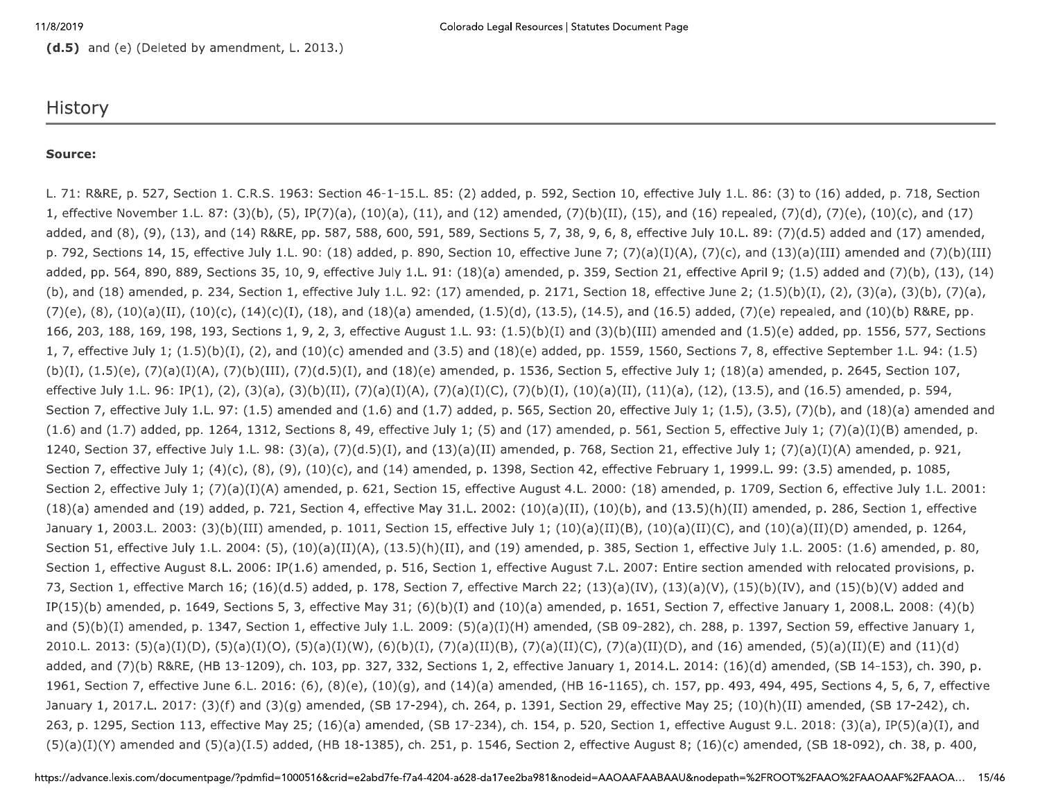**(d.5)** and (e) (Deleted by amendment, L. 2013.)

## History

**Source:**

L. 71: R&RE, p. 527, Section 1. C.R.S. 1963: Section 46-1-15.L. 85: (2) added, p. 592, Section 10, effective July 1.L. 86: (3) to (16) added, p. 718, Section 1, effective November 1.L. 87: (3)(b), (5), IP(7)(a), (10)(a), (11), and (12) amended, (7)(b)(II), (15), and (16) repealed, (7)(d), (7)(e), (10)(c), and (17) added, and (8), (9), (13), and (14) R&RE, pp. 587, 588, 600, 591, 589, Sections 5, 7, 38, 9, 6, 8, effective July 10.L. 89: (7)(d.5) added and (17) amended, p. 792, Sections 14, 15, effective July 1.L. 90: (18) added, p. 890, Section 10, effective June 7; (7)(a)(I)(A), (7)(c), and (13)(a)(III) amended and (7)(b)(III) added, pp. 564, 890, 889, Sections 35, 10, 9, effective July 1.L. 91: (18)(a) amended, p. 359, Section 21, effective April 9; (1.5) added and (7)(b), (13), (14)(b), and (18) amended, p. 234, Section 1, effective July 1.L. 92: (17) amended, p. 2171, Section 18, effective June 2; (1.5)(b)(I), (2), (3)(a), (3)(b), (7)(a), (7)(e), (8), (10)(a)(II), (10)(c), (14)(c)(I), (18), and (18)(a) amended, (1.5)(d), (13.5), (14.5), and (16.5) added, (7)(e) repealed, and (10)(b) R&RE, pp. 166, 203, 188, 169, 198, 193, Sections 1, 9, 2, 3, effective August 1.L. 93: (1.5)(b)(I) and (3)(b)(III) amended and (1.5)(e) added, pp. 1556, 577, Sections 1, 7, effective July 1; (1.5)(b)(I), (2), and (10)(c) amended and (3.5) and (18)(e) added, pp. 1559, 1560, Sections 7, 8, effective September 1.L. 94: (1.5)(b)(I), (1.5)(e), (7)(a)(I)(A), (7)(b)(III), (7)(d.5)(I), and (18)(e) amended, p. 1536, Section 5, effective July 1; (18)(a) amended, p. 2645, Section 107, effective July 1.L. 96: IP(1), (2), (3)(a), (3)(b)(II), (7)(a)(I)(A), (7)(a)(I)(C), (7)(b)(I), (10)(a)(II), (11)(a), (12), (13.5), and (16.5) amended, p. 594, Section 7, effective July 1.L. 97: (1.5) amended and (1.6) and (1.7) added, p. 565, Section 20, effective July 1; (1.5), (3.5), (7)(b), and (18)(a) amended and (1.6) and (1.7) added, pp. 1264, 1312, Sections 8, 49, effective July 1; (5) and (17) amended, p. 561, Section 5, effective July 1; (7)(a)(I)(B) amended, p. 1240, Section 37, effective July 1.L. 98: (3)(a), (7)(d.5)(I), and (13)(a)(II) amended, p. 768, Section 21, effective July 1; (7)(a)(I)(A) amended, p. 921, Section 7, effective July 1; (4)(c), (8), (9), (10)(c), and (14) amended, p. 1398, Section 42, effective February 1, 1999.L. 99: (3.5) amended, p. 1085, Section 2, effective July 1; (7)(a)(I)(A) amended, p. 621, Section 15, effective August 4.L. 2000: (18) amended, p. 1709, Section 6, effective July 1.L. 2001: (18)(a) amended and (19) added, p. 721, Section 4, effective May 31.L. 2002: (10)(a)(II), (10)(b), and (13.5)(h)(II) amended, p. 286, Section 1, effective January 1, 2003.L. 2003: (3)(b)(III) amended, p. 1011, Section 15, effective July 1; (10)(a)(II)(B), (10)(a)(II)(C), and (10)(a)(II)(D) amended, p. 1264, Section 51, effective July 1.L. 2004: (5), (10)(a)(II)(A), (13.5)(h)(II), and (19) amended, p. 385, Section 1, effective July 1.L. 2005: (1.6) amended, p. 80, Section 1, effective August 8.L. 2006: IP(1.6) amended, p. 516, Section 1, effective August 7.L. 2007: Entire section amended with relocated provisions, p. 73, Section 1, effective March 16; (16)(d.5) added, p. 178, Section 7, effective March 22; (13)(a)(IV), (13)(a)(V), (15)(b)(IV), and (15)(b)(V) added and IP(15)(b) amended, p. 1649, Sections 5, 3, effective May 31; (6)(b)(I) and (10)(a) amended, p. 1651, Section 7, effective January 1, 2008.L. 2008: (4)(b) and (5)(b)(I) amended, p. 1347, Section 1, effective July 1.L. 2009: (5)(a)(I)(H) amended, (SB 09-282), ch. 288, p. 1397, Section 59, effective January 1, 2010.L. 2013: (5)(a)(I)(D), (5)(a)(I)(O), (5)(a)(I)(W), (6)(b)(I), (7)(a)(II)(B), (7)(a)(II)(C), (7)(a)(II)(D), and (16) amended, (5)(a)(II)(E) and (11)(d) added, and (7)(b) R&RE, (HB 13-1209), ch. 103, pp. 327, 332, Sections 1, 2, effective January 1, 2014.L. 2014: (16)(d) amended, (SB 14-153), ch. 390, p. 1961, Section 7, effective June 6.L. 2016: (6), (8)(e), (10)(g), and (14)(a) amended, (HB 16-1165), ch. 157, pp. 493, 494, 495, Sections 4, 5, 6, 7, effective January 1, 2017.L. 2017: (3)(f) and (3)(g) amended, (SB 17-294), ch. 264, p. 1391, Section 29, effective May 25; (10)(h)(II) amended, (SB 17-242), ch. 263, p. 1295, Section 113, effective May 25; (16)(a) amended, (SB 17-234), ch. 154, p. 520, Section 1, effective August 9.L. 2018: (3)(a), IP(5)(a)(I), and (5)(a)(I)(Y) amended and (5)(a)(I.5) added, (HB 18-1385), ch. 251, p. 1546, Section 2, effective August 8; (16)(c) amended, (SB 18-092), ch. 38, p. 400,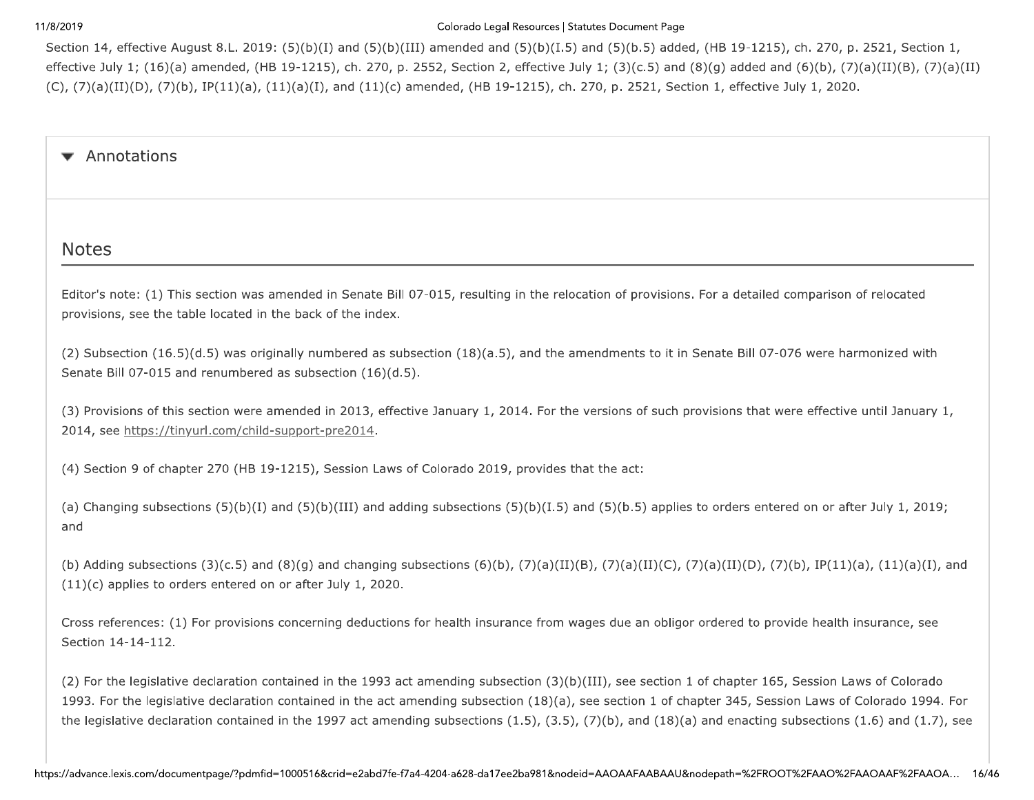Section 14, effective August 8.L. 2019: (5)(b)(I) and (5)(b)(III) amended and (5)(b)(I.5) and (5)(b.5) added, (HB 19-1215), ch. 270, p. 2521, Section 1, effective July 1; (16)(a) amended, (HB 19-1215), ch. 270, p. 2552, Section 2, effective July 1; (3)(c.5) and (8)(g) added and (6)(b), (7)(a)(II)(B), (7)(a)(II)(C), (7)(a)(II)(D), (7)(b), IP(11)(a), (11)(a)(I), and (11)(c) amended, (HB 19-1215), ch. 270, p. 2521, Section 1, effective July 1, 2020.

▼ Annotations

## Notes

Editor's note: (1) This section was amended in Senate Bill 07-015, resulting in the relocation of provisions. For a detailed comparison of relocated provisions, see the table located in the back of the index.

(2) Subsection (16.5)(d.5) was originally numbered as subsection (18)(a.5), and the amendments to it in Senate Bill 07-076 were harmonized with Senate Bill 07-015 and renumbered as subsection (16)(d.5).

(3) Provisions of this section were amended in 2013, effective January 1, 2014. For the versions of such provisions that were effective until January 1, 2014, see https://tinyurl.com/child-support-pre2014.

(4) Section 9 of chapter 270 (HB 19-1215), Session Laws of Colorado 2019, provides that the act:

(a) Changing subsections (5)(b)(I) and (5)(b)(III) and adding subsections (5)(b)(I.5) and (5)(b.5) applies to orders entered on or after July 1, 2019; and

(b) Adding subsections (3)(c.5) and (8)(g) and changing subsections (6)(b), (7)(a)(II)(B), (7)(a)(II)(C), (7)(a)(II)(D), (7)(b), IP(11)(a), (11)(a)(I), and (11)(c) applies to orders entered on or after July 1, 2020.

Cross references: (1) For provisions concerning deductions for health insurance from wages due an obligor ordered to provide health insurance, see Section 14-14-112.

(2) For the legislative declaration contained in the 1993 act amending subsection (3)(b)(III), see section 1 of chapter 165, Session Laws of Colorado 1993. For the legislative declaration contained in the act amending subsection (18)(a), see section 1 of chapter 345, Session Laws of Colorado 1994. For the legislative declaration contained in the 1997 act amending subsections (1.5), (3.5), (7)(b), and (18)(a) and enacting subsections (1.6) and (1.7), see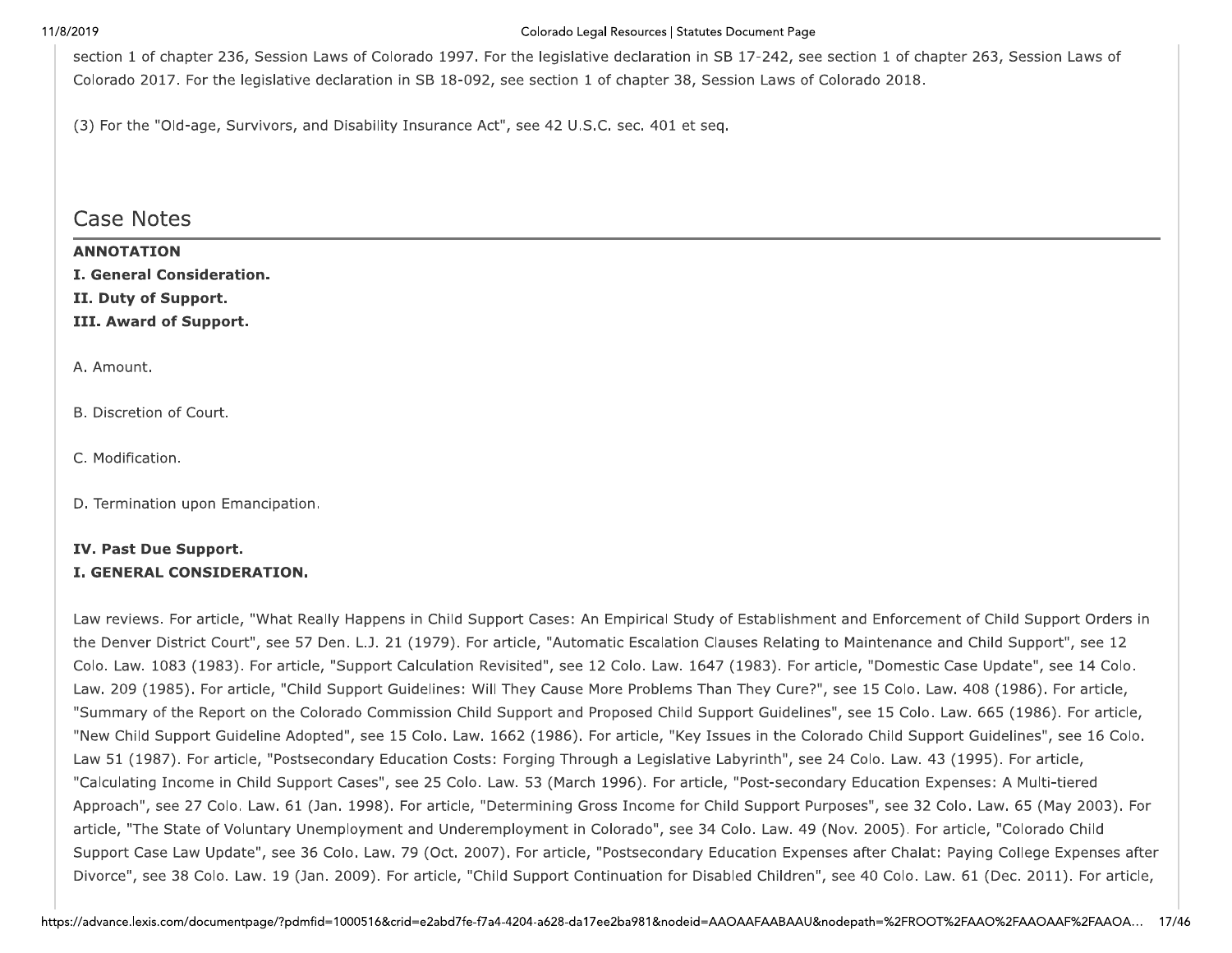section 1 of chapter 236, Session Laws of Colorado 1997. For the legislative declaration in SB 17-242, see section 1 of chapter 263, Session Laws of Colorado 2017. For the legislative declaration in SB 18-092, see section 1 of chapter 38, Session Laws of Colorado 2018.

(3) For the "Old-age, Survivors, and Disability Insurance Act", see 42 U.S.C. sec. 401 et seq.

## Case Notes

**ANNOTATION**

**I. General Consideration.**

**II. Duty of Support.**

**III. Award of Support.**

A. Amount.

B. Discretion of Court.

C. Modification.

D. Termination upon Emancipation.

**IV. Past Due Support.**

**I. GENERAL CONSIDERATION.**

Law reviews. For article, "What Really Happens in Child Support Cases: An Empirical Study of Establishment and Enforcement of Child Support Orders in the Denver District Court", see 57 Den. L.J. 21 (1979). For article, "Automatic Escalation Clauses Relating to Maintenance and Child Support", see 12 Colo. Law. 1083 (1983). For article, "Support Calculation Revisited", see 12 Colo. Law. 1647 (1983). For article, "Domestic Case Update", see 14 Colo. Law. 209 (1985). For article, "Child Support Guidelines: Will They Cause More Problems Than They Cure?", see 15 Colo. Law. 408 (1986). For article, "Summary of the Report on the Colorado Commission Child Support and Proposed Child Support Guidelines", see 15 Colo. Law. 665 (1986). For article, "New Child Support Guideline Adopted", see 15 Colo. Law. 1662 (1986). For article, "Key Issues in the Colorado Child Support Guidelines", see 16 Colo. Law 51 (1987). For article, "Postsecondary Education Costs: Forging Through a Legislative Labyrinth", see 24 Colo. Law. 43 (1995). For article, "Calculating Income in Child Support Cases", see 25 Colo. Law. 53 (March 1996). For article, "Post-secondary Education Expenses: A Multi-tiered Approach", see 27 Colo. Law. 61 (Jan. 1998). For article, "Determining Gross Income for Child Support Purposes", see 32 Colo. Law. 65 (May 2003). For article, "The State of Voluntary Unemployment and Underemployment in Colorado", see 34 Colo. Law. 49 (Nov. 2005). For article, "Colorado Child Support Case Law Update", see 36 Colo. Law. 79 (Oct. 2007). For article, "Postsecondary Education Expenses after Chalat: Paying College Expenses after Divorce", see 38 Colo. Law. 19 (Jan. 2009). For article, "Child Support Continuation for Disabled Children", see 40 Colo. Law. 61 (Dec. 2011). For article,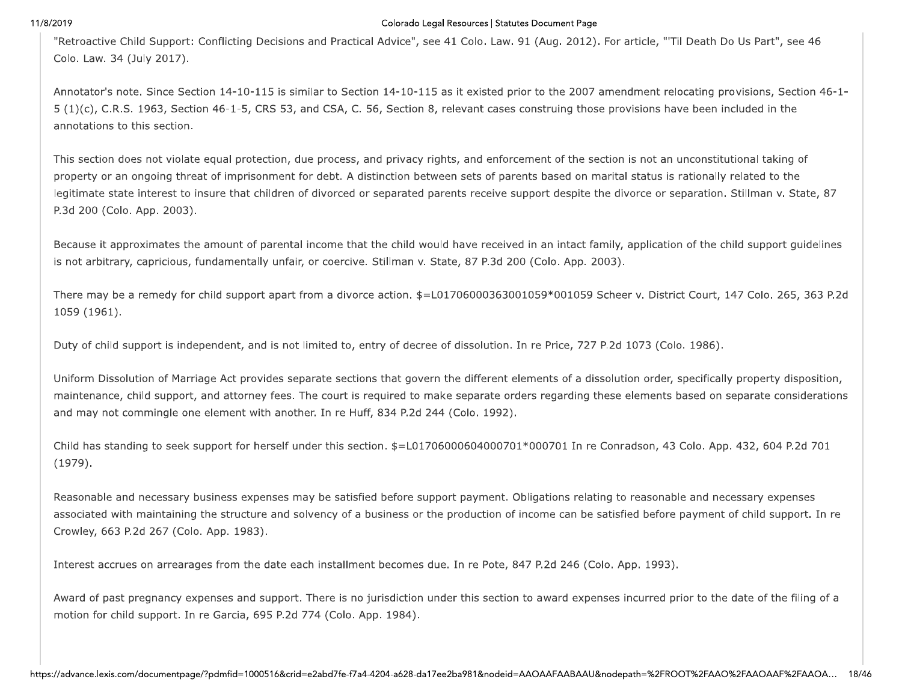"Retroactive Child Support: Conflicting Decisions and Practical Advice", see 41 Colo. Law. 91 (Aug. 2012). For article, "'Til Death Do Us Part", see 46 Colo. Law. 34 (July 2017).

Annotator's note. Since Section 14-10-115 is similar to Section 14-10-115 as it existed prior to the 2007 amendment relocating provisions, Section 46-1-5 (1)(c), C.R.S. 1963, Section 46-1-5, CRS 53, and CSA, C. 56, Section 8, relevant cases construing those provisions have been included in the annotations to this section.

This section does not violate equal protection, due process, and privacy rights, and enforcement of the section is not an unconstitutional taking of property or an ongoing threat of imprisonment for debt. A distinction between sets of parents based on marital status is rationally related to the legitimate state interest to insure that children of divorced or separated parents receive support despite the divorce or separation. Stillman v. State, 87 P.3d 200 (Colo. App. 2003).

Because it approximates the amount of parental income that the child would have received in an intact family, application of the child support guidelines is not arbitrary, capricious, fundamentally unfair, or coercive. Stillman v. State, 87 P.3d 200 (Colo. App. 2003).

There may be a remedy for child support apart from a divorce action. $=L01706000363001059*001059 Scheer v. District Court, 147 Colo. 265, 363 P.2d 1059 (1961).

Duty of child support is independent, and is not limited to, entry of decree of dissolution. In re Price, 727 P.2d 1073 (Colo. 1986).

Uniform Dissolution of Marriage Act provides separate sections that govern the different elements of a dissolution order, specifically property disposition, maintenance, child support, and attorney fees. The court is required to make separate orders regarding these elements based on separate considerations and may not commingle one element with another. In re Huff, 834 P.2d 244 (Colo. 1992).

Child has standing to seek support for herself under this section. $=L01706000604000701*000701 In re Conradson, 43 Colo. App. 432, 604 P.2d 701 (1979).

Reasonable and necessary business expenses may be satisfied before support payment. Obligations relating to reasonable and necessary expenses associated with maintaining the structure and solvency of a business or the production of income can be satisfied before payment of child support. In re Crowley, 663 P.2d 267 (Colo. App. 1983).

Interest accrues on arrearages from the date each installment becomes due. In re Pote, 847 P.2d 246 (Colo. App. 1993).

Award of past pregnancy expenses and support. There is no jurisdiction under this section to award expenses incurred prior to the date of the filing of a motion for child support. In re Garcia, 695 P.2d 774 (Colo. App. 1984).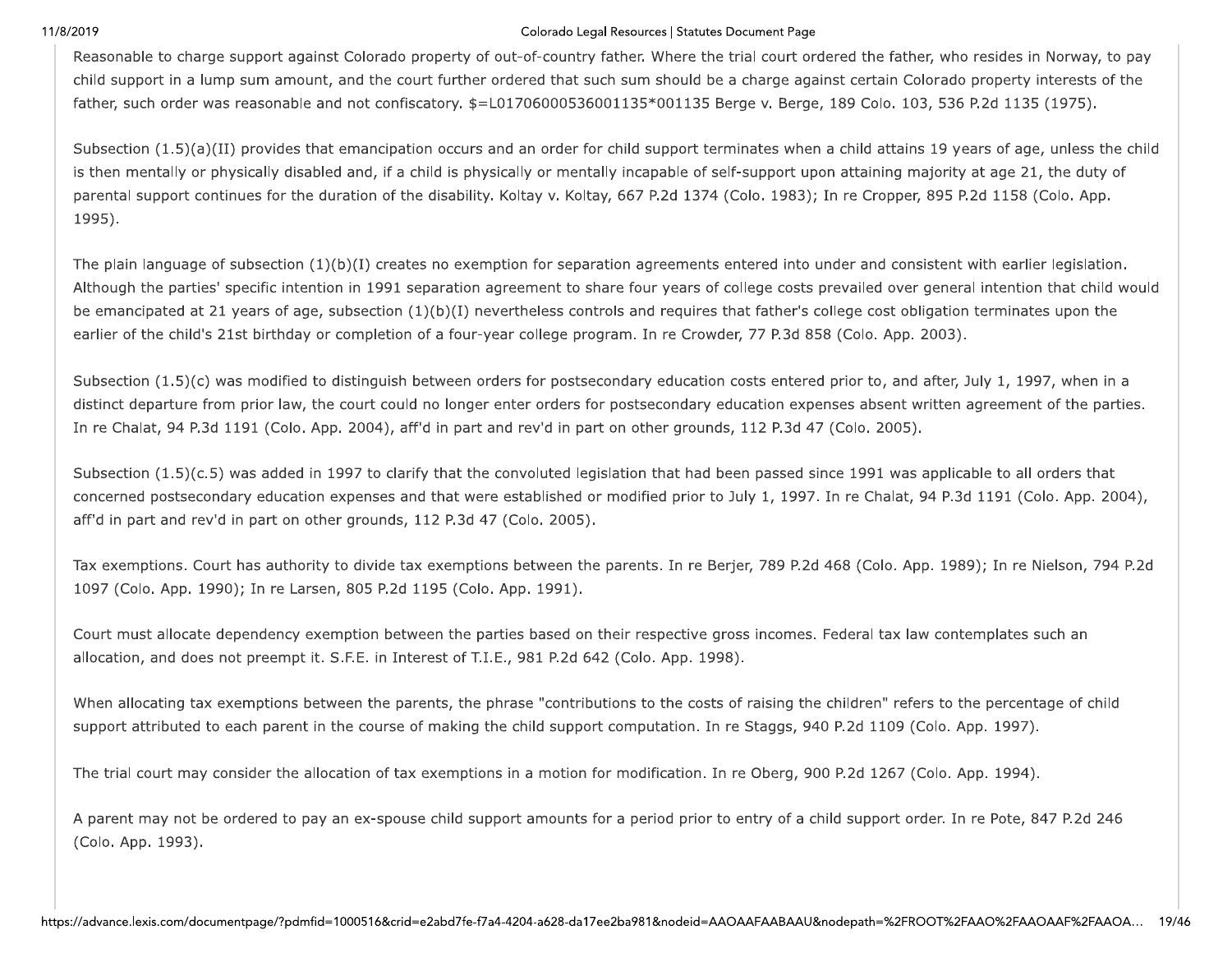Reasonable to charge support against Colorado property of out-of-country father. Where the trial court ordered the father, who resides in Norway, to pay child support in a lump sum amount, and the court further ordered that such sum should be a charge against certain Colorado property interests of the father, such order was reasonable and not confiscatory. $=L01706000536001135*001135 Berge v. Berge, 189 Colo. 103, 536 P.2d 1135 (1975).

Subsection (1.5)(a)(II) provides that emancipation occurs and an order for child support terminates when a child attains 19 years of age, unless the child is then mentally or physically disabled and, if a child is physically or mentally incapable of self-support upon attaining majority at age 21, the duty of parental support continues for the duration of the disability. Koltay v. Koltay, 667 P.2d 1374 (Colo. 1983); In re Cropper, 895 P.2d 1158 (Colo. App. 1995).

The plain language of subsection (1)(b)(I) creates no exemption for separation agreements entered into under and consistent with earlier legislation. Although the parties' specific intention in 1991 separation agreement to share four years of college costs prevailed over general intention that child would be emancipated at 21 years of age, subsection (1)(b)(I) nevertheless controls and requires that father's college cost obligation terminates upon the earlier of the child's 21st birthday or completion of a four-year college program. In re Crowder, 77 P.3d 858 (Colo. App. 2003).

Subsection (1.5)(c) was modified to distinguish between orders for postsecondary education costs entered prior to, and after, July 1, 1997, when in a distinct departure from prior law, the court could no longer enter orders for postsecondary education expenses absent written agreement of the parties. In re Chalat, 94 P.3d 1191 (Colo. App. 2004), aff'd in part and rev'd in part on other grounds, 112 P.3d 47 (Colo. 2005).

Subsection (1.5)(c.5) was added in 1997 to clarify that the convoluted legislation that had been passed since 1991 was applicable to all orders that concerned postsecondary education expenses and that were established or modified prior to July 1, 1997. In re Chalat, 94 P.3d 1191 (Colo. App. 2004), aff'd in part and rev'd in part on other grounds, 112 P.3d 47 (Colo. 2005).

Tax exemptions. Court has authority to divide tax exemptions between the parents. In re Berjer, 789 P.2d 468 (Colo. App. 1989); In re Nielson, 794 P.2d 1097 (Colo. App. 1990); In re Larsen, 805 P.2d 1195 (Colo. App. 1991).

Court must allocate dependency exemption between the parties based on their respective gross incomes. Federal tax law contemplates such an allocation, and does not preempt it. S.F.E. in Interest of T.I.E., 981 P.2d 642 (Colo. App. 1998).

When allocating tax exemptions between the parents, the phrase "contributions to the costs of raising the children" refers to the percentage of child support attributed to each parent in the course of making the child support computation. In re Staggs, 940 P.2d 1109 (Colo. App. 1997).

The trial court may consider the allocation of tax exemptions in a motion for modification. In re Oberg, 900 P.2d 1267 (Colo. App. 1994).

A parent may not be ordered to pay an ex-spouse child support amounts for a period prior to entry of a child support order. In re Pote, 847 P.2d 246 (Colo. App. 1993).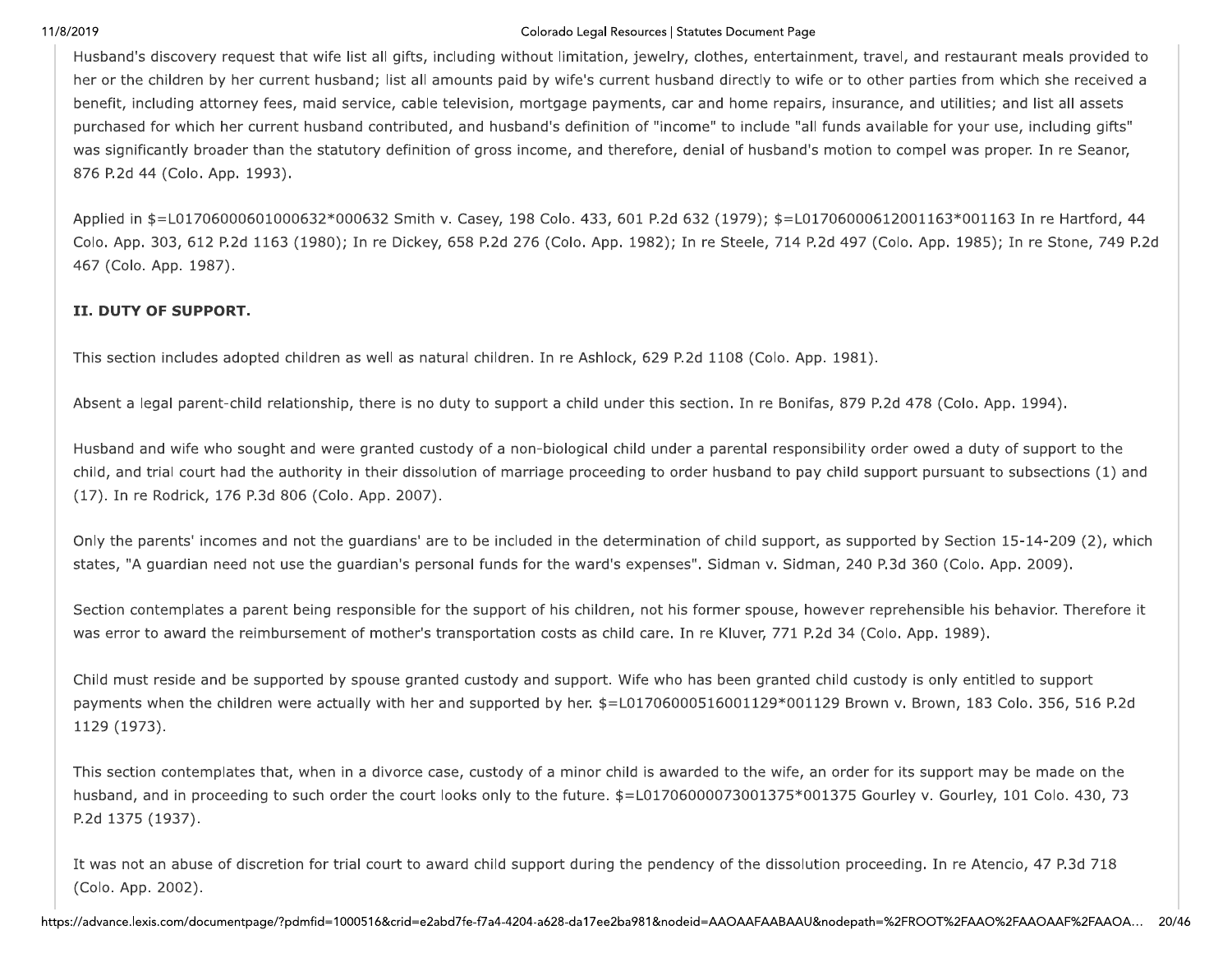Husband's discovery request that wife list all gifts, including without limitation, jewelry, clothes, entertainment, travel, and restaurant meals provided to her or the children by her current husband; list all amounts paid by wife's current husband directly to wife or to other parties from which she received a benefit, including attorney fees, maid service, cable television, mortgage payments, car and home repairs, insurance, and utilities; and list all assets purchased for which her current husband contributed, and husband's definition of "income" to include "all funds available for your use, including gifts" was significantly broader than the statutory definition of gross income, and therefore, denial of husband's motion to compel was proper. In re Seanor, 876 P.2d 44 (Colo. App. 1993).

Applied in $=L01706000601000632*000632 Smith v. Casey, 198 Colo. 433, 601 P.2d 632 (1979); $=L01706000612001163*001163 In re Hartford, 44 Colo. App. 303, 612 P.2d 1163 (1980); In re Dickey, 658 P.2d 276 (Colo. App. 1982); In re Steele, 714 P.2d 497 (Colo. App. 1985); In re Stone, 749 P.2d 467 (Colo. App. 1987).

**II. DUTY OF SUPPORT.**

This section includes adopted children as well as natural children. In re Ashlock, 629 P.2d 1108 (Colo. App. 1981).

Absent a legal parent-child relationship, there is no duty to support a child under this section. In re Bonifas, 879 P.2d 478 (Colo. App. 1994).

Husband and wife who sought and were granted custody of a non-biological child under a parental responsibility order owed a duty of support to the child, and trial court had the authority in their dissolution of marriage proceeding to order husband to pay child support pursuant to subsections (1) and (17). In re Rodrick, 176 P.3d 806 (Colo. App. 2007).

Only the parents' incomes and not the guardians' are to be included in the determination of child support, as supported by Section 15-14-209 (2), which states, "A guardian need not use the guardian's personal funds for the ward's expenses". Sidman v. Sidman, 240 P.3d 360 (Colo. App. 2009).

Section contemplates a parent being responsible for the support of his children, not his former spouse, however reprehensible his behavior. Therefore it was error to award the reimbursement of mother's transportation costs as child care. In re Kluver, 771 P.2d 34 (Colo. App. 1989).

Child must reside and be supported by spouse granted custody and support. Wife who has been granted child custody is only entitled to support payments when the children were actually with her and supported by her. $=L01706000516001129*001129 Brown v. Brown, 183 Colo. 356, 516 P.2d 1129 (1973).

This section contemplates that, when in a divorce case, custody of a minor child is awarded to the wife, an order for its support may be made on the husband, and in proceeding to such order the court looks only to the future. $=L01706000073001375*001375 Gourley v. Gourley, 101 Colo. 430, 73 P.2d 1375 (1937).

It was not an abuse of discretion for trial court to award child support during the pendency of the dissolution proceeding. In re Atencio, 47 P.3d 718 (Colo. App. 2002).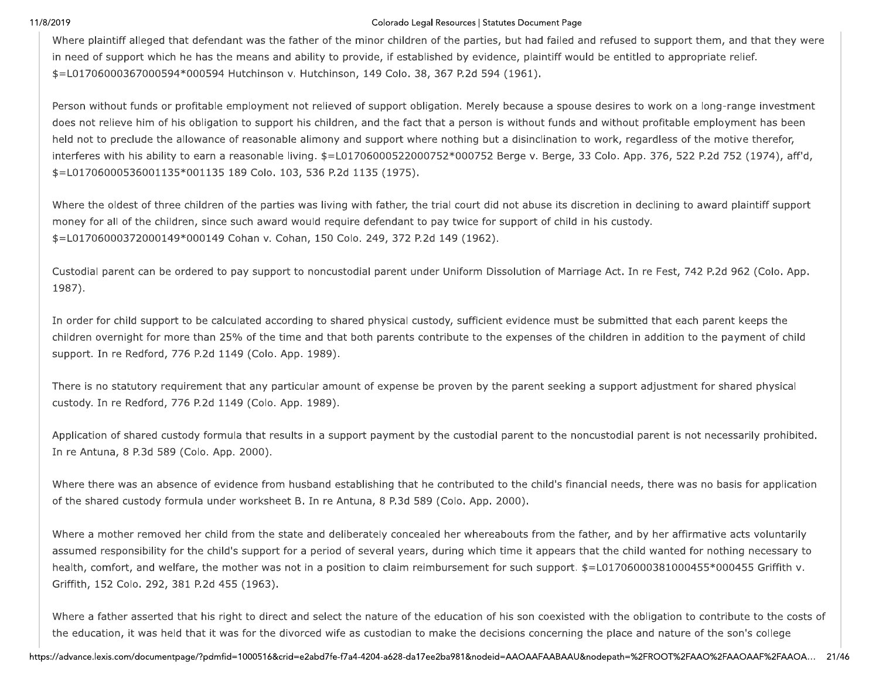Where plaintiff alleged that defendant was the father of the minor children of the parties, but had failed and refused to support them, and that they were in need of support which he has the means and ability to provide, if established by evidence, plaintiff would be entitled to appropriate relief. $=L01706000367000594*000594 Hutchinson v. Hutchinson, 149 Colo. 38, 367 P.2d 594 (1961).

Person without funds or profitable employment not relieved of support obligation. Merely because a spouse desires to work on a long-range investment does not relieve him of his obligation to support his children, and the fact that a person is without funds and without profitable employment has been held not to preclude the allowance of reasonable alimony and support where nothing but a disinclination to work, regardless of the motive therefor, interferes with his ability to earn a reasonable living. $=L01706000522000752*000752 Berge v. Berge, 33 Colo. App. 376, 522 P.2d 752 (1974), aff'd, $=L01706000536001135*001135 189 Colo. 103, 536 P.2d 1135 (1975).

Where the oldest of three children of the parties was living with father, the trial court did not abuse its discretion in declining to award plaintiff support money for all of the children, since such award would require defendant to pay twice for support of child in his custody. $=L01706000372000149*000149 Cohan v. Cohan, 150 Colo. 249, 372 P.2d 149 (1962).

Custodial parent can be ordered to pay support to noncustodial parent under Uniform Dissolution of Marriage Act. In re Fest, 742 P.2d 962 (Colo. App. 1987).

In order for child support to be calculated according to shared physical custody, sufficient evidence must be submitted that each parent keeps the children overnight for more than 25% of the time and that both parents contribute to the expenses of the children in addition to the payment of child support. In re Redford, 776 P.2d 1149 (Colo. App. 1989).

There is no statutory requirement that any particular amount of expense be proven by the parent seeking a support adjustment for shared physical custody. In re Redford, 776 P.2d 1149 (Colo. App. 1989).

Application of shared custody formula that results in a support payment by the custodial parent to the noncustodial parent is not necessarily prohibited. In re Antuna, 8 P.3d 589 (Colo. App. 2000).

Where there was an absence of evidence from husband establishing that he contributed to the child's financial needs, there was no basis for application of the shared custody formula under worksheet B. In re Antuna, 8 P.3d 589 (Colo. App. 2000).

Where a mother removed her child from the state and deliberately concealed her whereabouts from the father, and by her affirmative acts voluntarily assumed responsibility for the child's support for a period of several years, during which time it appears that the child wanted for nothing necessary to health, comfort, and welfare, the mother was not in a position to claim reimbursement for such support. $=L01706000381000455*000455 Griffith v. Griffith, 152 Colo. 292, 381 P.2d 455 (1963).

Where a father asserted that his right to direct and select the nature of the education of his son coexisted with the obligation to contribute to the costs of the education, it was held that it was for the divorced wife as custodian to make the decisions concerning the place and nature of the son's college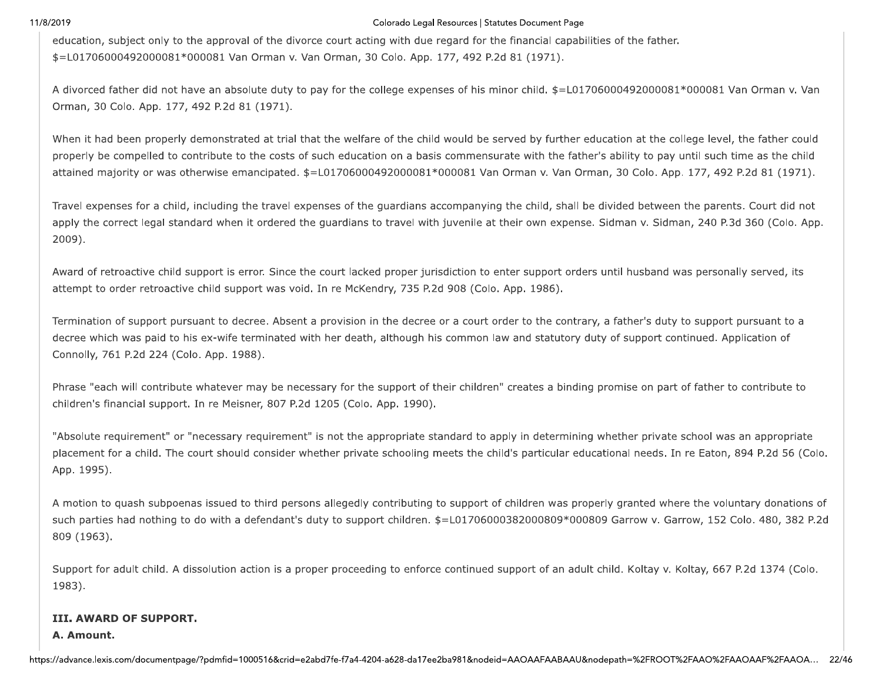education, subject only to the approval of the divorce court acting with due regard for the financial capabilities of the father. $=L01706000492000081*000081 Van Orman v. Van Orman, 30 Colo. App. 177, 492 P.2d 81 (1971).

A divorced father did not have an absolute duty to pay for the college expenses of his minor child. $=L01706000492000081*000081 Van Orman v. Van Orman, 30 Colo. App. 177, 492 P.2d 81 (1971).

When it had been properly demonstrated at trial that the welfare of the child would be served by further education at the college level, the father could properly be compelled to contribute to the costs of such education on a basis commensurate with the father's ability to pay until such time as the child attained majority or was otherwise emancipated. $=L01706000492000081*000081 Van Orman v. Van Orman, 30 Colo. App. 177, 492 P.2d 81 (1971).

Travel expenses for a child, including the travel expenses of the guardians accompanying the child, shall be divided between the parents. Court did not apply the correct legal standard when it ordered the guardians to travel with juvenile at their own expense. Sidman v. Sidman, 240 P.3d 360 (Colo. App. 2009).

Award of retroactive child support is error. Since the court lacked proper jurisdiction to enter support orders until husband was personally served, its attempt to order retroactive child support was void. In re McKendry, 735 P.2d 908 (Colo. App. 1986).

Termination of support pursuant to decree. Absent a provision in the decree or a court order to the contrary, a father's duty to support pursuant to a decree which was paid to his ex-wife terminated with her death, although his common law and statutory duty of support continued. Application of Connolly, 761 P.2d 224 (Colo. App. 1988).

Phrase "each will contribute whatever may be necessary for the support of their children" creates a binding promise on part of father to contribute to children's financial support. In re Meisner, 807 P.2d 1205 (Colo. App. 1990).

"Absolute requirement" or "necessary requirement" is not the appropriate standard to apply in determining whether private school was an appropriate placement for a child. The court should consider whether private schooling meets the child's particular educational needs. In re Eaton, 894 P.2d 56 (Colo. App. 1995).

A motion to quash subpoenas issued to third persons allegedly contributing to support of children was properly granted where the voluntary donations of such parties had nothing to do with a defendant's duty to support children. $=L01706000382000809*000809 Garrow v. Garrow, 152 Colo. 480, 382 P.2d 809 (1963).

Support for adult child. A dissolution action is a proper proceeding to enforce continued support of an adult child. Koltay v. Koltay, 667 P.2d 1374 (Colo. 1983).

**III. AWARD OF SUPPORT.**

**A. Amount.**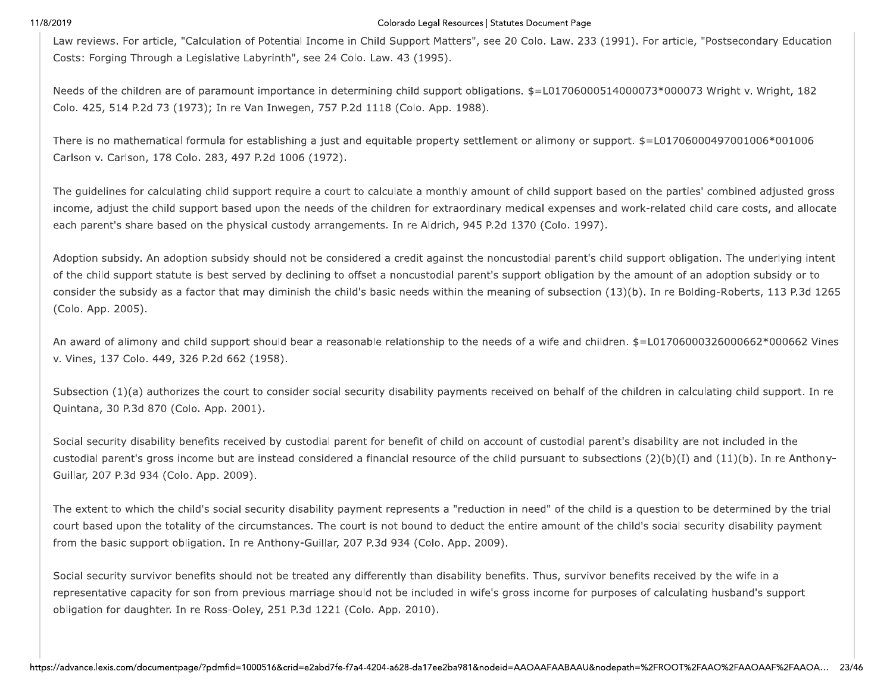Law reviews. For article, "Calculation of Potential Income in Child Support Matters", see 20 Colo. Law. 233 (1991). For article, "Postsecondary Education Costs: Forging Through a Legislative Labyrinth", see 24 Colo. Law. 43 (1995).

Needs of the children are of paramount importance in determining child support obligations. $=L01706000514000073*000073 Wright v. Wright, 182 Colo. 425, 514 P.2d 73 (1973); In re Van Inwegen, 757 P.2d 1118 (Colo. App. 1988).

There is no mathematical formula for establishing a just and equitable property settlement or alimony or support. $=L01706000497001006*001006 Carlson v. Carlson, 178 Colo. 283, 497 P.2d 1006 (1972).

The guidelines for calculating child support require a court to calculate a monthly amount of child support based on the parties' combined adjusted gross income, adjust the child support based upon the needs of the children for extraordinary medical expenses and work-related child care costs, and allocate each parent's share based on the physical custody arrangements. In re Aldrich, 945 P.2d 1370 (Colo. 1997).

Adoption subsidy. An adoption subsidy should not be considered a credit against the noncustodial parent's child support obligation. The underlying intent of the child support statute is best served by declining to offset a noncustodial parent's support obligation by the amount of an adoption subsidy or to consider the subsidy as a factor that may diminish the child's basic needs within the meaning of subsection (13)(b). In re Bolding-Roberts, 113 P.3d 1265 (Colo. App. 2005).

An award of alimony and child support should bear a reasonable relationship to the needs of a wife and children. $=L01706000326000662*000662 Vines v. Vines, 137 Colo. 449, 326 P.2d 662 (1958).

Subsection (1)(a) authorizes the court to consider social security disability payments received on behalf of the children in calculating child support. In re Quintana, 30 P.3d 870 (Colo. App. 2001).

Social security disability benefits received by custodial parent for benefit of child on account of custodial parent's disability are not included in the custodial parent's gross income but are instead considered a financial resource of the child pursuant to subsections (2)(b)(I) and (11)(b). In re Anthony-Guillar, 207 P.3d 934 (Colo. App. 2009).

The extent to which the child's social security disability payment represents a "reduction in need" of the child is a question to be determined by the trial court based upon the totality of the circumstances. The court is not bound to deduct the entire amount of the child's social security disability payment from the basic support obligation. In re Anthony-Guillar, 207 P.3d 934 (Colo. App. 2009).

Social security survivor benefits should not be treated any differently than disability benefits. Thus, survivor benefits received by the wife in a representative capacity for son from previous marriage should not be included in wife's gross income for purposes of calculating husband's support obligation for daughter. In re Ross-Ooley, 251 P.3d 1221 (Colo. App. 2010).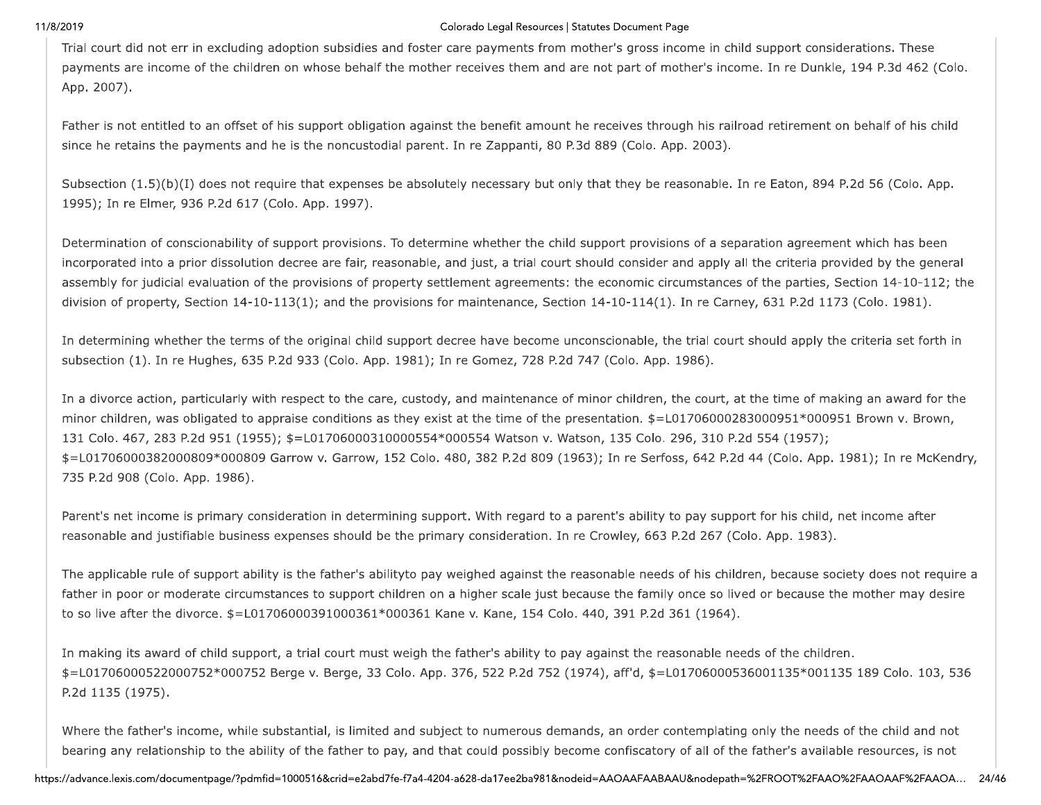Trial court did not err in excluding adoption subsidies and foster care payments from mother's gross income in child support considerations. These payments are income of the children on whose behalf the mother receives them and are not part of mother's income. In re Dunkle, 194 P.3d 462 (Colo. App. 2007).

Father is not entitled to an offset of his support obligation against the benefit amount he receives through his railroad retirement on behalf of his child since he retains the payments and he is the noncustodial parent. In re Zappanti, 80 P.3d 889 (Colo. App. 2003).

Subsection (1.5)(b)(I) does not require that expenses be absolutely necessary but only that they be reasonable. In re Eaton, 894 P.2d 56 (Colo. App. 1995); In re Elmer, 936 P.2d 617 (Colo. App. 1997).

Determination of conscionability of support provisions. To determine whether the child support provisions of a separation agreement which has been incorporated into a prior dissolution decree are fair, reasonable, and just, a trial court should consider and apply all the criteria provided by the general assembly for judicial evaluation of the provisions of property settlement agreements: the economic circumstances of the parties, Section 14-10-112; the division of property, Section 14-10-113(1); and the provisions for maintenance, Section 14-10-114(1). In re Carney, 631 P.2d 1173 (Colo. 1981).

In determining whether the terms of the original child support decree have become unconscionable, the trial court should apply the criteria set forth in subsection (1). In re Hughes, 635 P.2d 933 (Colo. App. 1981); In re Gomez, 728 P.2d 747 (Colo. App. 1986).

In a divorce action, particularly with respect to the care, custody, and maintenance of minor children, the court, at the time of making an award for the minor children, was obligated to appraise conditions as they exist at the time of the presentation. $=L01706000283000951*000951 Brown v. Brown, 131 Colo. 467, 283 P.2d 951 (1955); $=L01706000310000554*000554 Watson v. Watson, 135 Colo. 296, 310 P.2d 554 (1957); $=L01706000382000809*000809 Garrow v. Garrow, 152 Colo. 480, 382 P.2d 809 (1963); In re Serfoss, 642 P.2d 44 (Colo. App. 1981); In re McKendry, 735 P.2d 908 (Colo. App. 1986).

Parent's net income is primary consideration in determining support. With regard to a parent's ability to pay support for his child, net income after reasonable and justifiable business expenses should be the primary consideration. In re Crowley, 663 P.2d 267 (Colo. App. 1983).

The applicable rule of support ability is the father's abilityto pay weighed against the reasonable needs of his children, because society does not require a father in poor or moderate circumstances to support children on a higher scale just because the family once so lived or because the mother may desire to so live after the divorce. $=L01706000391000361*000361 Kane v. Kane, 154 Colo. 440, 391 P.2d 361 (1964).

In making its award of child support, a trial court must weigh the father's ability to pay against the reasonable needs of the children. $=L01706000522000752*000752 Berge v. Berge, 33 Colo. App. 376, 522 P.2d 752 (1974), aff'd, $=L01706000536001135*001135 189 Colo. 103, 536 P.2d 1135 (1975).

Where the father's income, while substantial, is limited and subject to numerous demands, an order contemplating only the needs of the child and not bearing any relationship to the ability of the father to pay, and that could possibly become confiscatory of all of the father's available resources, is not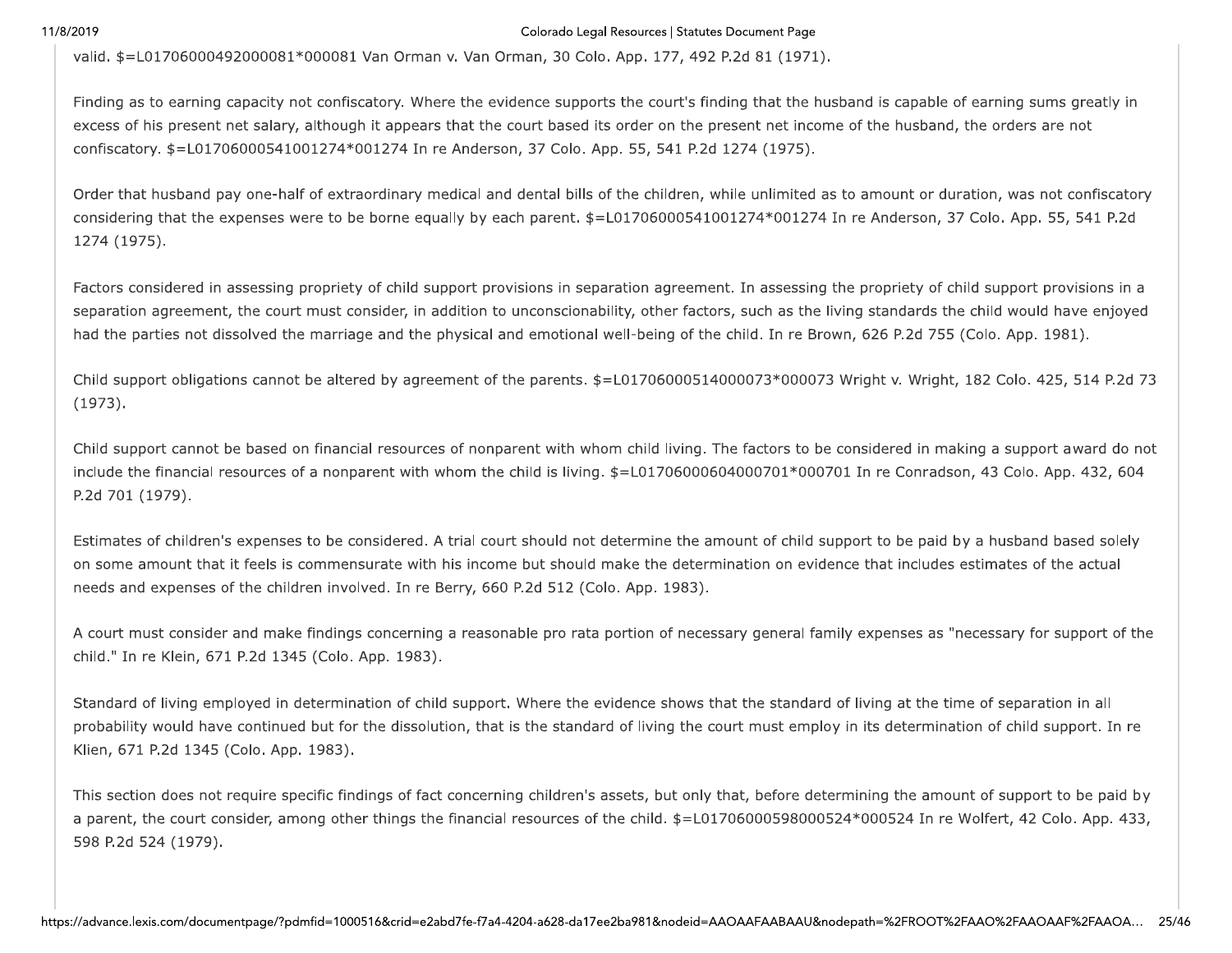valid. $=L01706000492000081*000081 Van Orman v. Van Orman, 30 Colo. App. 177, 492 P.2d 81 (1971).

Finding as to earning capacity not confiscatory. Where the evidence supports the court's finding that the husband is capable of earning sums greatly in excess of his present net salary, although it appears that the court based its order on the present net income of the husband, the orders are not confiscatory. $=L01706000541001274*001274 In re Anderson, 37 Colo. App. 55, 541 P.2d 1274 (1975).

Order that husband pay one-half of extraordinary medical and dental bills of the children, while unlimited as to amount or duration, was not confiscatory considering that the expenses were to be borne equally by each parent. $=L01706000541001274*001274 In re Anderson, 37 Colo. App. 55, 541 P.2d 1274 (1975).

Factors considered in assessing propriety of child support provisions in separation agreement. In assessing the propriety of child support provisions in a separation agreement, the court must consider, in addition to unconscionability, other factors, such as the living standards the child would have enjoyed had the parties not dissolved the marriage and the physical and emotional well-being of the child. In re Brown, 626 P.2d 755 (Colo. App. 1981).

Child support obligations cannot be altered by agreement of the parents. $=L01706000514000073*000073 Wright v. Wright, 182 Colo. 425, 514 P.2d 73 (1973).

Child support cannot be based on financial resources of nonparent with whom child living. The factors to be considered in making a support award do not include the financial resources of a nonparent with whom the child is living. $=L01706000604000701*000701 In re Conradson, 43 Colo. App. 432, 604 P.2d 701 (1979).

Estimates of children's expenses to be considered. A trial court should not determine the amount of child support to be paid by a husband based solely on some amount that it feels is commensurate with his income but should make the determination on evidence that includes estimates of the actual needs and expenses of the children involved. In re Berry, 660 P.2d 512 (Colo. App. 1983).

A court must consider and make findings concerning a reasonable pro rata portion of necessary general family expenses as "necessary for support of the child." In re Klein, 671 P.2d 1345 (Colo. App. 1983).

Standard of living employed in determination of child support. Where the evidence shows that the standard of living at the time of separation in all probability would have continued but for the dissolution, that is the standard of living the court must employ in its determination of child support. In re Klien, 671 P.2d 1345 (Colo. App. 1983).

This section does not require specific findings of fact concerning children's assets, but only that, before determining the amount of support to be paid by a parent, the court consider, among other things the financial resources of the child. $=L01706000598000524*000524 In re Wolfert, 42 Colo. App. 433, 598 P.2d 524 (1979).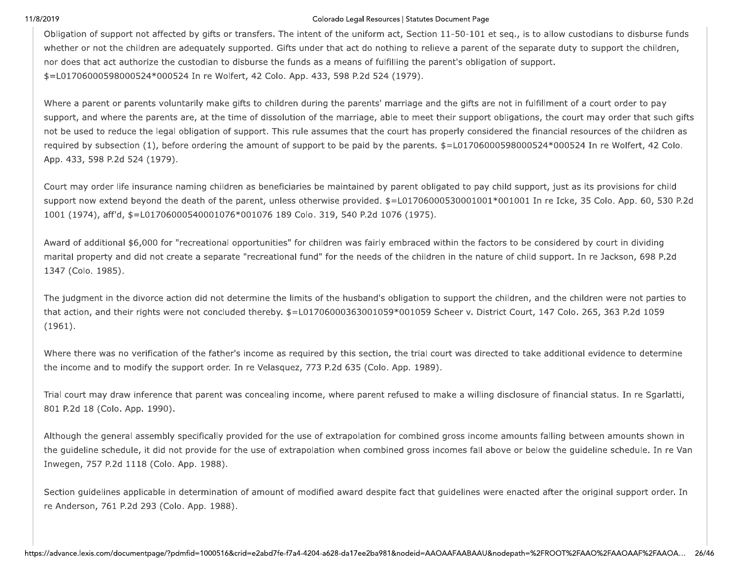Obligation of support not affected by gifts or transfers. The intent of the uniform act, Section 11-50-101 et seq., is to allow custodians to disburse funds whether or not the children are adequately supported. Gifts under that act do nothing to relieve a parent of the separate duty to support the children, nor does that act authorize the custodian to disburse the funds as a means of fulfilling the parent's obligation of support. $=L01706000598000524*000524 In re Wolfert, 42 Colo. App. 433, 598 P.2d 524 (1979).

Where a parent or parents voluntarily make gifts to children during the parents' marriage and the gifts are not in fulfillment of a court order to pay support, and where the parents are, at the time of dissolution of the marriage, able to meet their support obligations, the court may order that such gifts not be used to reduce the legal obligation of support. This rule assumes that the court has properly considered the financial resources of the children as required by subsection (1), before ordering the amount of support to be paid by the parents. $=L01706000598000524*000524 In re Wolfert, 42 Colo. App. 433, 598 P.2d 524 (1979).

Court may order life insurance naming children as beneficiaries be maintained by parent obligated to pay child support, just as its provisions for child support now extend beyond the death of the parent, unless otherwise provided. $=L01706000530001001*001001 In re Icke, 35 Colo. App. 60, 530 P.2d 1001 (1974), aff'd, $=L01706000540001076*001076 189 Colo. 319, 540 P.2d 1076 (1975).

Award of additional $6,000 for "recreational opportunities" for children was fairly embraced within the factors to be considered by court in dividing marital property and did not create a separate "recreational fund" for the needs of the children in the nature of child support. In re Jackson, 698 P.2d 1347 (Colo. 1985).

The judgment in the divorce action did not determine the limits of the husband's obligation to support the children, and the children were not parties to that action, and their rights were not concluded thereby. $=L01706000363001059*001059 Scheer v. District Court, 147 Colo. 265, 363 P.2d 1059 (1961).

Where there was no verification of the father's income as required by this section, the trial court was directed to take additional evidence to determine the income and to modify the support order. In re Velasquez, 773 P.2d 635 (Colo. App. 1989).

Trial court may draw inference that parent was concealing income, where parent refused to make a willing disclosure of financial status. In re Sgarlatti, 801 P.2d 18 (Colo. App. 1990).

Although the general assembly specifically provided for the use of extrapolation for combined gross income amounts falling between amounts shown in the guideline schedule, it did not provide for the use of extrapolation when combined gross incomes fall above or below the guideline schedule. In re Van Inwegen, 757 P.2d 1118 (Colo. App. 1988).

Section guidelines applicable in determination of amount of modified award despite fact that guidelines were enacted after the original support order. In re Anderson, 761 P.2d 293 (Colo. App. 1988).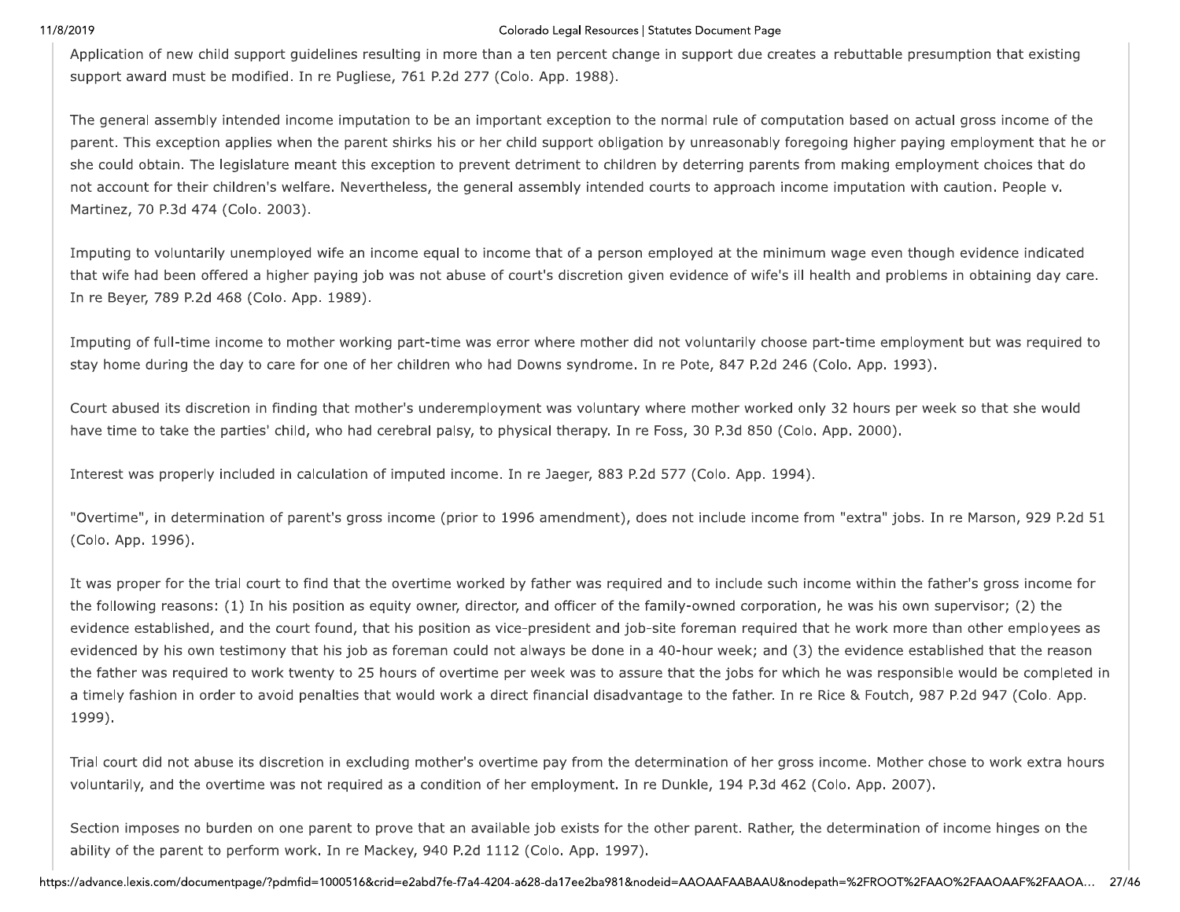Application of new child support guidelines resulting in more than a ten percent change in support due creates a rebuttable presumption that existing support award must be modified. In re Pugliese, 761 P.2d 277 (Colo. App. 1988).

The general assembly intended income imputation to be an important exception to the normal rule of computation based on actual gross income of the parent. This exception applies when the parent shirks his or her child support obligation by unreasonably foregoing higher paying employment that he or she could obtain. The legislature meant this exception to prevent detriment to children by deterring parents from making employment choices that do not account for their children's welfare. Nevertheless, the general assembly intended courts to approach income imputation with caution. People v. Martinez, 70 P.3d 474 (Colo. 2003).

Imputing to voluntarily unemployed wife an income equal to income that of a person employed at the minimum wage even though evidence indicated that wife had been offered a higher paying job was not abuse of court's discretion given evidence of wife's ill health and problems in obtaining day care. In re Beyer, 789 P.2d 468 (Colo. App. 1989).

Imputing of full-time income to mother working part-time was error where mother did not voluntarily choose part-time employment but was required to stay home during the day to care for one of her children who had Downs syndrome. In re Pote, 847 P.2d 246 (Colo. App. 1993).

Court abused its discretion in finding that mother's underemployment was voluntary where mother worked only 32 hours per week so that she would have time to take the parties' child, who had cerebral palsy, to physical therapy. In re Foss, 30 P.3d 850 (Colo. App. 2000).

Interest was properly included in calculation of imputed income. In re Jaeger, 883 P.2d 577 (Colo. App. 1994).

"Overtime", in determination of parent's gross income (prior to 1996 amendment), does not include income from "extra" jobs. In re Marson, 929 P.2d 51 (Colo. App. 1996).

It was proper for the trial court to find that the overtime worked by father was required and to include such income within the father's gross income for the following reasons: (1) In his position as equity owner, director, and officer of the family-owned corporation, he was his own supervisor; (2) the evidence established, and the court found, that his position as vice-president and job-site foreman required that he work more than other employees as evidenced by his own testimony that his job as foreman could not always be done in a 40-hour week; and (3) the evidence established that the reason the father was required to work twenty to 25 hours of overtime per week was to assure that the jobs for which he was responsible would be completed in a timely fashion in order to avoid penalties that would work a direct financial disadvantage to the father. In re Rice & Foutch, 987 P.2d 947 (Colo. App. 1999).

Trial court did not abuse its discretion in excluding mother's overtime pay from the determination of her gross income. Mother chose to work extra hours voluntarily, and the overtime was not required as a condition of her employment. In re Dunkle, 194 P.3d 462 (Colo. App. 2007).

Section imposes no burden on one parent to prove that an available job exists for the other parent. Rather, the determination of income hinges on the ability of the parent to perform work. In re Mackey, 940 P.2d 1112 (Colo. App. 1997).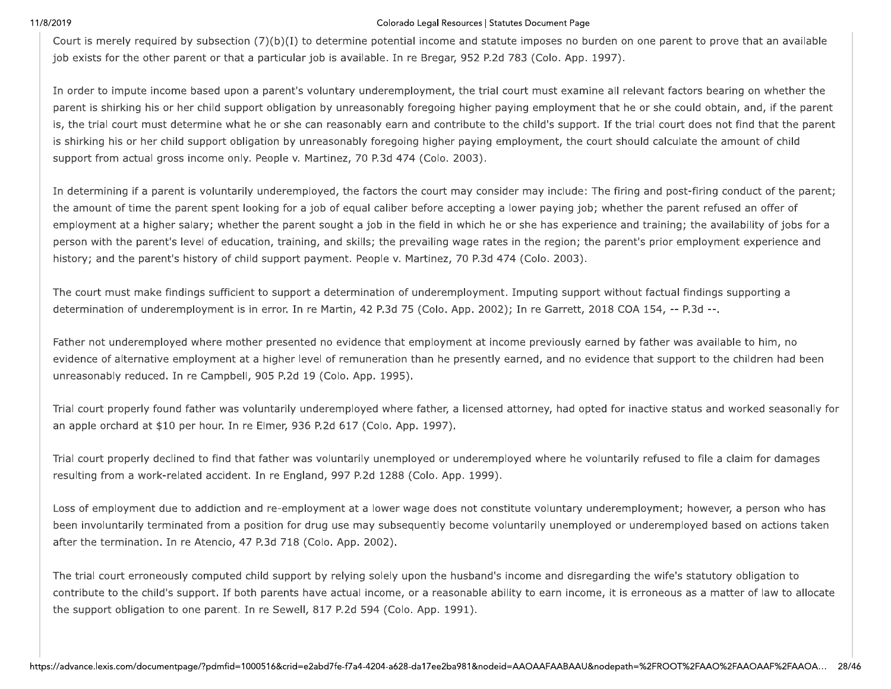Court is merely required by subsection (7)(b)(I) to determine potential income and statute imposes no burden on one parent to prove that an available job exists for the other parent or that a particular job is available. In re Bregar, 952 P.2d 783 (Colo. App. 1997).

In order to impute income based upon a parent's voluntary underemployment, the trial court must examine all relevant factors bearing on whether the parent is shirking his or her child support obligation by unreasonably foregoing higher paying employment that he or she could obtain, and, if the parent is, the trial court must determine what he or she can reasonably earn and contribute to the child's support. If the trial court does not find that the parent is shirking his or her child support obligation by unreasonably foregoing higher paying employment, the court should calculate the amount of child support from actual gross income only. People v. Martinez, 70 P.3d 474 (Colo. 2003).

In determining if a parent is voluntarily underemployed, the factors the court may consider may include: The firing and post-firing conduct of the parent; the amount of time the parent spent looking for a job of equal caliber before accepting a lower paying job; whether the parent refused an offer of employment at a higher salary; whether the parent sought a job in the field in which he or she has experience and training; the availability of jobs for a person with the parent's level of education, training, and skills; the prevailing wage rates in the region; the parent's prior employment experience and history; and the parent's history of child support payment. People v. Martinez, 70 P.3d 474 (Colo. 2003).

The court must make findings sufficient to support a determination of underemployment. Imputing support without factual findings supporting a determination of underemployment is in error. In re Martin, 42 P.3d 75 (Colo. App. 2002); In re Garrett, 2018 COA 154, -- P.3d --.

Father not underemployed where mother presented no evidence that employment at income previously earned by father was available to him, no evidence of alternative employment at a higher level of remuneration than he presently earned, and no evidence that support to the children had been unreasonably reduced. In re Campbell, 905 P.2d 19 (Colo. App. 1995).

Trial court properly found father was voluntarily underemployed where father, a licensed attorney, had opted for inactive status and worked seasonally for an apple orchard at $10 per hour. In re Elmer, 936 P.2d 617 (Colo. App. 1997).

Trial court properly declined to find that father was voluntarily unemployed or underemployed where he voluntarily refused to file a claim for damages resulting from a work-related accident. In re England, 997 P.2d 1288 (Colo. App. 1999).

Loss of employment due to addiction and re-employment at a lower wage does not constitute voluntary underemployment; however, a person who has been involuntarily terminated from a position for drug use may subsequently become voluntarily unemployed or underemployed based on actions taken after the termination. In re Atencio, 47 P.3d 718 (Colo. App. 2002).

The trial court erroneously computed child support by relying solely upon the husband's income and disregarding the wife's statutory obligation to contribute to the child's support. If both parents have actual income, or a reasonable ability to earn income, it is erroneous as a matter of law to allocate the support obligation to one parent. In re Sewell, 817 P.2d 594 (Colo. App. 1991).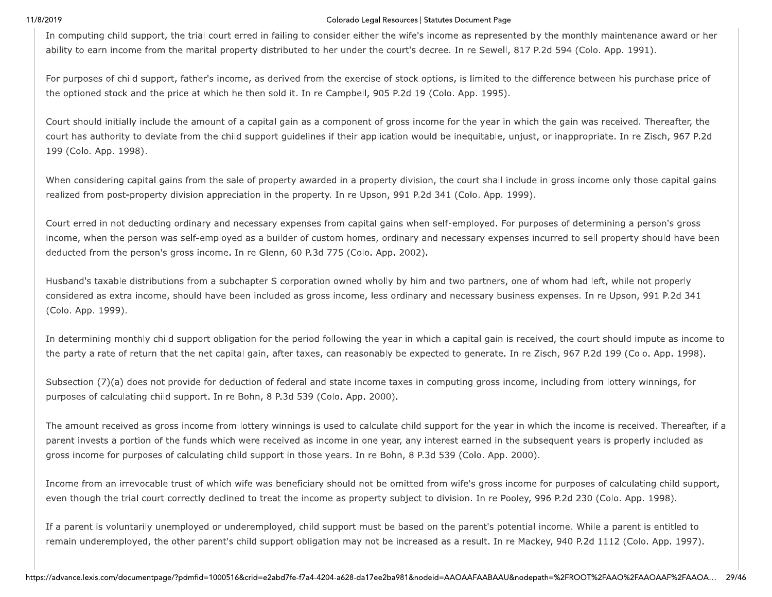In computing child support, the trial court erred in failing to consider either the wife's income as represented by the monthly maintenance award or her ability to earn income from the marital property distributed to her under the court's decree. In re Sewell, 817 P.2d 594 (Colo. App. 1991).

For purposes of child support, father's income, as derived from the exercise of stock options, is limited to the difference between his purchase price of the optioned stock and the price at which he then sold it. In re Campbell, 905 P.2d 19 (Colo. App. 1995).

Court should initially include the amount of a capital gain as a component of gross income for the year in which the gain was received. Thereafter, the court has authority to deviate from the child support guidelines if their application would be inequitable, unjust, or inappropriate. In re Zisch, 967 P.2d 199 (Colo. App. 1998).

When considering capital gains from the sale of property awarded in a property division, the court shall include in gross income only those capital gains realized from post-property division appreciation in the property. In re Upson, 991 P.2d 341 (Colo. App. 1999).

Court erred in not deducting ordinary and necessary expenses from capital gains when self-employed. For purposes of determining a person's gross income, when the person was self-employed as a builder of custom homes, ordinary and necessary expenses incurred to sell property should have been deducted from the person's gross income. In re Glenn, 60 P.3d 775 (Colo. App. 2002).

Husband's taxable distributions from a subchapter S corporation owned wholly by him and two partners, one of whom had left, while not properly considered as extra income, should have been included as gross income, less ordinary and necessary business expenses. In re Upson, 991 P.2d 341 (Colo. App. 1999).

In determining monthly child support obligation for the period following the year in which a capital gain is received, the court should impute as income to the party a rate of return that the net capital gain, after taxes, can reasonably be expected to generate. In re Zisch, 967 P.2d 199 (Colo. App. 1998).

Subsection (7)(a) does not provide for deduction of federal and state income taxes in computing gross income, including from lottery winnings, for purposes of calculating child support. In re Bohn, 8 P.3d 539 (Colo. App. 2000).

The amount received as gross income from lottery winnings is used to calculate child support for the year in which the income is received. Thereafter, if a parent invests a portion of the funds which were received as income in one year, any interest earned in the subsequent years is properly included as gross income for purposes of calculating child support in those years. In re Bohn, 8 P.3d 539 (Colo. App. 2000).

Income from an irrevocable trust of which wife was beneficiary should not be omitted from wife's gross income for purposes of calculating child support, even though the trial court correctly declined to treat the income as property subject to division. In re Pooley, 996 P.2d 230 (Colo. App. 1998).

If a parent is voluntarily unemployed or underemployed, child support must be based on the parent's potential income. While a parent is entitled to remain underemployed, the other parent's child support obligation may not be increased as a result. In re Mackey, 940 P.2d 1112 (Colo. App. 1997).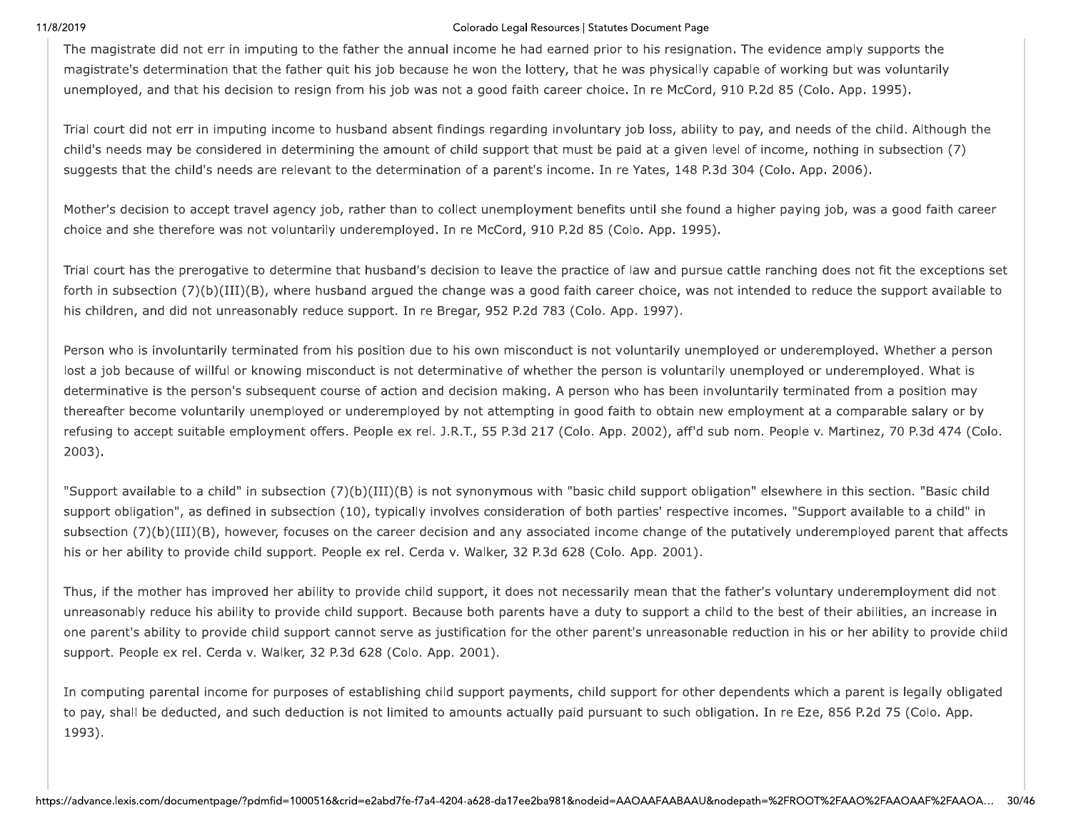The magistrate did not err in imputing to the father the annual income he had earned prior to his resignation. The evidence amply supports the magistrate's determination that the father quit his job because he won the lottery, that he was physically capable of working but was voluntarily unemployed, and that his decision to resign from his job was not a good faith career choice. In re McCord, 910 P.2d 85 (Colo. App. 1995).

Trial court did not err in imputing income to husband absent findings regarding involuntary job loss, ability to pay, and needs of the child. Although the child's needs may be considered in determining the amount of child support that must be paid at a given level of income, nothing in subsection (7) suggests that the child's needs are relevant to the determination of a parent's income. In re Yates, 148 P.3d 304 (Colo. App. 2006).

Mother's decision to accept travel agency job, rather than to collect unemployment benefits until she found a higher paying job, was a good faith career choice and she therefore was not voluntarily underemployed. In re McCord, 910 P.2d 85 (Colo. App. 1995).

Trial court has the prerogative to determine that husband's decision to leave the practice of law and pursue cattle ranching does not fit the exceptions set forth in subsection (7)(b)(III)(B), where husband argued the change was a good faith career choice, was not intended to reduce the support available to his children, and did not unreasonably reduce support. In re Bregar, 952 P.2d 783 (Colo. App. 1997).

Person who is involuntarily terminated from his position due to his own misconduct is not voluntarily unemployed or underemployed. Whether a person lost a job because of willful or knowing misconduct is not determinative of whether the person is voluntarily unemployed or underemployed. What is determinative is the person's subsequent course of action and decision making. A person who has been involuntarily terminated from a position may thereafter become voluntarily unemployed or underemployed by not attempting in good faith to obtain new employment at a comparable salary or by refusing to accept suitable employment offers. People ex rel. J.R.T., 55 P.3d 217 (Colo. App. 2002), aff'd sub nom. People v. Martinez, 70 P.3d 474 (Colo. 2003).

"Support available to a child" in subsection (7)(b)(III)(B) is not synonymous with "basic child support obligation" elsewhere in this section. "Basic child support obligation", as defined in subsection (10), typically involves consideration of both parties' respective incomes. "Support available to a child" in subsection (7)(b)(III)(B), however, focuses on the career decision and any associated income change of the putatively underemployed parent that affects his or her ability to provide child support. People ex rel. Cerda v. Walker, 32 P.3d 628 (Colo. App. 2001).

Thus, if the mother has improved her ability to provide child support, it does not necessarily mean that the father's voluntary underemployment did not unreasonably reduce his ability to provide child support. Because both parents have a duty to support a child to the best of their abilities, an increase in one parent's ability to provide child support cannot serve as justification for the other parent's unreasonable reduction in his or her ability to provide child support. People ex rel. Cerda v. Walker, 32 P.3d 628 (Colo. App. 2001).

In computing parental income for purposes of establishing child support payments, child support for other dependents which a parent is legally obligated to pay, shall be deducted, and such deduction is not limited to amounts actually paid pursuant to such obligation. In re Eze, 856 P.2d 75 (Colo. App. 1993).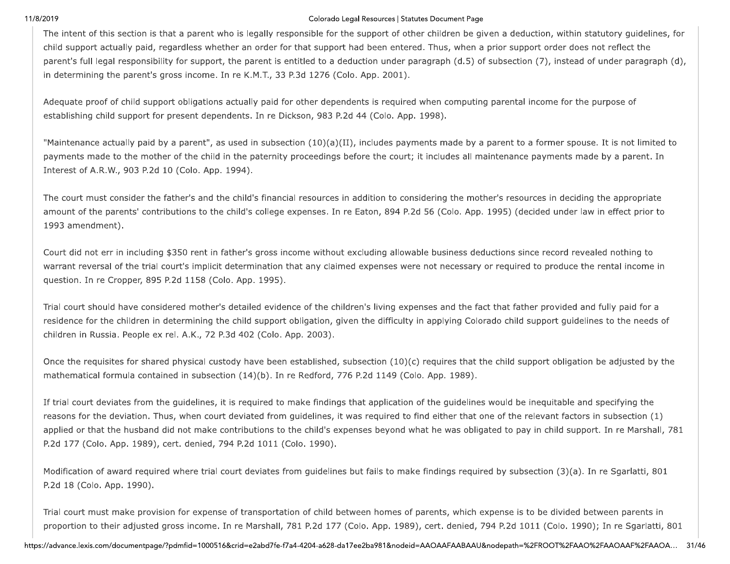The intent of this section is that a parent who is legally responsible for the support of other children be given a deduction, within statutory guidelines, for child support actually paid, regardless whether an order for that support had been entered. Thus, when a prior support order does not reflect the parent's full legal responsibility for support, the parent is entitled to a deduction under paragraph (d.5) of subsection (7), instead of under paragraph (d), in determining the parent's gross income. In re K.M.T., 33 P.3d 1276 (Colo. App. 2001).

Adequate proof of child support obligations actually paid for other dependents is required when computing parental income for the purpose of establishing child support for present dependents. In re Dickson, 983 P.2d 44 (Colo. App. 1998).

"Maintenance actually paid by a parent", as used in subsection (10)(a)(II), includes payments made by a parent to a former spouse. It is not limited to payments made to the mother of the child in the paternity proceedings before the court; it includes all maintenance payments made by a parent. In Interest of A.R.W., 903 P.2d 10 (Colo. App. 1994).

The court must consider the father's and the child's financial resources in addition to considering the mother's resources in deciding the appropriate amount of the parents' contributions to the child's college expenses. In re Eaton, 894 P.2d 56 (Colo. App. 1995) (decided under law in effect prior to 1993 amendment).

Court did not err in including $350 rent in father's gross income without excluding allowable business deductions since record revealed nothing to warrant reversal of the trial court's implicit determination that any claimed expenses were not necessary or required to produce the rental income in question. In re Cropper, 895 P.2d 1158 (Colo. App. 1995).

Trial court should have considered mother's detailed evidence of the children's living expenses and the fact that father provided and fully paid for a residence for the children in determining the child support obligation, given the difficulty in applying Colorado child support guidelines to the needs of children in Russia. People ex rel. A.K., 72 P.3d 402 (Colo. App. 2003).

Once the requisites for shared physical custody have been established, subsection (10)(c) requires that the child support obligation be adjusted by the mathematical formula contained in subsection (14)(b). In re Redford, 776 P.2d 1149 (Colo. App. 1989).

If trial court deviates from the guidelines, it is required to make findings that application of the guidelines would be inequitable and specifying the reasons for the deviation. Thus, when court deviated from guidelines, it was required to find either that one of the relevant factors in subsection (1) applied or that the husband did not make contributions to the child's expenses beyond what he was obligated to pay in child support. In re Marshall, 781 P.2d 177 (Colo. App. 1989), cert. denied, 794 P.2d 1011 (Colo. 1990).

Modification of award required where trial court deviates from guidelines but fails to make findings required by subsection (3)(a). In re Sgarlatti, 801 P.2d 18 (Colo. App. 1990).

Trial court must make provision for expense of transportation of child between homes of parents, which expense is to be divided between parents in proportion to their adjusted gross income. In re Marshall, 781 P.2d 177 (Colo. App. 1989), cert. denied, 794 P.2d 1011 (Colo. 1990); In re Sgarlatti, 801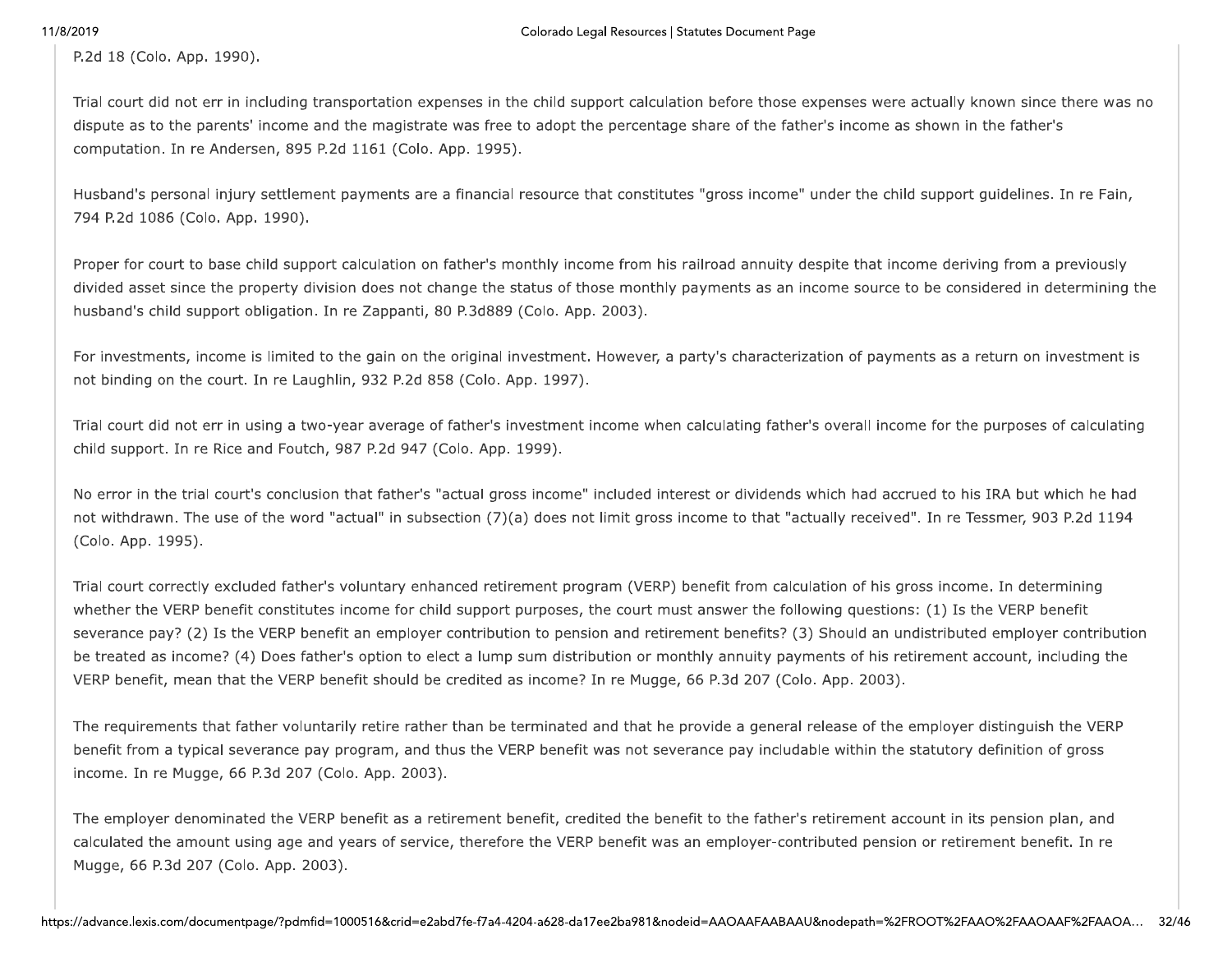P.2d 18 (Colo. App. 1990).

Trial court did not err in including transportation expenses in the child support calculation before those expenses were actually known since there was no dispute as to the parents' income and the magistrate was free to adopt the percentage share of the father's income as shown in the father's computation. In re Andersen, 895 P.2d 1161 (Colo. App. 1995).

Husband's personal injury settlement payments are a financial resource that constitutes "gross income" under the child support guidelines. In re Fain, 794 P.2d 1086 (Colo. App. 1990).

Proper for court to base child support calculation on father's monthly income from his railroad annuity despite that income deriving from a previously divided asset since the property division does not change the status of those monthly payments as an income source to be considered in determining the husband's child support obligation. In re Zappanti, 80 P.3d889 (Colo. App. 2003).

For investments, income is limited to the gain on the original investment. However, a party's characterization of payments as a return on investment is not binding on the court. In re Laughlin, 932 P.2d 858 (Colo. App. 1997).

Trial court did not err in using a two-year average of father's investment income when calculating father's overall income for the purposes of calculating child support. In re Rice and Foutch, 987 P.2d 947 (Colo. App. 1999).

No error in the trial court's conclusion that father's "actual gross income" included interest or dividends which had accrued to his IRA but which he had not withdrawn. The use of the word "actual" in subsection (7)(a) does not limit gross income to that "actually received". In re Tessmer, 903 P.2d 1194 (Colo. App. 1995).

Trial court correctly excluded father's voluntary enhanced retirement program (VERP) benefit from calculation of his gross income. In determining whether the VERP benefit constitutes income for child support purposes, the court must answer the following questions: (1) Is the VERP benefit severance pay? (2) Is the VERP benefit an employer contribution to pension and retirement benefits? (3) Should an undistributed employer contribution be treated as income? (4) Does father's option to elect a lump sum distribution or monthly annuity payments of his retirement account, including the VERP benefit, mean that the VERP benefit should be credited as income? In re Mugge, 66 P.3d 207 (Colo. App. 2003).

The requirements that father voluntarily retire rather than be terminated and that he provide a general release of the employer distinguish the VERP benefit from a typical severance pay program, and thus the VERP benefit was not severance pay includable within the statutory definition of gross income. In re Mugge, 66 P.3d 207 (Colo. App. 2003).

The employer denominated the VERP benefit as a retirement benefit, credited the benefit to the father's retirement account in its pension plan, and calculated the amount using age and years of service, therefore the VERP benefit was an employer-contributed pension or retirement benefit. In re Mugge, 66 P.3d 207 (Colo. App. 2003).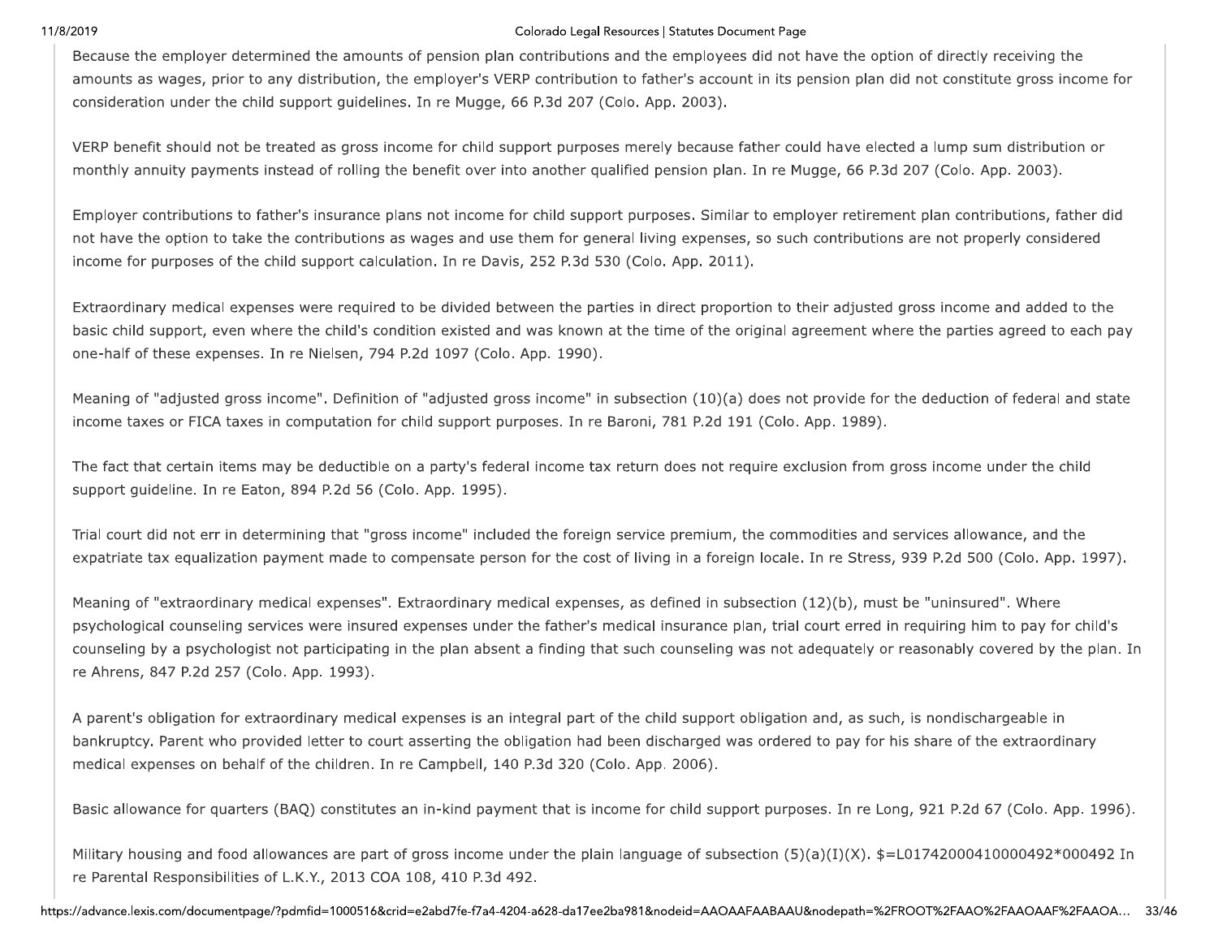Because the employer determined the amounts of pension plan contributions and the employees did not have the option of directly receiving the amounts as wages, prior to any distribution, the employer's VERP contribution to father's account in its pension plan did not constitute gross income for consideration under the child support guidelines. In re Mugge, 66 P.3d 207 (Colo. App. 2003).

VERP benefit should not be treated as gross income for child support purposes merely because father could have elected a lump sum distribution or monthly annuity payments instead of rolling the benefit over into another qualified pension plan. In re Mugge, 66 P.3d 207 (Colo. App. 2003).

Employer contributions to father's insurance plans not income for child support purposes. Similar to employer retirement plan contributions, father did not have the option to take the contributions as wages and use them for general living expenses, so such contributions are not properly considered income for purposes of the child support calculation. In re Davis, 252 P.3d 530 (Colo. App. 2011).

Extraordinary medical expenses were required to be divided between the parties in direct proportion to their adjusted gross income and added to the basic child support, even where the child's condition existed and was known at the time of the original agreement where the parties agreed to each pay one-half of these expenses. In re Nielsen, 794 P.2d 1097 (Colo. App. 1990).

Meaning of "adjusted gross income". Definition of "adjusted gross income" in subsection (10)(a) does not provide for the deduction of federal and state income taxes or FICA taxes in computation for child support purposes. In re Baroni, 781 P.2d 191 (Colo. App. 1989).

The fact that certain items may be deductible on a party's federal income tax return does not require exclusion from gross income under the child support guideline. In re Eaton, 894 P.2d 56 (Colo. App. 1995).

Trial court did not err in determining that "gross income" included the foreign service premium, the commodities and services allowance, and the expatriate tax equalization payment made to compensate person for the cost of living in a foreign locale. In re Stress, 939 P.2d 500 (Colo. App. 1997).

Meaning of "extraordinary medical expenses". Extraordinary medical expenses, as defined in subsection (12)(b), must be "uninsured". Where psychological counseling services were insured expenses under the father's medical insurance plan, trial court erred in requiring him to pay for child's counseling by a psychologist not participating in the plan absent a finding that such counseling was not adequately or reasonably covered by the plan. In re Ahrens, 847 P.2d 257 (Colo. App. 1993).

A parent's obligation for extraordinary medical expenses is an integral part of the child support obligation and, as such, is nondischargeable in bankruptcy. Parent who provided letter to court asserting the obligation had been discharged was ordered to pay for his share of the extraordinary medical expenses on behalf of the children. In re Campbell, 140 P.3d 320 (Colo. App. 2006).

Basic allowance for quarters (BAQ) constitutes an in-kind payment that is income for child support purposes. In re Long, 921 P.2d 67 (Colo. App. 1996).

Military housing and food allowances are part of gross income under the plain language of subsection (5)(a)(I)(X). $=L01742000410000492*000492 In re Parental Responsibilities of L.K.Y., 2013 COA 108, 410 P.3d 492.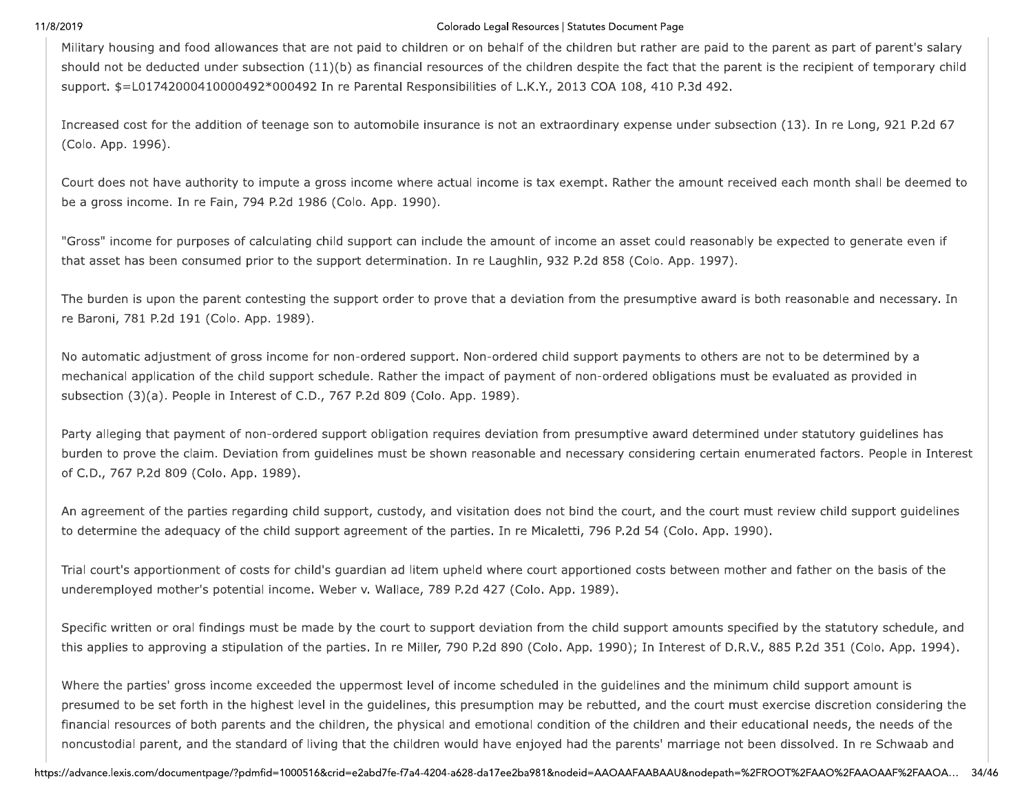Military housing and food allowances that are not paid to children or on behalf of the children but rather are paid to the parent as part of parent's salary should not be deducted under subsection (11)(b) as financial resources of the children despite the fact that the parent is the recipient of temporary child support. $=L01742000410000492*000492 In re Parental Responsibilities of L.K.Y., 2013 COA 108, 410 P.3d 492.

Increased cost for the addition of teenage son to automobile insurance is not an extraordinary expense under subsection (13). In re Long, 921 P.2d 67 (Colo. App. 1996).

Court does not have authority to impute a gross income where actual income is tax exempt. Rather the amount received each month shall be deemed to be a gross income. In re Fain, 794 P.2d 1986 (Colo. App. 1990).

"Gross" income for purposes of calculating child support can include the amount of income an asset could reasonably be expected to generate even if that asset has been consumed prior to the support determination. In re Laughlin, 932 P.2d 858 (Colo. App. 1997).

The burden is upon the parent contesting the support order to prove that a deviation from the presumptive award is both reasonable and necessary. In re Baroni, 781 P.2d 191 (Colo. App. 1989).

No automatic adjustment of gross income for non-ordered support. Non-ordered child support payments to others are not to be determined by a mechanical application of the child support schedule. Rather the impact of payment of non-ordered obligations must be evaluated as provided in subsection (3)(a). People in Interest of C.D., 767 P.2d 809 (Colo. App. 1989).

Party alleging that payment of non-ordered support obligation requires deviation from presumptive award determined under statutory guidelines has burden to prove the claim. Deviation from guidelines must be shown reasonable and necessary considering certain enumerated factors. People in Interest of C.D., 767 P.2d 809 (Colo. App. 1989).

An agreement of the parties regarding child support, custody, and visitation does not bind the court, and the court must review child support guidelines to determine the adequacy of the child support agreement of the parties. In re Micaletti, 796 P.2d 54 (Colo. App. 1990).

Trial court's apportionment of costs for child's guardian ad litem upheld where court apportioned costs between mother and father on the basis of the underemployed mother's potential income. Weber v. Wallace, 789 P.2d 427 (Colo. App. 1989).

Specific written or oral findings must be made by the court to support deviation from the child support amounts specified by the statutory schedule, and this applies to approving a stipulation of the parties. In re Miller, 790 P.2d 890 (Colo. App. 1990); In Interest of D.R.V., 885 P.2d 351 (Colo. App. 1994).

Where the parties' gross income exceeded the uppermost level of income scheduled in the guidelines and the minimum child support amount is presumed to be set forth in the highest level in the guidelines, this presumption may be rebutted, and the court must exercise discretion considering the financial resources of both parents and the children, the physical and emotional condition of the children and their educational needs, the needs of the noncustodial parent, and the standard of living that the children would have enjoyed had the parents' marriage not been dissolved. In re Schwaab and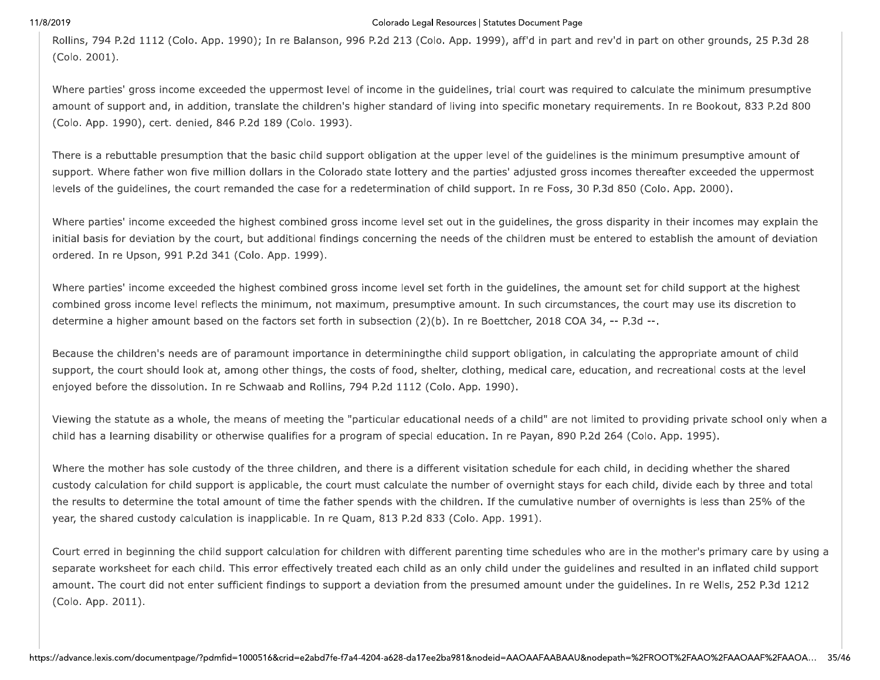Rollins, 794 P.2d 1112 (Colo. App. 1990); In re Balanson, 996 P.2d 213 (Colo. App. 1999), aff'd in part and rev'd in part on other grounds, 25 P.3d 28 (Colo. 2001).

Where parties' gross income exceeded the uppermost level of income in the guidelines, trial court was required to calculate the minimum presumptive amount of support and, in addition, translate the children's higher standard of living into specific monetary requirements. In re Bookout, 833 P.2d 800 (Colo. App. 1990), cert. denied, 846 P.2d 189 (Colo. 1993).

There is a rebuttable presumption that the basic child support obligation at the upper level of the guidelines is the minimum presumptive amount of support. Where father won five million dollars in the Colorado state lottery and the parties' adjusted gross incomes thereafter exceeded the uppermost levels of the guidelines, the court remanded the case for a redetermination of child support. In re Foss, 30 P.3d 850 (Colo. App. 2000).

Where parties' income exceeded the highest combined gross income level set out in the guidelines, the gross disparity in their incomes may explain the initial basis for deviation by the court, but additional findings concerning the needs of the children must be entered to establish the amount of deviation ordered. In re Upson, 991 P.2d 341 (Colo. App. 1999).

Where parties' income exceeded the highest combined gross income level set forth in the guidelines, the amount set for child support at the highest combined gross income level reflects the minimum, not maximum, presumptive amount. In such circumstances, the court may use its discretion to determine a higher amount based on the factors set forth in subsection (2)(b). In re Boettcher, 2018 COA 34, -- P.3d --.

Because the children's needs are of paramount importance in determiningthe child support obligation, in calculating the appropriate amount of child support, the court should look at, among other things, the costs of food, shelter, clothing, medical care, education, and recreational costs at the level enjoyed before the dissolution. In re Schwaab and Rollins, 794 P.2d 1112 (Colo. App. 1990).

Viewing the statute as a whole, the means of meeting the "particular educational needs of a child" are not limited to providing private school only when a child has a learning disability or otherwise qualifies for a program of special education. In re Payan, 890 P.2d 264 (Colo. App. 1995).

Where the mother has sole custody of the three children, and there is a different visitation schedule for each child, in deciding whether the shared custody calculation for child support is applicable, the court must calculate the number of overnight stays for each child, divide each by three and total the results to determine the total amount of time the father spends with the children. If the cumulative number of overnights is less than 25% of the year, the shared custody calculation is inapplicable. In re Quam, 813 P.2d 833 (Colo. App. 1991).

Court erred in beginning the child support calculation for children with different parenting time schedules who are in the mother's primary care by using a separate worksheet for each child. This error effectively treated each child as an only child under the guidelines and resulted in an inflated child support amount. The court did not enter sufficient findings to support a deviation from the presumed amount under the guidelines. In re Wells, 252 P.3d 1212 (Colo. App. 2011).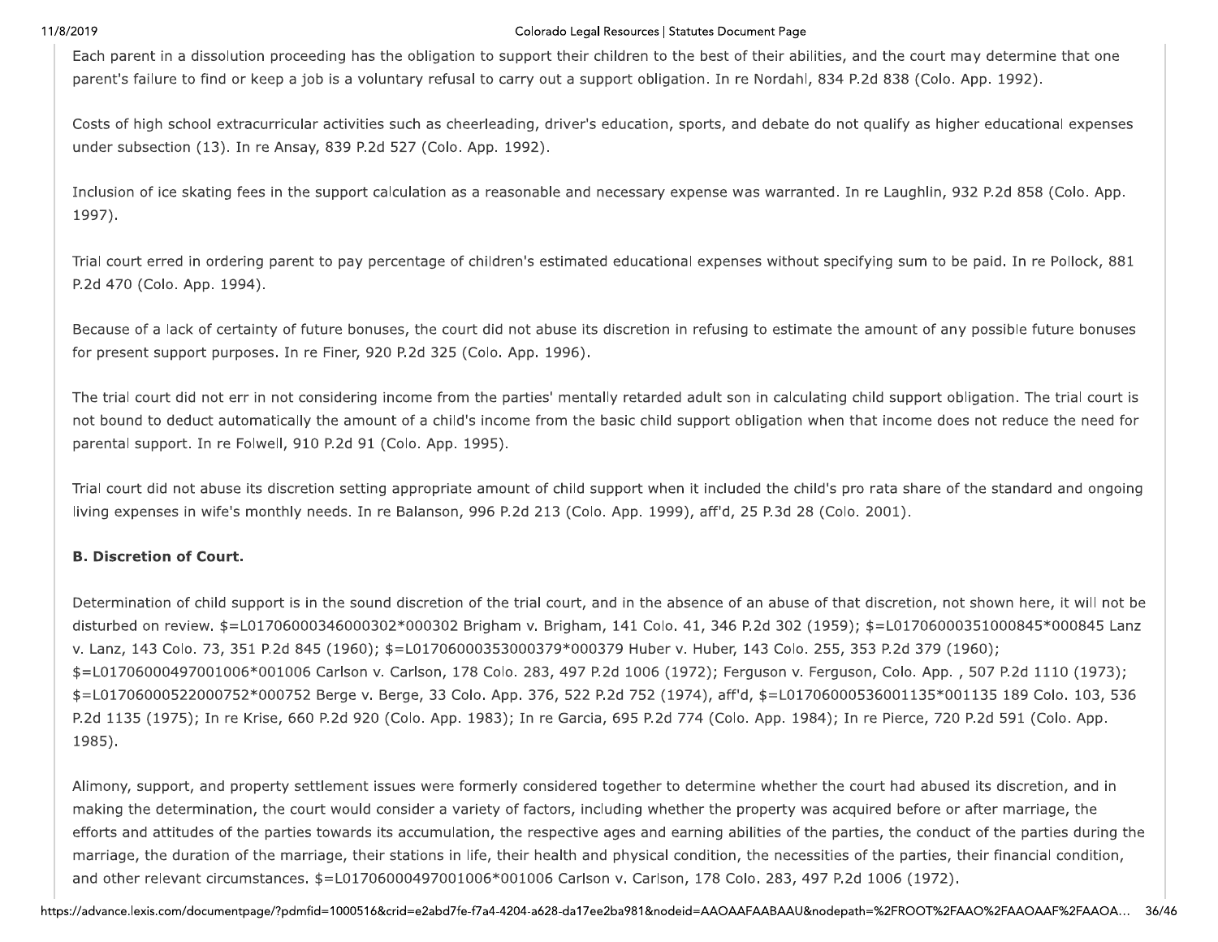Each parent in a dissolution proceeding has the obligation to support their children to the best of their abilities, and the court may determine that one parent's failure to find or keep a job is a voluntary refusal to carry out a support obligation. In re Nordahl, 834 P.2d 838 (Colo. App. 1992).

Costs of high school extracurricular activities such as cheerleading, driver's education, sports, and debate do not qualify as higher educational expenses under subsection (13). In re Ansay, 839 P.2d 527 (Colo. App. 1992).

Inclusion of ice skating fees in the support calculation as a reasonable and necessary expense was warranted. In re Laughlin, 932 P.2d 858 (Colo. App. 1997).

Trial court erred in ordering parent to pay percentage of children's estimated educational expenses without specifying sum to be paid. In re Pollock, 881 P.2d 470 (Colo. App. 1994).

Because of a lack of certainty of future bonuses, the court did not abuse its discretion in refusing to estimate the amount of any possible future bonuses for present support purposes. In re Finer, 920 P.2d 325 (Colo. App. 1996).

The trial court did not err in not considering income from the parties' mentally retarded adult son in calculating child support obligation. The trial court is not bound to deduct automatically the amount of a child's income from the basic child support obligation when that income does not reduce the need for parental support. In re Folwell, 910 P.2d 91 (Colo. App. 1995).

Trial court did not abuse its discretion setting appropriate amount of child support when it included the child's pro rata share of the standard and ongoing living expenses in wife's monthly needs. In re Balanson, 996 P.2d 213 (Colo. App. 1999), aff'd, 25 P.3d 28 (Colo. 2001).

**B. Discretion of Court.**

Determination of child support is in the sound discretion of the trial court, and in the absence of an abuse of that discretion, not shown here, it will not be disturbed on review. $=L01706000346000302*000302 Brigham v. Brigham, 141 Colo. 41, 346 P.2d 302 (1959); $=L01706000351000845*000845 Lanz v. Lanz, 143 Colo. 73, 351 P.2d 845 (1960); $=L01706000353000379*000379 Huber v. Huber, 143 Colo. 255, 353 P.2d 379 (1960); $=L01706000497001006*001006 Carlson v. Carlson, 178 Colo. 283, 497 P.2d 1006 (1972); Ferguson v. Ferguson, Colo. App. , 507 P.2d 1110 (1973); $=L01706000522000752*000752 Berge v. Berge, 33 Colo. App. 376, 522 P.2d 752 (1974), aff'd, $=L01706000536001135*001135 189 Colo. 103, 536 P.2d 1135 (1975); In re Krise, 660 P.2d 920 (Colo. App. 1983); In re Garcia, 695 P.2d 774 (Colo. App. 1984); In re Pierce, 720 P.2d 591 (Colo. App. 1985).

Alimony, support, and property settlement issues were formerly considered together to determine whether the court had abused its discretion, and in making the determination, the court would consider a variety of factors, including whether the property was acquired before or after marriage, the efforts and attitudes of the parties towards its accumulation, the respective ages and earning abilities of the parties, the conduct of the parties during the marriage, the duration of the marriage, their stations in life, their health and physical condition, the necessities of the parties, their financial condition, and other relevant circumstances. $=L01706000497001006*001006 Carlson v. Carlson, 178 Colo. 283, 497 P.2d 1006 (1972).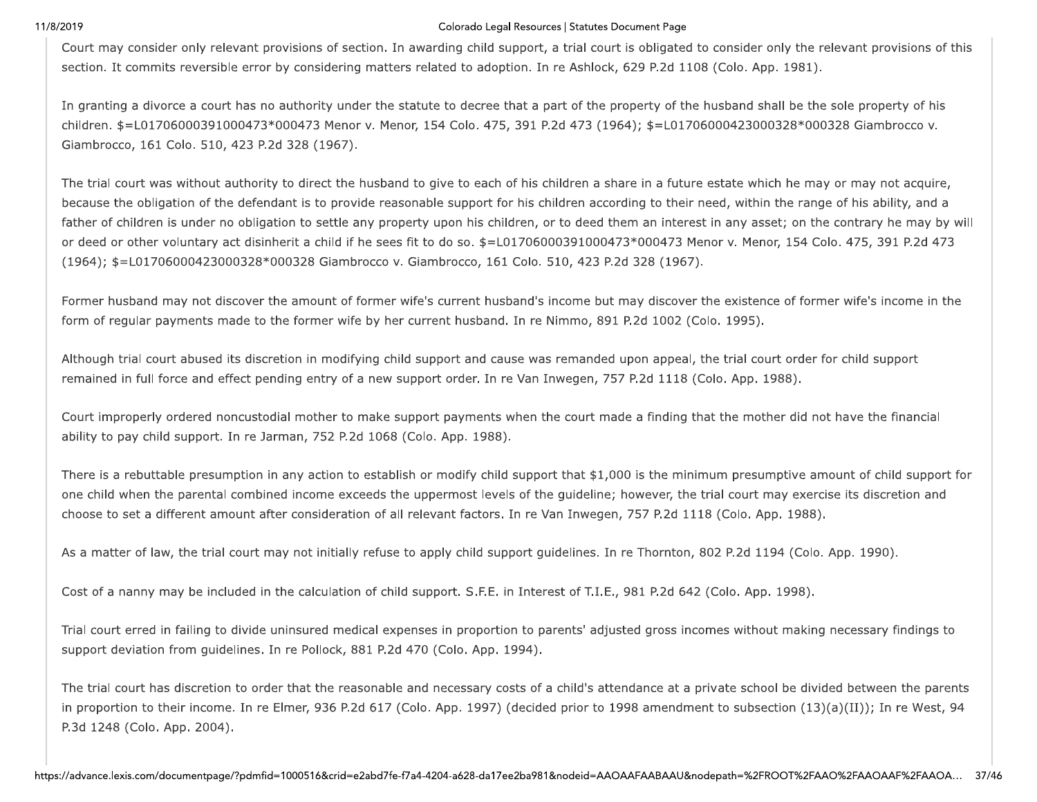Court may consider only relevant provisions of section. In awarding child support, a trial court is obligated to consider only the relevant provisions of this section. It commits reversible error by considering matters related to adoption. In re Ashlock, 629 P.2d 1108 (Colo. App. 1981).

In granting a divorce a court has no authority under the statute to decree that a part of the property of the husband shall be the sole property of his children. $=L01706000391000473*000473 Menor v. Menor, 154 Colo. 475, 391 P.2d 473 (1964); $=L01706000423000328*000328 Giambrocco v. Giambrocco, 161 Colo. 510, 423 P.2d 328 (1967).

The trial court was without authority to direct the husband to give to each of his children a share in a future estate which he may or may not acquire, because the obligation of the defendant is to provide reasonable support for his children according to their need, within the range of his ability, and a father of children is under no obligation to settle any property upon his children, or to deed them an interest in any asset; on the contrary he may by will or deed or other voluntary act disinherit a child if he sees fit to do so. $=L01706000391000473*000473 Menor v. Menor, 154 Colo. 475, 391 P.2d 473 (1964); $=L01706000423000328*000328 Giambrocco v. Giambrocco, 161 Colo. 510, 423 P.2d 328 (1967).

Former husband may not discover the amount of former wife's current husband's income but may discover the existence of former wife's income in the form of regular payments made to the former wife by her current husband. In re Nimmo, 891 P.2d 1002 (Colo. 1995).

Although trial court abused its discretion in modifying child support and cause was remanded upon appeal, the trial court order for child support remained in full force and effect pending entry of a new support order. In re Van Inwegen, 757 P.2d 1118 (Colo. App. 1988).

Court improperly ordered noncustodial mother to make support payments when the court made a finding that the mother did not have the financial ability to pay child support. In re Jarman, 752 P.2d 1068 (Colo. App. 1988).

There is a rebuttable presumption in any action to establish or modify child support that $1,000 is the minimum presumptive amount of child support for one child when the parental combined income exceeds the uppermost levels of the guideline; however, the trial court may exercise its discretion and choose to set a different amount after consideration of all relevant factors. In re Van Inwegen, 757 P.2d 1118 (Colo. App. 1988).

As a matter of law, the trial court may not initially refuse to apply child support guidelines. In re Thornton, 802 P.2d 1194 (Colo. App. 1990).

Cost of a nanny may be included in the calculation of child support. S.F.E. in Interest of T.I.E., 981 P.2d 642 (Colo. App. 1998).

Trial court erred in failing to divide uninsured medical expenses in proportion to parents' adjusted gross incomes without making necessary findings to support deviation from guidelines. In re Pollock, 881 P.2d 470 (Colo. App. 1994).

The trial court has discretion to order that the reasonable and necessary costs of a child's attendance at a private school be divided between the parents in proportion to their income. In re Elmer, 936 P.2d 617 (Colo. App. 1997) (decided prior to 1998 amendment to subsection (13)(a)(II)); In re West, 94 P.3d 1248 (Colo. App. 2004).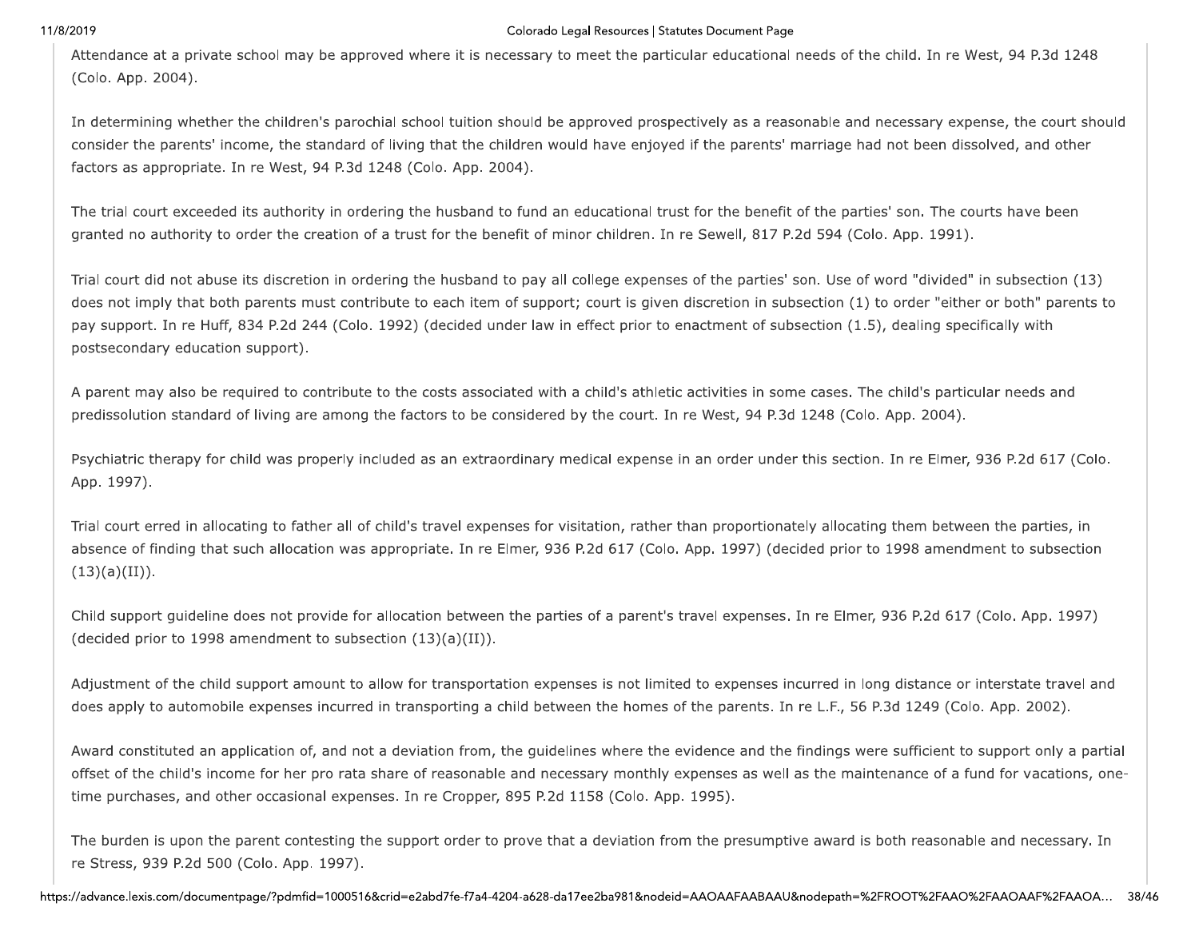Attendance at a private school may be approved where it is necessary to meet the particular educational needs of the child. In re West, 94 P.3d 1248 (Colo. App. 2004).

In determining whether the children's parochial school tuition should be approved prospectively as a reasonable and necessary expense, the court should consider the parents' income, the standard of living that the children would have enjoyed if the parents' marriage had not been dissolved, and other factors as appropriate. In re West, 94 P.3d 1248 (Colo. App. 2004).

The trial court exceeded its authority in ordering the husband to fund an educational trust for the benefit of the parties' son. The courts have been granted no authority to order the creation of a trust for the benefit of minor children. In re Sewell, 817 P.2d 594 (Colo. App. 1991).

Trial court did not abuse its discretion in ordering the husband to pay all college expenses of the parties' son. Use of word "divided" in subsection (13) does not imply that both parents must contribute to each item of support; court is given discretion in subsection (1) to order "either or both" parents to pay support. In re Huff, 834 P.2d 244 (Colo. 1992) (decided under law in effect prior to enactment of subsection (1.5), dealing specifically with postsecondary education support).

A parent may also be required to contribute to the costs associated with a child's athletic activities in some cases. The child's particular needs and predissolution standard of living are among the factors to be considered by the court. In re West, 94 P.3d 1248 (Colo. App. 2004).

Psychiatric therapy for child was properly included as an extraordinary medical expense in an order under this section. In re Elmer, 936 P.2d 617 (Colo. App. 1997).

Trial court erred in allocating to father all of child's travel expenses for visitation, rather than proportionately allocating them between the parties, in absence of finding that such allocation was appropriate. In re Elmer, 936 P.2d 617 (Colo. App. 1997) (decided prior to 1998 amendment to subsection (13)(a)(II)).

Child support guideline does not provide for allocation between the parties of a parent's travel expenses. In re Elmer, 936 P.2d 617 (Colo. App. 1997) (decided prior to 1998 amendment to subsection (13)(a)(II)).

Adjustment of the child support amount to allow for transportation expenses is not limited to expenses incurred in long distance or interstate travel and does apply to automobile expenses incurred in transporting a child between the homes of the parents. In re L.F., 56 P.3d 1249 (Colo. App. 2002).

Award constituted an application of, and not a deviation from, the guidelines where the evidence and the findings were sufficient to support only a partial offset of the child's income for her pro rata share of reasonable and necessary monthly expenses as well as the maintenance of a fund for vacations, one-time purchases, and other occasional expenses. In re Cropper, 895 P.2d 1158 (Colo. App. 1995).

The burden is upon the parent contesting the support order to prove that a deviation from the presumptive award is both reasonable and necessary. In re Stress, 939 P.2d 500 (Colo. App. 1997).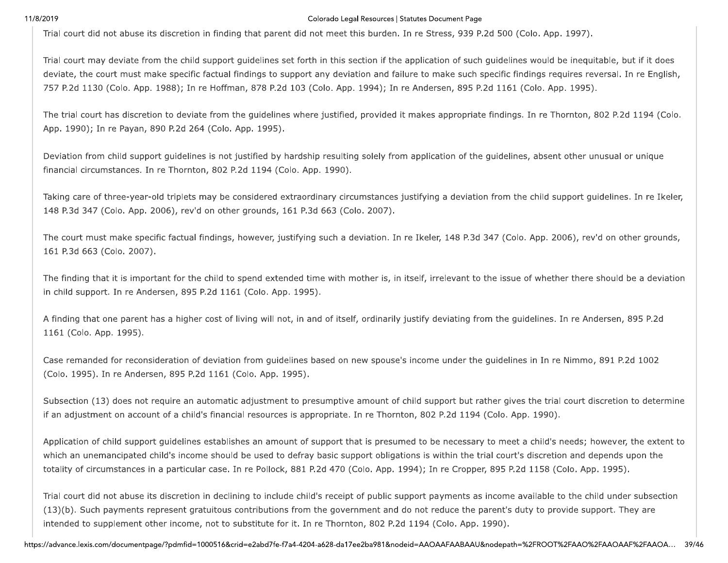Trial court did not abuse its discretion in finding that parent did not meet this burden. In re Stress, 939 P.2d 500 (Colo. App. 1997).

Trial court may deviate from the child support guidelines set forth in this section if the application of such guidelines would be inequitable, but if it does deviate, the court must make specific factual findings to support any deviation and failure to make such specific findings requires reversal. In re English, 757 P.2d 1130 (Colo. App. 1988); In re Hoffman, 878 P.2d 103 (Colo. App. 1994); In re Andersen, 895 P.2d 1161 (Colo. App. 1995).

The trial court has discretion to deviate from the guidelines where justified, provided it makes appropriate findings. In re Thornton, 802 P.2d 1194 (Colo. App. 1990); In re Payan, 890 P.2d 264 (Colo. App. 1995).

Deviation from child support guidelines is not justified by hardship resulting solely from application of the guidelines, absent other unusual or unique financial circumstances. In re Thornton, 802 P.2d 1194 (Colo. App. 1990).

Taking care of three-year-old triplets may be considered extraordinary circumstances justifying a deviation from the child support guidelines. In re Ikeler, 148 P.3d 347 (Colo. App. 2006), rev'd on other grounds, 161 P.3d 663 (Colo. 2007).

The court must make specific factual findings, however, justifying such a deviation. In re Ikeler, 148 P.3d 347 (Colo. App. 2006), rev'd on other grounds, 161 P.3d 663 (Colo. 2007).

The finding that it is important for the child to spend extended time with mother is, in itself, irrelevant to the issue of whether there should be a deviation in child support. In re Andersen, 895 P.2d 1161 (Colo. App. 1995).

A finding that one parent has a higher cost of living will not, in and of itself, ordinarily justify deviating from the guidelines. In re Andersen, 895 P.2d 1161 (Colo. App. 1995).

Case remanded for reconsideration of deviation from guidelines based on new spouse's income under the guidelines in In re Nimmo, 891 P.2d 1002 (Colo. 1995). In re Andersen, 895 P.2d 1161 (Colo. App. 1995).

Subsection (13) does not require an automatic adjustment to presumptive amount of child support but rather gives the trial court discretion to determine if an adjustment on account of a child's financial resources is appropriate. In re Thornton, 802 P.2d 1194 (Colo. App. 1990).

Application of child support guidelines establishes an amount of support that is presumed to be necessary to meet a child's needs; however, the extent to which an unemancipated child's income should be used to defray basic support obligations is within the trial court's discretion and depends upon the totality of circumstances in a particular case. In re Pollock, 881 P.2d 470 (Colo. App. 1994); In re Cropper, 895 P.2d 1158 (Colo. App. 1995).

Trial court did not abuse its discretion in declining to include child's receipt of public support payments as income available to the child under subsection (13)(b). Such payments represent gratuitous contributions from the government and do not reduce the parent's duty to provide support. They are intended to supplement other income, not to substitute for it. In re Thornton, 802 P.2d 1194 (Colo. App. 1990).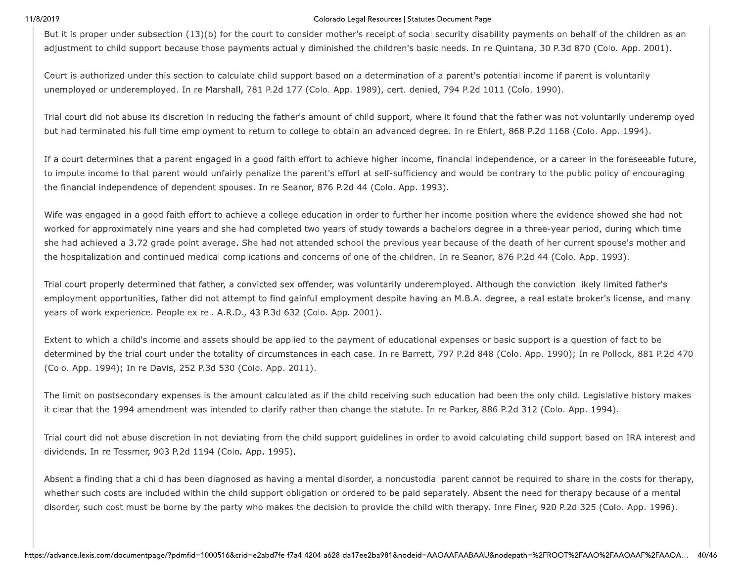But it is proper under subsection (13)(b) for the court to consider mother's receipt of social security disability payments on behalf of the children as an adjustment to child support because those payments actually diminished the children's basic needs. In re Quintana, 30 P.3d 870 (Colo. App. 2001).

Court is authorized under this section to calculate child support based on a determination of a parent's potential income if parent is voluntarily unemployed or underemployed. In re Marshall, 781 P.2d 177 (Colo. App. 1989), cert. denied, 794 P.2d 1011 (Colo. 1990).

Trial court did not abuse its discretion in reducing the father's amount of child support, where it found that the father was not voluntarily underemployed but had terminated his full time employment to return to college to obtain an advanced degree. In re Ehlert, 868 P.2d 1168 (Colo. App. 1994).

If a court determines that a parent engaged in a good faith effort to achieve higher income, financial independence, or a career in the foreseeable future, to impute income to that parent would unfairly penalize the parent's effort at self-sufficiency and would be contrary to the public policy of encouraging the financial independence of dependent spouses. In re Seanor, 876 P.2d 44 (Colo. App. 1993).

Wife was engaged in a good faith effort to achieve a college education in order to further her income position where the evidence showed she had not worked for approximately nine years and she had completed two years of study towards a bachelors degree in a three-year period, during which time she had achieved a 3.72 grade point average. She had not attended school the previous year because of the death of her current spouse's mother and the hospitalization and continued medical complications and concerns of one of the children. In re Seanor, 876 P.2d 44 (Colo. App. 1993).

Trial court properly determined that father, a convicted sex offender, was voluntarily underemployed. Although the conviction likely limited father's employment opportunities, father did not attempt to find gainful employment despite having an M.B.A. degree, a real estate broker's license, and many years of work experience. People ex rel. A.R.D., 43 P.3d 632 (Colo. App. 2001).

Extent to which a child's income and assets should be applied to the payment of educational expenses or basic support is a question of fact to be determined by the trial court under the totality of circumstances in each case. In re Barrett, 797 P.2d 848 (Colo. App. 1990); In re Pollock, 881 P.2d 470 (Colo. App. 1994); In re Davis, 252 P.3d 530 (Colo. App. 2011).

The limit on postsecondary expenses is the amount calculated as if the child receiving such education had been the only child. Legislative history makes it clear that the 1994 amendment was intended to clarify rather than change the statute. In re Parker, 886 P.2d 312 (Colo. App. 1994).

Trial court did not abuse discretion in not deviating from the child support guidelines in order to avoid calculating child support based on IRA interest and dividends. In re Tessmer, 903 P.2d 1194 (Colo. App. 1995).

Absent a finding that a child has been diagnosed as having a mental disorder, a noncustodial parent cannot be required to share in the costs for therapy, whether such costs are included within the child support obligation or ordered to be paid separately. Absent the need for therapy because of a mental disorder, such cost must be borne by the party who makes the decision to provide the child with therapy. Inre Finer, 920 P.2d 325 (Colo. App. 1996).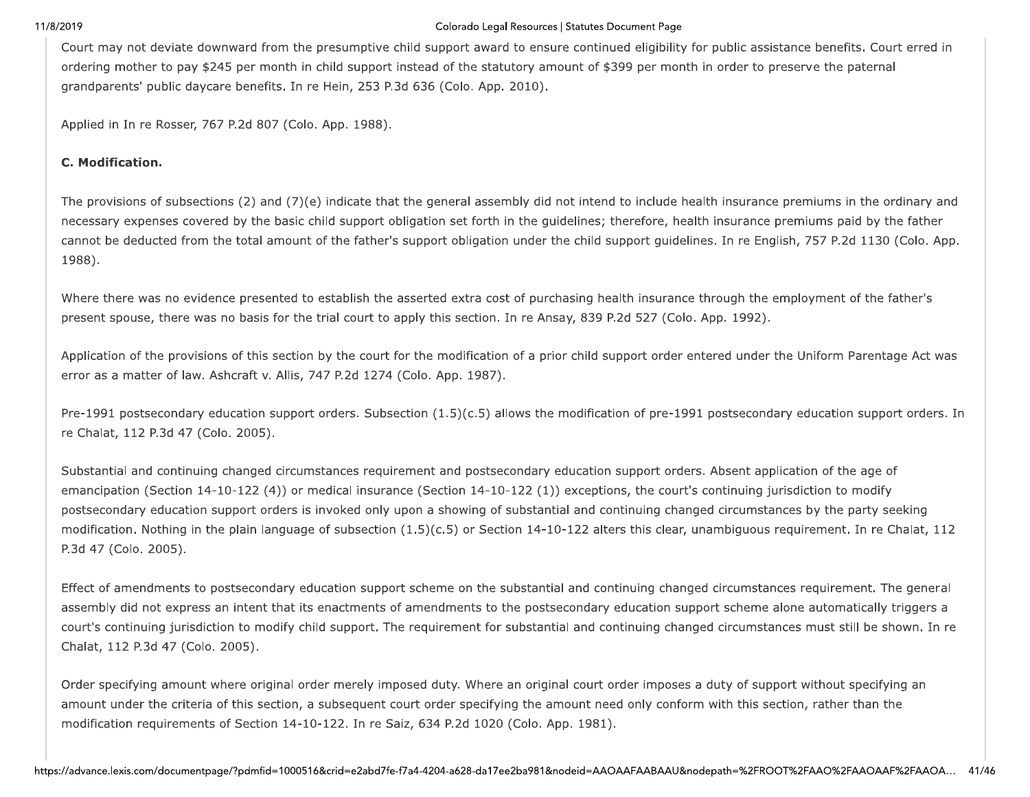Court may not deviate downward from the presumptive child support award to ensure continued eligibility for public assistance benefits. Court erred in ordering mother to pay $245 per month in child support instead of the statutory amount of $399 per month in order to preserve the paternal grandparents' public daycare benefits. In re Hein, 253 P.3d 636 (Colo. App. 2010).

Applied in In re Rosser, 767 P.2d 807 (Colo. App. 1988).

**C. Modification.**

The provisions of subsections (2) and (7)(e) indicate that the general assembly did not intend to include health insurance premiums in the ordinary and necessary expenses covered by the basic child support obligation set forth in the guidelines; therefore, health insurance premiums paid by the father cannot be deducted from the total amount of the father's support obligation under the child support guidelines. In re English, 757 P.2d 1130 (Colo. App. 1988).

Where there was no evidence presented to establish the asserted extra cost of purchasing health insurance through the employment of the father's present spouse, there was no basis for the trial court to apply this section. In re Ansay, 839 P.2d 527 (Colo. App. 1992).

Application of the provisions of this section by the court for the modification of a prior child support order entered under the Uniform Parentage Act was error as a matter of law. Ashcraft v. Allis, 747 P.2d 1274 (Colo. App. 1987).

Pre-1991 postsecondary education support orders. Subsection (1.5)(c.5) allows the modification of pre-1991 postsecondary education support orders. In re Chalat, 112 P.3d 47 (Colo. 2005).

Substantial and continuing changed circumstances requirement and postsecondary education support orders. Absent application of the age of emancipation (Section 14-10-122 (4)) or medical insurance (Section 14-10-122 (1)) exceptions, the court's continuing jurisdiction to modify postsecondary education support orders is invoked only upon a showing of substantial and continuing changed circumstances by the party seeking modification. Nothing in the plain language of subsection (1.5)(c.5) or Section 14-10-122 alters this clear, unambiguous requirement. In re Chalat, 112 P.3d 47 (Colo. 2005).

Effect of amendments to postsecondary education support scheme on the substantial and continuing changed circumstances requirement. The general assembly did not express an intent that its enactments of amendments to the postsecondary education support scheme alone automatically triggers a court's continuing jurisdiction to modify child support. The requirement for substantial and continuing changed circumstances must still be shown. In re Chalat, 112 P.3d 47 (Colo. 2005).

Order specifying amount where original order merely imposed duty. Where an original court order imposes a duty of support without specifying an amount under the criteria of this section, a subsequent court order specifying the amount need only conform with this section, rather than the modification requirements of Section 14-10-122. In re Saiz, 634 P.2d 1020 (Colo. App. 1981).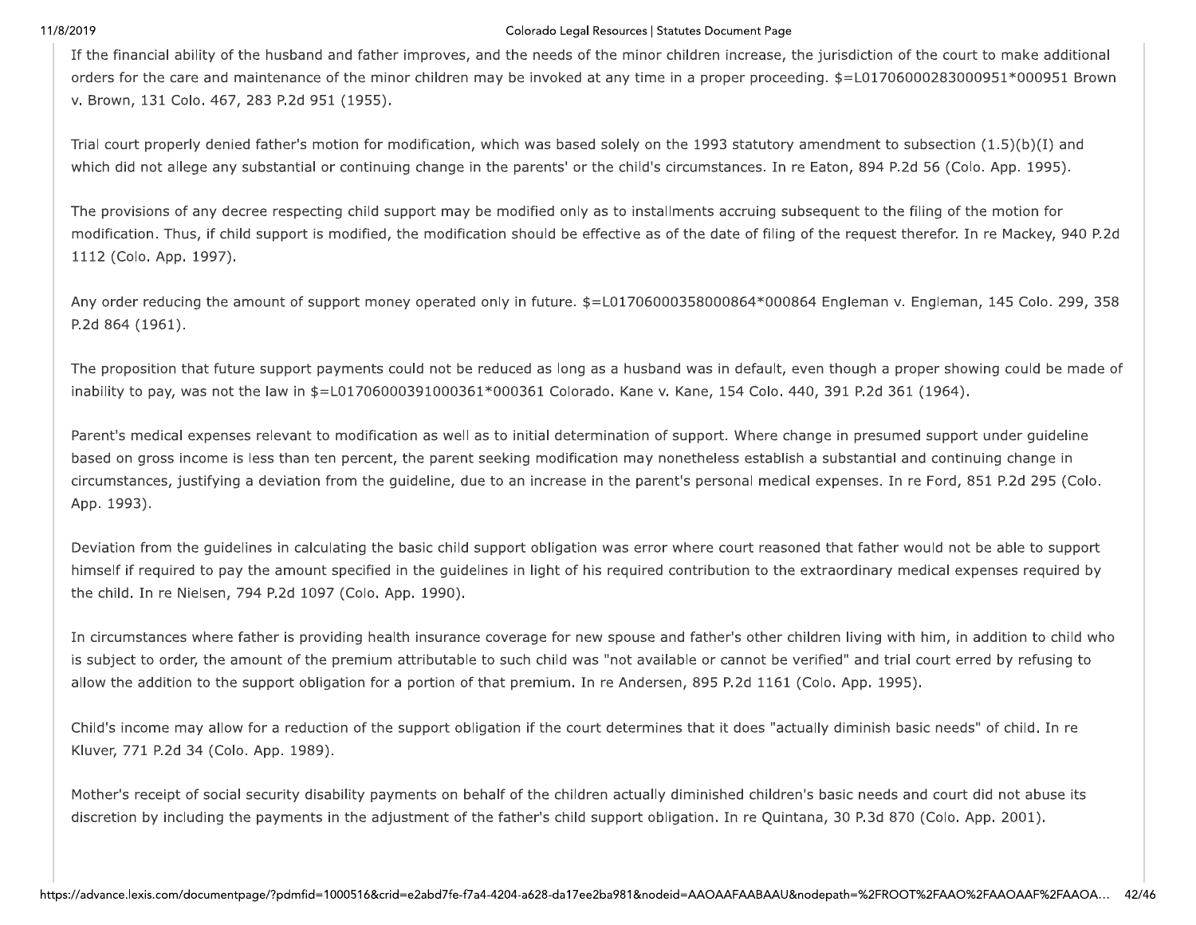If the financial ability of the husband and father improves, and the needs of the minor children increase, the jurisdiction of the court to make additional orders for the care and maintenance of the minor children may be invoked at any time in a proper proceeding. $=L01706000283000951*000951 Brown v. Brown, 131 Colo. 467, 283 P.2d 951 (1955).

Trial court properly denied father's motion for modification, which was based solely on the 1993 statutory amendment to subsection (1.5)(b)(I) and which did not allege any substantial or continuing change in the parents' or the child's circumstances. In re Eaton, 894 P.2d 56 (Colo. App. 1995).

The provisions of any decree respecting child support may be modified only as to installments accruing subsequent to the filing of the motion for modification. Thus, if child support is modified, the modification should be effective as of the date of filing of the request therefor. In re Mackey, 940 P.2d 1112 (Colo. App. 1997).

Any order reducing the amount of support money operated only in future. $=L01706000358000864*000864 Engleman v. Engleman, 145 Colo. 299, 358 P.2d 864 (1961).

The proposition that future support payments could not be reduced as long as a husband was in default, even though a proper showing could be made of inability to pay, was not the law in $=L01706000391000361*000361 Colorado. Kane v. Kane, 154 Colo. 440, 391 P.2d 361 (1964).

Parent's medical expenses relevant to modification as well as to initial determination of support. Where change in presumed support under guideline based on gross income is less than ten percent, the parent seeking modification may nonetheless establish a substantial and continuing change in circumstances, justifying a deviation from the guideline, due to an increase in the parent's personal medical expenses. In re Ford, 851 P.2d 295 (Colo. App. 1993).

Deviation from the guidelines in calculating the basic child support obligation was error where court reasoned that father would not be able to support himself if required to pay the amount specified in the guidelines in light of his required contribution to the extraordinary medical expenses required by the child. In re Nielsen, 794 P.2d 1097 (Colo. App. 1990).

In circumstances where father is providing health insurance coverage for new spouse and father's other children living with him, in addition to child who is subject to order, the amount of the premium attributable to such child was "not available or cannot be verified" and trial court erred by refusing to allow the addition to the support obligation for a portion of that premium. In re Andersen, 895 P.2d 1161 (Colo. App. 1995).

Child's income may allow for a reduction of the support obligation if the court determines that it does "actually diminish basic needs" of child. In re Kluver, 771 P.2d 34 (Colo. App. 1989).

Mother's receipt of social security disability payments on behalf of the children actually diminished children's basic needs and court did not abuse its discretion by including the payments in the adjustment of the father's child support obligation. In re Quintana, 30 P.3d 870 (Colo. App. 2001).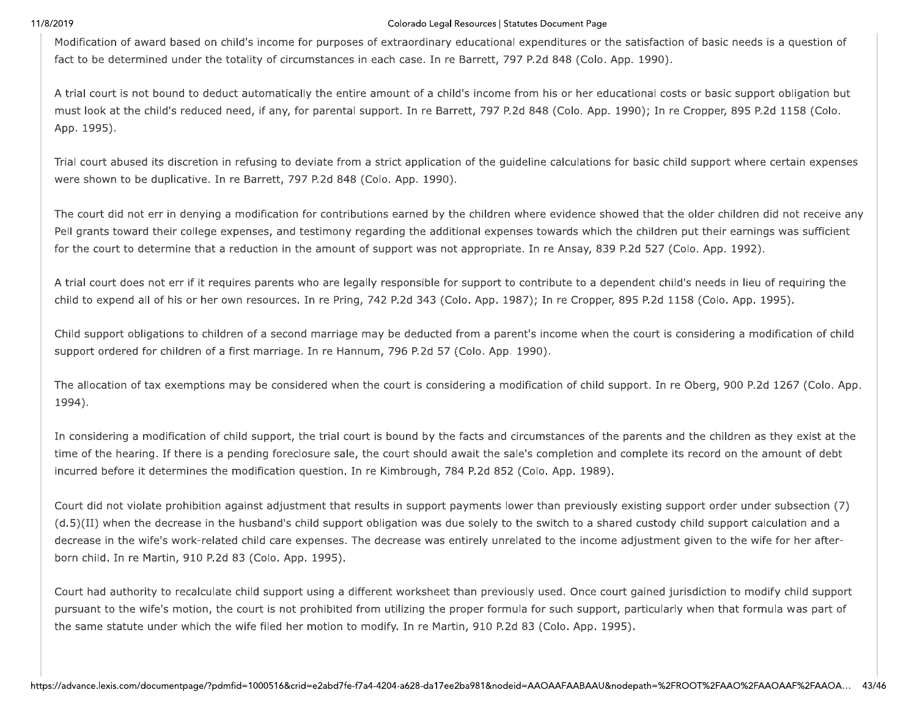Modification of award based on child's income for purposes of extraordinary educational expenditures or the satisfaction of basic needs is a question of fact to be determined under the totality of circumstances in each case. In re Barrett, 797 P.2d 848 (Colo. App. 1990).

A trial court is not bound to deduct automatically the entire amount of a child's income from his or her educational costs or basic support obligation but must look at the child's reduced need, if any, for parental support. In re Barrett, 797 P.2d 848 (Colo. App. 1990); In re Cropper, 895 P.2d 1158 (Colo. App. 1995).

Trial court abused its discretion in refusing to deviate from a strict application of the guideline calculations for basic child support where certain expenses were shown to be duplicative. In re Barrett, 797 P.2d 848 (Colo. App. 1990).

The court did not err in denying a modification for contributions earned by the children where evidence showed that the older children did not receive any Pell grants toward their college expenses, and testimony regarding the additional expenses towards which the children put their earnings was sufficient for the court to determine that a reduction in the amount of support was not appropriate. In re Ansay, 839 P.2d 527 (Colo. App. 1992).

A trial court does not err if it requires parents who are legally responsible for support to contribute to a dependent child's needs in lieu of requiring the child to expend all of his or her own resources. In re Pring, 742 P.2d 343 (Colo. App. 1987); In re Cropper, 895 P.2d 1158 (Colo. App. 1995).

Child support obligations to children of a second marriage may be deducted from a parent's income when the court is considering a modification of child support ordered for children of a first marriage. In re Hannum, 796 P.2d 57 (Colo. App. 1990).

The allocation of tax exemptions may be considered when the court is considering a modification of child support. In re Oberg, 900 P.2d 1267 (Colo. App. 1994).

In considering a modification of child support, the trial court is bound by the facts and circumstances of the parents and the children as they exist at the time of the hearing. If there is a pending foreclosure sale, the court should await the sale's completion and complete its record on the amount of debt incurred before it determines the modification question. In re Kimbrough, 784 P.2d 852 (Colo. App. 1989).

Court did not violate prohibition against adjustment that results in support payments lower than previously existing support order under subsection (7)(d.5)(II) when the decrease in the husband's child support obligation was due solely to the switch to a shared custody child support calculation and a decrease in the wife's work-related child care expenses. The decrease was entirely unrelated to the income adjustment given to the wife for her after-born child. In re Martin, 910 P.2d 83 (Colo. App. 1995).

Court had authority to recalculate child support using a different worksheet than previously used. Once court gained jurisdiction to modify child support pursuant to the wife's motion, the court is not prohibited from utilizing the proper formula for such support, particularly when that formula was part of the same statute under which the wife filed her motion to modify. In re Martin, 910 P.2d 83 (Colo. App. 1995).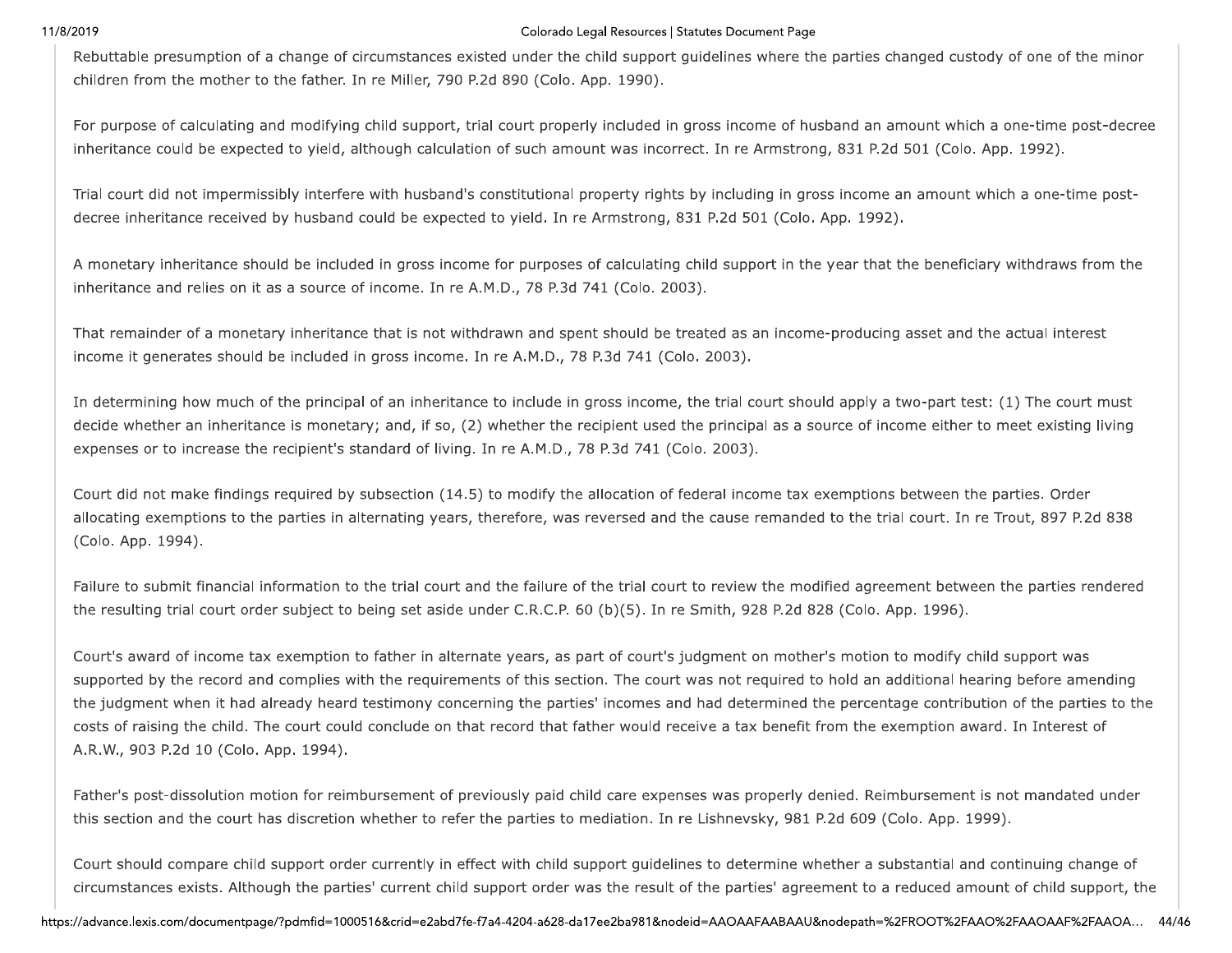Rebuttable presumption of a change of circumstances existed under the child support guidelines where the parties changed custody of one of the minor children from the mother to the father. In re Miller, 790 P.2d 890 (Colo. App. 1990).

For purpose of calculating and modifying child support, trial court properly included in gross income of husband an amount which a one-time post-decree inheritance could be expected to yield, although calculation of such amount was incorrect. In re Armstrong, 831 P.2d 501 (Colo. App. 1992).

Trial court did not impermissibly interfere with husband's constitutional property rights by including in gross income an amount which a one-time post-decree inheritance received by husband could be expected to yield. In re Armstrong, 831 P.2d 501 (Colo. App. 1992).

A monetary inheritance should be included in gross income for purposes of calculating child support in the year that the beneficiary withdraws from the inheritance and relies on it as a source of income. In re A.M.D., 78 P.3d 741 (Colo. 2003).

That remainder of a monetary inheritance that is not withdrawn and spent should be treated as an income-producing asset and the actual interest income it generates should be included in gross income. In re A.M.D., 78 P.3d 741 (Colo. 2003).

In determining how much of the principal of an inheritance to include in gross income, the trial court should apply a two-part test: (1) The court must decide whether an inheritance is monetary; and, if so, (2) whether the recipient used the principal as a source of income either to meet existing living expenses or to increase the recipient's standard of living. In re A.M.D., 78 P.3d 741 (Colo. 2003).

Court did not make findings required by subsection (14.5) to modify the allocation of federal income tax exemptions between the parties. Order allocating exemptions to the parties in alternating years, therefore, was reversed and the cause remanded to the trial court. In re Trout, 897 P.2d 838 (Colo. App. 1994).

Failure to submit financial information to the trial court and the failure of the trial court to review the modified agreement between the parties rendered the resulting trial court order subject to being set aside under C.R.C.P. 60 (b)(5). In re Smith, 928 P.2d 828 (Colo. App. 1996).

Court's award of income tax exemption to father in alternate years, as part of court's judgment on mother's motion to modify child support was supported by the record and complies with the requirements of this section. The court was not required to hold an additional hearing before amending the judgment when it had already heard testimony concerning the parties' incomes and had determined the percentage contribution of the parties to the costs of raising the child. The court could conclude on that record that father would receive a tax benefit from the exemption award. In Interest of A.R.W., 903 P.2d 10 (Colo. App. 1994).

Father's post-dissolution motion for reimbursement of previously paid child care expenses was properly denied. Reimbursement is not mandated under this section and the court has discretion whether to refer the parties to mediation. In re Lishnevsky, 981 P.2d 609 (Colo. App. 1999).

Court should compare child support order currently in effect with child support guidelines to determine whether a substantial and continuing change of circumstances exists. Although the parties' current child support order was the result of the parties' agreement to a reduced amount of child support, the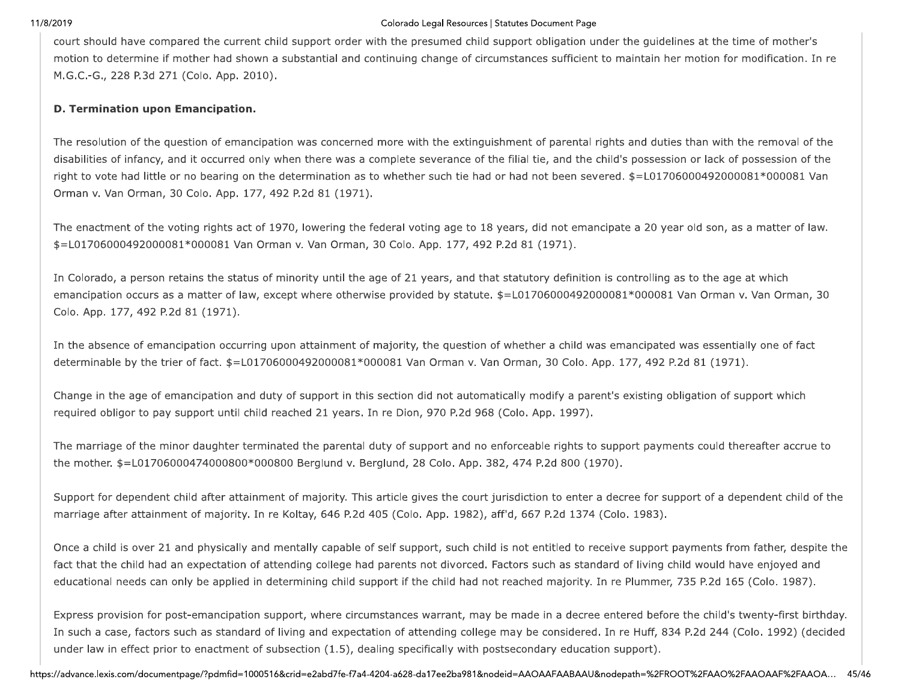court should have compared the current child support order with the presumed child support obligation under the guidelines at the time of mother's motion to determine if mother had shown a substantial and continuing change of circumstances sufficient to maintain her motion for modification. In re M.G.C.-G., 228 P.3d 271 (Colo. App. 2010).

**D. Termination upon Emancipation.**

The resolution of the question of emancipation was concerned more with the extinguishment of parental rights and duties than with the removal of the disabilities of infancy, and it occurred only when there was a complete severance of the filial tie, and the child's possession or lack of possession of the right to vote had little or no bearing on the determination as to whether such tie had or had not been severed. $=L01706000492000081*000081 Van Orman v. Van Orman, 30 Colo. App. 177, 492 P.2d 81 (1971).

The enactment of the voting rights act of 1970, lowering the federal voting age to 18 years, did not emancipate a 20 year old son, as a matter of law. $=L01706000492000081*000081 Van Orman v. Van Orman, 30 Colo. App. 177, 492 P.2d 81 (1971).

In Colorado, a person retains the status of minority until the age of 21 years, and that statutory definition is controlling as to the age at which emancipation occurs as a matter of law, except where otherwise provided by statute. $=L01706000492000081*000081 Van Orman v. Van Orman, 30 Colo. App. 177, 492 P.2d 81 (1971).

In the absence of emancipation occurring upon attainment of majority, the question of whether a child was emancipated was essentially one of fact determinable by the trier of fact. $=L01706000492000081*000081 Van Orman v. Van Orman, 30 Colo. App. 177, 492 P.2d 81 (1971).

Change in the age of emancipation and duty of support in this section did not automatically modify a parent's existing obligation of support which required obligor to pay support until child reached 21 years. In re Dion, 970 P.2d 968 (Colo. App. 1997).

The marriage of the minor daughter terminated the parental duty of support and no enforceable rights to support payments could thereafter accrue to the mother. $=L01706000474000800*000800 Berglund v. Berglund, 28 Colo. App. 382, 474 P.2d 800 (1970).

Support for dependent child after attainment of majority. This article gives the court jurisdiction to enter a decree for support of a dependent child of the marriage after attainment of majority. In re Koltay, 646 P.2d 405 (Colo. App. 1982), aff'd, 667 P.2d 1374 (Colo. 1983).

Once a child is over 21 and physically and mentally capable of self support, such child is not entitled to receive support payments from father, despite the fact that the child had an expectation of attending college had parents not divorced. Factors such as standard of living child would have enjoyed and educational needs can only be applied in determining child support if the child had not reached majority. In re Plummer, 735 P.2d 165 (Colo. 1987).

Express provision for post-emancipation support, where circumstances warrant, may be made in a decree entered before the child's twenty-first birthday. In such a case, factors such as standard of living and expectation of attending college may be considered. In re Huff, 834 P.2d 244 (Colo. 1992) (decided under law in effect prior to enactment of subsection (1.5), dealing specifically with postsecondary education support).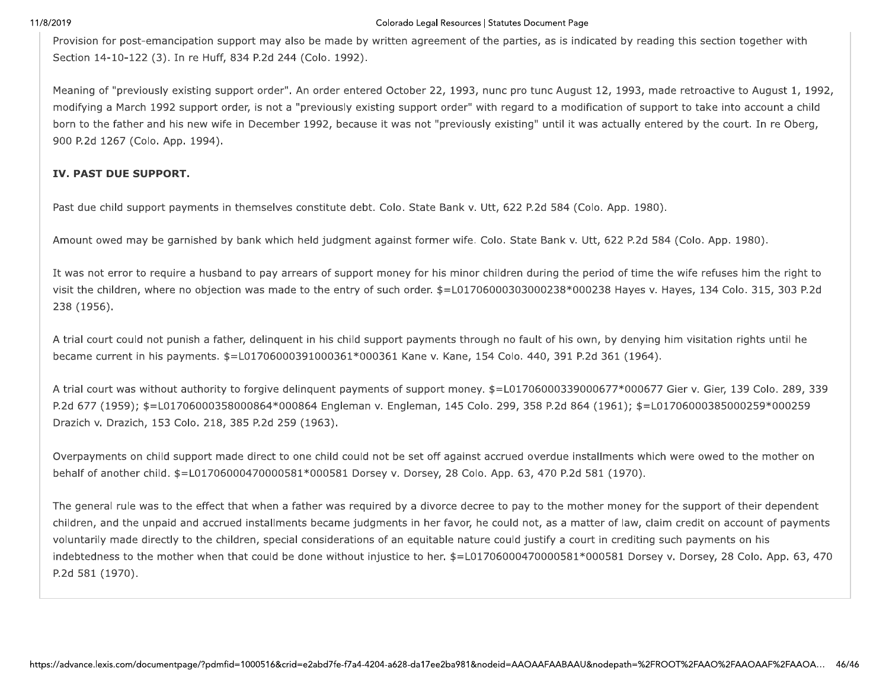Provision for post-emancipation support may also be made by written agreement of the parties, as is indicated by reading this section together with Section 14-10-122 (3). In re Huff, 834 P.2d 244 (Colo. 1992).

Meaning of "previously existing support order". An order entered October 22, 1993, nunc pro tunc August 12, 1993, made retroactive to August 1, 1992, modifying a March 1992 support order, is not a "previously existing support order" with regard to a modification of support to take into account a child born to the father and his new wife in December 1992, because it was not "previously existing" until it was actually entered by the court. In re Oberg, 900 P.2d 1267 (Colo. App. 1994).

**IV. PAST DUE SUPPORT.**

Past due child support payments in themselves constitute debt. Colo. State Bank v. Utt, 622 P.2d 584 (Colo. App. 1980).

Amount owed may be garnished by bank which held judgment against former wife. Colo. State Bank v. Utt, 622 P.2d 584 (Colo. App. 1980).

It was not error to require a husband to pay arrears of support money for his minor children during the period of time the wife refuses him the right to visit the children, where no objection was made to the entry of such order. $=L01706000303000238*000238 Hayes v. Hayes, 134 Colo. 315, 303 P.2d 238 (1956).

A trial court could not punish a father, delinquent in his child support payments through no fault of his own, by denying him visitation rights until he became current in his payments. $=L01706000391000361*000361 Kane v. Kane, 154 Colo. 440, 391 P.2d 361 (1964).

A trial court was without authority to forgive delinquent payments of support money. $=L01706000339000677*000677 Gier v. Gier, 139 Colo. 289, 339 P.2d 677 (1959); $=L01706000358000864*000864 Engleman v. Engleman, 145 Colo. 299, 358 P.2d 864 (1961); $=L01706000385000259*000259 Drazich v. Drazich, 153 Colo. 218, 385 P.2d 259 (1963).

Overpayments on child support made direct to one child could not be set off against accrued overdue installments which were owed to the mother on behalf of another child. $=L01706000470000581*000581 Dorsey v. Dorsey, 28 Colo. App. 63, 470 P.2d 581 (1970).

The general rule was to the effect that when a father was required by a divorce decree to pay to the mother money for the support of their dependent children, and the unpaid and accrued installments became judgments in her favor, he could not, as a matter of law, claim credit on account of payments voluntarily made directly to the children, special considerations of an equitable nature could justify a court in crediting such payments on his indebtedness to the mother when that could be done without injustice to her. $=L01706000470000581*000581 Dorsey v. Dorsey, 28 Colo. App. 63, 470 P.2d 581 (1970).